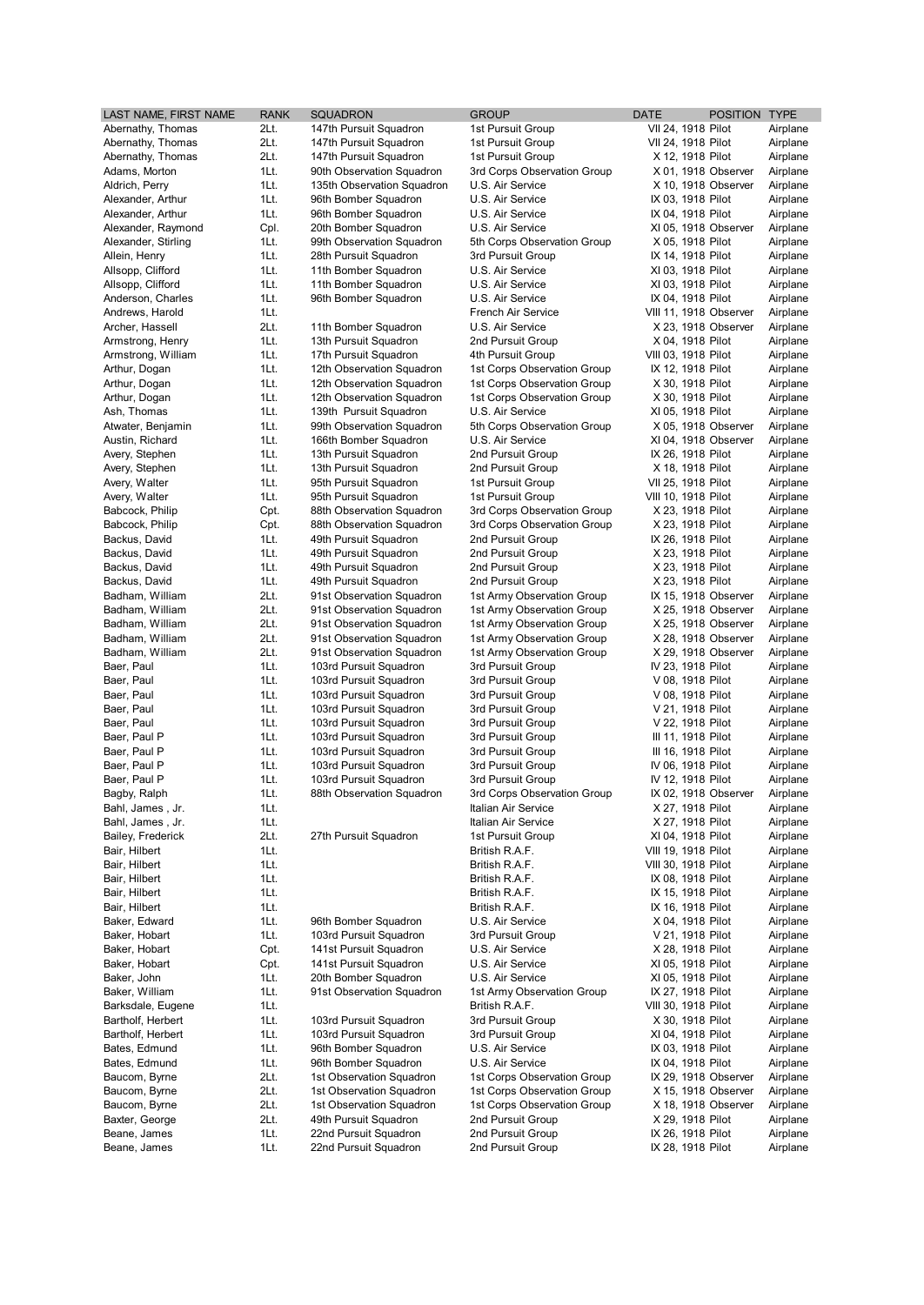| LAST NAME, FIRST NAME | RANK | SQUADRON | GROUP | DATE | POSITION | TYPE |
|---|---|---|---|---|---|---|
| Abernathy, Thomas | 2Lt. | 147th Pursuit Squadron | 1st Pursuit Group | VII 24, 1918 | Pilot | Airplane |
| Abernathy, Thomas | 2Lt. | 147th Pursuit Squadron | 1st Pursuit Group | VII 24, 1918 | Pilot | Airplane |
| Abernathy, Thomas | 2Lt. | 147th Pursuit Squadron | 1st Pursuit Group | X 12, 1918 | Pilot | Airplane |
| Adams, Morton | 1Lt. | 90th Observation Squadron | 3rd Corps Observation Group | X 01, 1918 | Observer | Airplane |
| Aldrich, Perry | 1Lt. | 135th Observation Squadron | U.S. Air Service | X 10, 1918 | Observer | Airplane |
| Alexander, Arthur | 1Lt. | 96th Bomber Squadron | U.S. Air Service | IX 03, 1918 | Pilot | Airplane |
| Alexander, Arthur | 1Lt. | 96th Bomber Squadron | U.S. Air Service | IX 04, 1918 | Pilot | Airplane |
| Alexander, Raymond | Cpl. | 20th Bomber Squadron | U.S. Air Service | XI 05, 1918 | Observer | Airplane |
| Alexander, Stirling | 1Lt. | 99th Observation Squadron | 5th Corps Observation Group | X 05, 1918 | Pilot | Airplane |
| Allein, Henry | 1Lt. | 28th Pursuit Squadron | 3rd Pursuit Group | IX 14, 1918 | Pilot | Airplane |
| Allsopp, Clifford | 1Lt. | 11th Bomber Squadron | U.S. Air Service | XI 03, 1918 | Pilot | Airplane |
| Allsopp, Clifford | 1Lt. | 11th Bomber Squadron | U.S. Air Service | XI 03, 1918 | Pilot | Airplane |
| Anderson, Charles | 1Lt. | 96th Bomber Squadron | U.S. Air Service | IX 04, 1918 | Pilot | Airplane |
| Andrews, Harold | 1Lt. | | French Air Service | VIII 11, 1918 | Observer | Airplane |
| Archer, Hassell | 2Lt. | 11th Bomber Squadron | U.S. Air Service | X 23, 1918 | Observer | Airplane |
| Armstrong, Henry | 1Lt. | 13th Pursuit Squadron | 2nd Pursuit Group | X 04, 1918 | Pilot | Airplane |
| Armstrong, William | 1Lt. | 17th Pursuit Squadron | 4th Pursuit Group | VIII 03, 1918 | Pilot | Airplane |
| Arthur, Dogan | 1Lt. | 12th Observation Squadron | 1st Corps Observation Group | IX 12, 1918 | Pilot | Airplane |
| Arthur, Dogan | 1Lt. | 12th Observation Squadron | 1st Corps Observation Group | X 30, 1918 | Pilot | Airplane |
| Arthur, Dogan | 1Lt. | 12th Observation Squadron | 1st Corps Observation Group | X 30, 1918 | Pilot | Airplane |
| Ash, Thomas | 1Lt. | 139th Pursuit Squadron | U.S. Air Service | XI 05, 1918 | Pilot | Airplane |
| Atwater, Benjamin | 1Lt. | 99th Observation Squadron | 5th Corps Observation Group | X 05, 1918 | Observer | Airplane |
| Austin, Richard | 1Lt. | 166th Bomber Squadron | U.S. Air Service | XI 04, 1918 | Observer | Airplane |
| Avery, Stephen | 1Lt. | 13th Pursuit Squadron | 2nd Pursuit Group | IX 26, 1918 | Pilot | Airplane |
| Avery, Stephen | 1Lt. | 13th Pursuit Squadron | 2nd Pursuit Group | X 18, 1918 | Pilot | Airplane |
| Avery, Walter | 1Lt. | 95th Pursuit Squadron | 1st Pursuit Group | VII 25, 1918 | Pilot | Airplane |
| Avery, Walter | 1Lt. | 95th Pursuit Squadron | 1st Pursuit Group | VIII 10, 1918 | Pilot | Airplane |
| Babcock, Philip | Cpt. | 88th Observation Squadron | 3rd Corps Observation Group | X 23, 1918 | Pilot | Airplane |
| Babcock, Philip | Cpt. | 88th Observation Squadron | 3rd Corps Observation Group | X 23, 1918 | Pilot | Airplane |
| Backus, David | 1Lt. | 49th Pursuit Squadron | 2nd Pursuit Group | IX 26, 1918 | Pilot | Airplane |
| Backus, David | 1Lt. | 49th Pursuit Squadron | 2nd Pursuit Group | X 23, 1918 | Pilot | Airplane |
| Backus, David | 1Lt. | 49th Pursuit Squadron | 2nd Pursuit Group | X 23, 1918 | Pilot | Airplane |
| Backus, David | 1Lt. | 49th Pursuit Squadron | 2nd Pursuit Group | X 23, 1918 | Pilot | Airplane |
| Badham, William | 2Lt. | 91st Observation Squadron | 1st Army Observation Group | IX 15, 1918 | Observer | Airplane |
| Badham, William | 2Lt. | 91st Observation Squadron | 1st Army Observation Group | X 25, 1918 | Observer | Airplane |
| Badham, William | 2Lt. | 91st Observation Squadron | 1st Army Observation Group | X 25, 1918 | Observer | Airplane |
| Badham, William | 2Lt. | 91st Observation Squadron | 1st Army Observation Group | X 28, 1918 | Observer | Airplane |
| Badham, William | 2Lt. | 91st Observation Squadron | 1st Army Observation Group | X 29, 1918 | Observer | Airplane |
| Baer, Paul | 1Lt. | 103rd Pursuit Squadron | 3rd Pursuit Group | IV 23, 1918 | Pilot | Airplane |
| Baer, Paul | 1Lt. | 103rd Pursuit Squadron | 3rd Pursuit Group | V 08, 1918 | Pilot | Airplane |
| Baer, Paul | 1Lt. | 103rd Pursuit Squadron | 3rd Pursuit Group | V 08, 1918 | Pilot | Airplane |
| Baer, Paul | 1Lt. | 103rd Pursuit Squadron | 3rd Pursuit Group | V 21, 1918 | Pilot | Airplane |
| Baer, Paul | 1Lt. | 103rd Pursuit Squadron | 3rd Pursuit Group | V 22, 1918 | Pilot | Airplane |
| Baer, Paul P | 1Lt. | 103rd Pursuit Squadron | 3rd Pursuit Group | III 11, 1918 | Pilot | Airplane |
| Baer, Paul P | 1Lt. | 103rd Pursuit Squadron | 3rd Pursuit Group | III 16, 1918 | Pilot | Airplane |
| Baer, Paul P | 1Lt. | 103rd Pursuit Squadron | 3rd Pursuit Group | IV 06, 1918 | Pilot | Airplane |
| Baer, Paul P | 1Lt. | 103rd Pursuit Squadron | 3rd Pursuit Group | IV 12, 1918 | Pilot | Airplane |
| Bagby, Ralph | 1Lt. | 88th Observation Squadron | 3rd Corps Observation Group | IX 02, 1918 | Observer | Airplane |
| Bahl, James , Jr. | 1Lt. | | Italian Air Service | X 27, 1918 | Pilot | Airplane |
| Bahl, James , Jr. | 1Lt. | | Italian Air Service | X 27, 1918 | Pilot | Airplane |
| Bailey, Frederick | 2Lt. | 27th Pursuit Squadron | 1st Pursuit Group | XI 04, 1918 | Pilot | Airplane |
| Bair, Hilbert | 1Lt. | | British R.A.F. | VIII 19, 1918 | Pilot | Airplane |
| Bair, Hilbert | 1Lt. | | British R.A.F. | VIII 30, 1918 | Pilot | Airplane |
| Bair, Hilbert | 1Lt. | | British R.A.F. | IX 08, 1918 | Pilot | Airplane |
| Bair, Hilbert | 1Lt. | | British R.A.F. | IX 15, 1918 | Pilot | Airplane |
| Bair, Hilbert | 1Lt. | | British R.A.F. | IX 16, 1918 | Pilot | Airplane |
| Baker, Edward | 1Lt. | 96th Bomber Squadron | U.S. Air Service | X 04, 1918 | Pilot | Airplane |
| Baker, Hobart | 1Lt. | 103rd Pursuit Squadron | 3rd Pursuit Group | V 21, 1918 | Pilot | Airplane |
| Baker, Hobart | Cpt. | 141st Pursuit Squadron | U.S. Air Service | X 28, 1918 | Pilot | Airplane |
| Baker, Hobart | Cpt. | 141st Pursuit Squadron | U.S. Air Service | XI 05, 1918 | Pilot | Airplane |
| Baker, John | 1Lt. | 20th Bomber Squadron | U.S. Air Service | XI 05, 1918 | Pilot | Airplane |
| Baker, William | 1Lt. | 91st Observation Squadron | 1st Army Observation Group | IX 27, 1918 | Pilot | Airplane |
| Barksdale, Eugene | 1Lt. | | British R.A.F. | VIII 30, 1918 | Pilot | Airplane |
| Bartholf, Herbert | 1Lt. | 103rd Pursuit Squadron | 3rd Pursuit Group | X 30, 1918 | Pilot | Airplane |
| Bartholf, Herbert | 1Lt. | 103rd Pursuit Squadron | 3rd Pursuit Group | XI 04, 1918 | Pilot | Airplane |
| Bates, Edmund | 1Lt. | 96th Bomber Squadron | U.S. Air Service | IX 03, 1918 | Pilot | Airplane |
| Bates, Edmund | 1Lt. | 96th Bomber Squadron | U.S. Air Service | IX 04, 1918 | Pilot | Airplane |
| Baucom, Byrne | 2Lt. | 1st Observation Squadron | 1st Corps Observation Group | IX 29, 1918 | Observer | Airplane |
| Baucom, Byrne | 2Lt. | 1st Observation Squadron | 1st Corps Observation Group | X 15, 1918 | Observer | Airplane |
| Baucom, Byrne | 2Lt. | 1st Observation Squadron | 1st Corps Observation Group | X 18, 1918 | Observer | Airplane |
| Baxter, George | 2Lt. | 49th Pursuit Squadron | 2nd Pursuit Group | X 29, 1918 | Pilot | Airplane |
| Beane, James | 1Lt. | 22nd Pursuit Squadron | 2nd Pursuit Group | IX 26, 1918 | Pilot | Airplane |
| Beane, James | 1Lt. | 22nd Pursuit Squadron | 2nd Pursuit Group | IX 28, 1918 | Pilot | Airplane |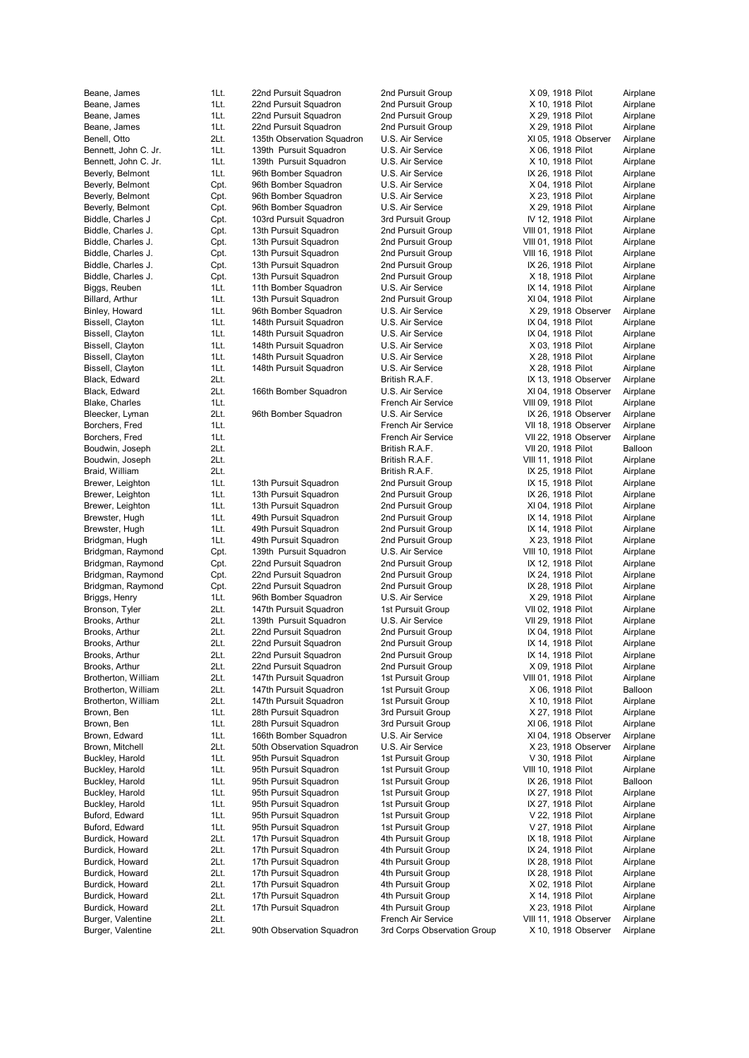| | | | | | | |
|---|---|---|---|---|---|---|
| Beane, James | 1Lt. | 22nd Pursuit Squadron | 2nd Pursuit Group | X 09, 1918 | Pilot | Airplane |
| Beane, James | 1Lt. | 22nd Pursuit Squadron | 2nd Pursuit Group | X 10, 1918 | Pilot | Airplane |
| Beane, James | 1Lt. | 22nd Pursuit Squadron | 2nd Pursuit Group | X 29, 1918 | Pilot | Airplane |
| Beane, James | 1Lt. | 22nd Pursuit Squadron | 2nd Pursuit Group | X 29, 1918 | Pilot | Airplane |
| Benell, Otto | 2Lt. | 135th Observation Squadron | U.S. Air Service | XI 05, 1918 | Observer | Airplane |
| Bennett, John C. Jr. | 1Lt. | 139th Pursuit Squadron | U.S. Air Service | X 06, 1918 | Pilot | Airplane |
| Bennett, John C. Jr. | 1Lt. | 139th Pursuit Squadron | U.S. Air Service | X 10, 1918 | Pilot | Airplane |
| Beverly, Belmont | 1Lt. | 96th Bomber Squadron | U.S. Air Service | IX 26, 1918 | Pilot | Airplane |
| Beverly, Belmont | Cpt. | 96th Bomber Squadron | U.S. Air Service | X 04, 1918 | Pilot | Airplane |
| Beverly, Belmont | Cpt. | 96th Bomber Squadron | U.S. Air Service | X 23, 1918 | Pilot | Airplane |
| Beverly, Belmont | Cpt. | 96th Bomber Squadron | U.S. Air Service | X 29, 1918 | Pilot | Airplane |
| Biddle, Charles J | Cpt. | 103rd Pursuit Squadron | 3rd Pursuit Group | IV 12, 1918 | Pilot | Airplane |
| Biddle, Charles J. | Cpt. | 13th Pursuit Squadron | 2nd Pursuit Group | VIII 01, 1918 | Pilot | Airplane |
| Biddle, Charles J. | Cpt. | 13th Pursuit Squadron | 2nd Pursuit Group | VIII 01, 1918 | Pilot | Airplane |
| Biddle, Charles J. | Cpt. | 13th Pursuit Squadron | 2nd Pursuit Group | VIII 16, 1918 | Pilot | Airplane |
| Biddle, Charles J. | Cpt. | 13th Pursuit Squadron | 2nd Pursuit Group | IX 26, 1918 | Pilot | Airplane |
| Biddle, Charles J. | Cpt. | 13th Pursuit Squadron | 2nd Pursuit Group | X 18, 1918 | Pilot | Airplane |
| Biggs, Reuben | 1Lt. | 11th Bomber Squadron | U.S. Air Service | IX 14, 1918 | Pilot | Airplane |
| Billard, Arthur | 1Lt. | 13th Pursuit Squadron | 2nd Pursuit Group | XI 04, 1918 | Pilot | Airplane |
| Binley, Howard | 1Lt. | 96th Bomber Squadron | U.S. Air Service | X 29, 1918 | Observer | Airplane |
| Bissell, Clayton | 1Lt. | 148th Pursuit Squadron | U.S. Air Service | IX 04, 1918 | Pilot | Airplane |
| Bissell, Clayton | 1Lt. | 148th Pursuit Squadron | U.S. Air Service | IX 04, 1918 | Pilot | Airplane |
| Bissell, Clayton | 1Lt. | 148th Pursuit Squadron | U.S. Air Service | X 03, 1918 | Pilot | Airplane |
| Bissell, Clayton | 1Lt. | 148th Pursuit Squadron | U.S. Air Service | X 28, 1918 | Pilot | Airplane |
| Bissell, Clayton | 1Lt. | 148th Pursuit Squadron | U.S. Air Service | X 28, 1918 | Pilot | Airplane |
| Black, Edward | 2Lt. | | British R.A.F. | IX 13, 1918 | Observer | Airplane |
| Black, Edward | 2Lt. | 166th Bomber Squadron | U.S. Air Service | XI 04, 1918 | Observer | Airplane |
| Blake, Charles | 1Lt. | | French Air Service | VIII 09, 1918 | Pilot | Airplane |
| Bleecker, Lyman | 2Lt. | 96th Bomber Squadron | U.S. Air Service | IX 26, 1918 | Observer | Airplane |
| Borchers, Fred | 1Lt. | | French Air Service | VII 18, 1918 | Observer | Airplane |
| Borchers, Fred | 1Lt. | | French Air Service | VII 22, 1918 | Observer | Airplane |
| Boudwin, Joseph | 2Lt. | | British R.A.F. | VII 20, 1918 | Pilot | Balloon |
| Boudwin, Joseph | 2Lt. | | British R.A.F. | VIII 11, 1918 | Pilot | Airplane |
| Braid, William | 2Lt. | | British R.A.F. | IX 25, 1918 | Pilot | Airplane |
| Brewer, Leighton | 1Lt. | 13th Pursuit Squadron | 2nd Pursuit Group | IX 15, 1918 | Pilot | Airplane |
| Brewer, Leighton | 1Lt. | 13th Pursuit Squadron | 2nd Pursuit Group | IX 26, 1918 | Pilot | Airplane |
| Brewer, Leighton | 1Lt. | 13th Pursuit Squadron | 2nd Pursuit Group | XI 04, 1918 | Pilot | Airplane |
| Brewster, Hugh | 1Lt. | 49th Pursuit Squadron | 2nd Pursuit Group | IX 14, 1918 | Pilot | Airplane |
| Brewster, Hugh | 1Lt. | 49th Pursuit Squadron | 2nd Pursuit Group | IX 14, 1918 | Pilot | Airplane |
| Bridgman, Hugh | 1Lt. | 49th Pursuit Squadron | 2nd Pursuit Group | X 23, 1918 | Pilot | Airplane |
| Bridgman, Raymond | Cpt. | 139th Pursuit Squadron | U.S. Air Service | VIII 10, 1918 | Pilot | Airplane |
| Bridgman, Raymond | Cpt. | 22nd Pursuit Squadron | 2nd Pursuit Group | IX 12, 1918 | Pilot | Airplane |
| Bridgman, Raymond | Cpt. | 22nd Pursuit Squadron | 2nd Pursuit Group | IX 24, 1918 | Pilot | Airplane |
| Bridgman, Raymond | Cpt. | 22nd Pursuit Squadron | 2nd Pursuit Group | IX 28, 1918 | Pilot | Airplane |
| Briggs, Henry | 1Lt. | 96th Bomber Squadron | U.S. Air Service | X 29, 1918 | Pilot | Airplane |
| Bronson, Tyler | 2Lt. | 147th Pursuit Squadron | 1st Pursuit Group | VII 02, 1918 | Pilot | Airplane |
| Brooks, Arthur | 2Lt. | 139th Pursuit Squadron | U.S. Air Service | VII 29, 1918 | Pilot | Airplane |
| Brooks, Arthur | 2Lt. | 22nd Pursuit Squadron | 2nd Pursuit Group | IX 04, 1918 | Pilot | Airplane |
| Brooks, Arthur | 2Lt. | 22nd Pursuit Squadron | 2nd Pursuit Group | IX 14, 1918 | Pilot | Airplane |
| Brooks, Arthur | 2Lt. | 22nd Pursuit Squadron | 2nd Pursuit Group | IX 14, 1918 | Pilot | Airplane |
| Brooks, Arthur | 2Lt. | 22nd Pursuit Squadron | 2nd Pursuit Group | X 09, 1918 | Pilot | Airplane |
| Brotherton, William | 2Lt. | 147th Pursuit Squadron | 1st Pursuit Group | VIII 01, 1918 | Pilot | Airplane |
| Brotherton, William | 2Lt. | 147th Pursuit Squadron | 1st Pursuit Group | X 06, 1918 | Pilot | Balloon |
| Brotherton, William | 2Lt. | 147th Pursuit Squadron | 1st Pursuit Group | X 10, 1918 | Pilot | Airplane |
| Brown, Ben | 1Lt. | 28th Pursuit Squadron | 3rd Pursuit Group | X 27, 1918 | Pilot | Airplane |
| Brown, Ben | 1Lt. | 28th Pursuit Squadron | 3rd Pursuit Group | XI 06, 1918 | Pilot | Airplane |
| Brown, Edward | 1Lt. | 166th Bomber Squadron | U.S. Air Service | XI 04, 1918 | Observer | Airplane |
| Brown, Mitchell | 2Lt. | 50th Observation Squadron | U.S. Air Service | X 23, 1918 | Observer | Airplane |
| Buckley, Harold | 1Lt. | 95th Pursuit Squadron | 1st Pursuit Group | V 30, 1918 | Pilot | Airplane |
| Buckley, Harold | 1Lt. | 95th Pursuit Squadron | 1st Pursuit Group | VIII 10, 1918 | Pilot | Airplane |
| Buckley, Harold | 1Lt. | 95th Pursuit Squadron | 1st Pursuit Group | IX 26, 1918 | Pilot | Balloon |
| Buckley, Harold | 1Lt. | 95th Pursuit Squadron | 1st Pursuit Group | IX 27, 1918 | Pilot | Airplane |
| Buckley, Harold | 1Lt. | 95th Pursuit Squadron | 1st Pursuit Group | IX 27, 1918 | Pilot | Airplane |
| Buford, Edward | 1Lt. | 95th Pursuit Squadron | 1st Pursuit Group | V 22, 1918 | Pilot | Airplane |
| Buford, Edward | 1Lt. | 95th Pursuit Squadron | 1st Pursuit Group | V 27, 1918 | Pilot | Airplane |
| Burdick, Howard | 2Lt. | 17th Pursuit Squadron | 4th Pursuit Group | IX 18, 1918 | Pilot | Airplane |
| Burdick, Howard | 2Lt. | 17th Pursuit Squadron | 4th Pursuit Group | IX 24, 1918 | Pilot | Airplane |
| Burdick, Howard | 2Lt. | 17th Pursuit Squadron | 4th Pursuit Group | IX 28, 1918 | Pilot | Airplane |
| Burdick, Howard | 2Lt. | 17th Pursuit Squadron | 4th Pursuit Group | IX 28, 1918 | Pilot | Airplane |
| Burdick, Howard | 2Lt. | 17th Pursuit Squadron | 4th Pursuit Group | X 02, 1918 | Pilot | Airplane |
| Burdick, Howard | 2Lt. | 17th Pursuit Squadron | 4th Pursuit Group | X 14, 1918 | Pilot | Airplane |
| Burdick, Howard | 2Lt. | 17th Pursuit Squadron | 4th Pursuit Group | X 23, 1918 | Pilot | Airplane |
| Burger, Valentine | 2Lt. | | French Air Service | VIII 11, 1918 | Observer | Airplane |
| Burger, Valentine | 2Lt. | 90th Observation Squadron | 3rd Corps Observation Group | X 10, 1918 | Observer | Airplane |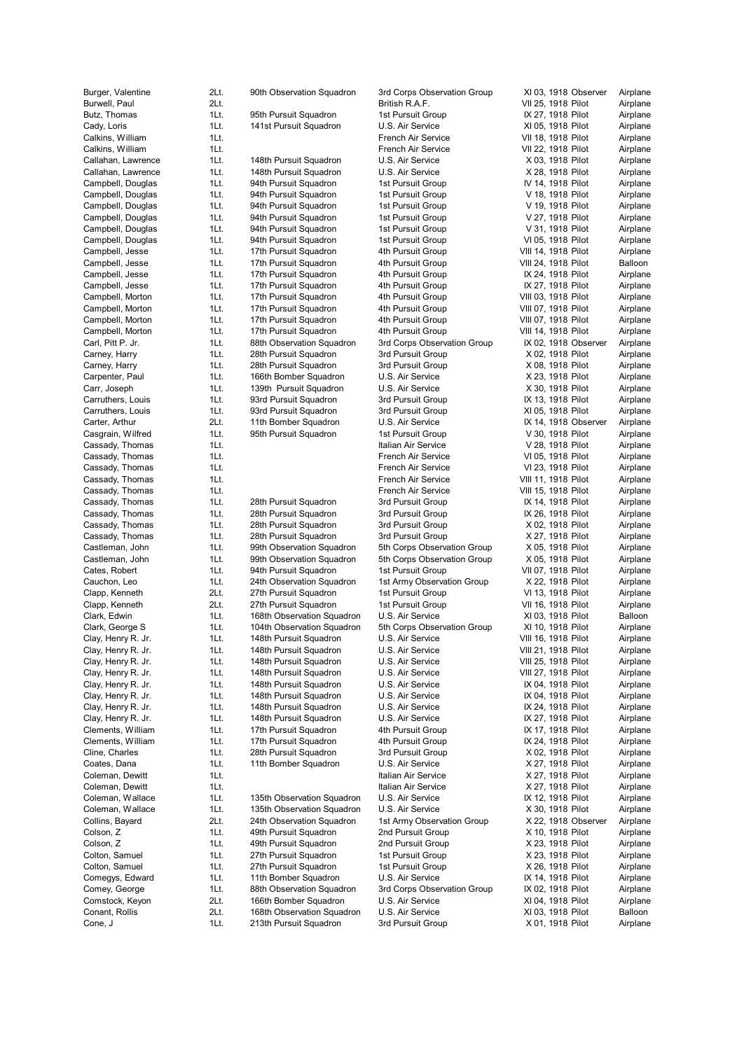| | | | | | | |
|---|---|---|---|---|---|---|
| Burger, Valentine | 2Lt. | 90th Observation Squadron | 3rd Corps Observation Group | XI 03, 1918 | Observer | Airplane |
| Burwell, Paul | 2Lt. | | British R.A.F. | VII 25, 1918 | Pilot | Airplane |
| Butz, Thomas | 1Lt. | 95th Pursuit Squadron | 1st Pursuit Group | IX 27, 1918 | Pilot | Airplane |
| Cady, Loris | 1Lt. | 141st Pursuit Squadron | U.S. Air Service | XI 05, 1918 | Pilot | Airplane |
| Calkins, William | 1Lt. | | French Air Service | VII 18, 1918 | Pilot | Airplane |
| Calkins, William | 1Lt. | | French Air Service | VII 22, 1918 | Pilot | Airplane |
| Callahan, Lawrence | 1Lt. | 148th Pursuit Squadron | U.S. Air Service | X 03, 1918 | Pilot | Airplane |
| Callahan, Lawrence | 1Lt. | 148th Pursuit Squadron | U.S. Air Service | X 28, 1918 | Pilot | Airplane |
| Campbell, Douglas | 1Lt. | 94th Pursuit Squadron | 1st Pursuit Group | IV 14, 1918 | Pilot | Airplane |
| Campbell, Douglas | 1Lt. | 94th Pursuit Squadron | 1st Pursuit Group | V 18, 1918 | Pilot | Airplane |
| Campbell, Douglas | 1Lt. | 94th Pursuit Squadron | 1st Pursuit Group | V 19, 1918 | Pilot | Airplane |
| Campbell, Douglas | 1Lt. | 94th Pursuit Squadron | 1st Pursuit Group | V 27, 1918 | Pilot | Airplane |
| Campbell, Douglas | 1Lt. | 94th Pursuit Squadron | 1st Pursuit Group | V 31, 1918 | Pilot | Airplane |
| Campbell, Douglas | 1Lt. | 94th Pursuit Squadron | 1st Pursuit Group | VI 05, 1918 | Pilot | Airplane |
| Campbell, Jesse | 1Lt. | 17th Pursuit Squadron | 4th Pursuit Group | VIII 14, 1918 | Pilot | Airplane |
| Campbell, Jesse | 1Lt. | 17th Pursuit Squadron | 4th Pursuit Group | VIII 24, 1918 | Pilot | Balloon |
| Campbell, Jesse | 1Lt. | 17th Pursuit Squadron | 4th Pursuit Group | IX 24, 1918 | Pilot | Airplane |
| Campbell, Jesse | 1Lt. | 17th Pursuit Squadron | 4th Pursuit Group | IX 27, 1918 | Pilot | Airplane |
| Campbell, Morton | 1Lt. | 17th Pursuit Squadron | 4th Pursuit Group | VIII 03, 1918 | Pilot | Airplane |
| Campbell, Morton | 1Lt. | 17th Pursuit Squadron | 4th Pursuit Group | VIII 07, 1918 | Pilot | Airplane |
| Campbell, Morton | 1Lt. | 17th Pursuit Squadron | 4th Pursuit Group | VIII 07, 1918 | Pilot | Airplane |
| Campbell, Morton | 1Lt. | 17th Pursuit Squadron | 4th Pursuit Group | VIII 14, 1918 | Pilot | Airplane |
| Carl, Pitt P. Jr. | 1Lt. | 88th Observation Squadron | 3rd Corps Observation Group | IX 02, 1918 | Observer | Airplane |
| Carney, Harry | 1Lt. | 28th Pursuit Squadron | 3rd Pursuit Group | X 02, 1918 | Pilot | Airplane |
| Carney, Harry | 1Lt. | 28th Pursuit Squadron | 3rd Pursuit Group | X 08, 1918 | Pilot | Airplane |
| Carpenter, Paul | 1Lt. | 166th Bomber Squadron | U.S. Air Service | X 23, 1918 | Pilot | Airplane |
| Carr, Joseph | 1Lt. | 139th Pursuit Squadron | U.S. Air Service | X 30, 1918 | Pilot | Airplane |
| Carruthers, Louis | 1Lt. | 93rd Pursuit Squadron | 3rd Pursuit Group | IX 13, 1918 | Pilot | Airplane |
| Carruthers, Louis | 1Lt. | 93rd Pursuit Squadron | 3rd Pursuit Group | XI 05, 1918 | Pilot | Airplane |
| Carter, Arthur | 2Lt. | 11th Bomber Squadron | U.S. Air Service | IX 14, 1918 | Observer | Airplane |
| Casgrain, Wilfred | 1Lt. | 95th Pursuit Squadron | 1st Pursuit Group | V 30, 1918 | Pilot | Airplane |
| Cassady, Thomas | 1Lt. | | Italian Air Service | V 28, 1918 | Pilot | Airplane |
| Cassady, Thomas | 1Lt. | | French Air Service | VI 05, 1918 | Pilot | Airplane |
| Cassady, Thomas | 1Lt. | | French Air Service | VI 23, 1918 | Pilot | Airplane |
| Cassady, Thomas | 1Lt. | | French Air Service | VIII 11, 1918 | Pilot | Airplane |
| Cassady, Thomas | 1Lt. | | French Air Service | VIII 15, 1918 | Pilot | Airplane |
| Cassady, Thomas | 1Lt. | 28th Pursuit Squadron | 3rd Pursuit Group | IX 14, 1918 | Pilot | Airplane |
| Cassady, Thomas | 1Lt. | 28th Pursuit Squadron | 3rd Pursuit Group | IX 26, 1918 | Pilot | Airplane |
| Cassady, Thomas | 1Lt. | 28th Pursuit Squadron | 3rd Pursuit Group | X 02, 1918 | Pilot | Airplane |
| Cassady, Thomas | 1Lt. | 28th Pursuit Squadron | 3rd Pursuit Group | X 27, 1918 | Pilot | Airplane |
| Castleman, John | 1Lt. | 99th Observation Squadron | 5th Corps Observation Group | X 05, 1918 | Pilot | Airplane |
| Castleman, John | 1Lt. | 99th Observation Squadron | 5th Corps Observation Group | X 05, 1918 | Pilot | Airplane |
| Cates, Robert | 1Lt. | 94th Pursuit Squadron | 1st Pursuit Group | VII 07, 1918 | Pilot | Airplane |
| Cauchon, Leo | 1Lt. | 24th Observation Squadron | 1st Army Observation Group | X 22, 1918 | Pilot | Airplane |
| Clapp, Kenneth | 2Lt. | 27th Pursuit Squadron | 1st Pursuit Group | VI 13, 1918 | Pilot | Airplane |
| Clapp, Kenneth | 2Lt. | 27th Pursuit Squadron | 1st Pursuit Group | VII 16, 1918 | Pilot | Airplane |
| Clark, Edwin | 1Lt. | 168th Observation Squadron | U.S. Air Service | XI 03, 1918 | Pilot | Balloon |
| Clark, George S | 1Lt. | 104th Observation Squadron | 5th Corps Observation Group | XI 10, 1918 | Pilot | Airplane |
| Clay, Henry R. Jr. | 1Lt. | 148th Pursuit Squadron | U.S. Air Service | VIII 16, 1918 | Pilot | Airplane |
| Clay, Henry R. Jr. | 1Lt. | 148th Pursuit Squadron | U.S. Air Service | VIII 21, 1918 | Pilot | Airplane |
| Clay, Henry R. Jr. | 1Lt. | 148th Pursuit Squadron | U.S. Air Service | VIII 25, 1918 | Pilot | Airplane |
| Clay, Henry R. Jr. | 1Lt. | 148th Pursuit Squadron | U.S. Air Service | VIII 27, 1918 | Pilot | Airplane |
| Clay, Henry R. Jr. | 1Lt. | 148th Pursuit Squadron | U.S. Air Service | IX 04, 1918 | Pilot | Airplane |
| Clay, Henry R. Jr. | 1Lt. | 148th Pursuit Squadron | U.S. Air Service | IX 04, 1918 | Pilot | Airplane |
| Clay, Henry R. Jr. | 1Lt. | 148th Pursuit Squadron | U.S. Air Service | IX 24, 1918 | Pilot | Airplane |
| Clay, Henry R. Jr. | 1Lt. | 148th Pursuit Squadron | U.S. Air Service | IX 27, 1918 | Pilot | Airplane |
| Clements, William | 1Lt. | 17th Pursuit Squadron | 4th Pursuit Group | IX 17, 1918 | Pilot | Airplane |
| Clements, William | 1Lt. | 17th Pursuit Squadron | 4th Pursuit Group | IX 24, 1918 | Pilot | Airplane |
| Cline, Charles | 1Lt. | 28th Pursuit Squadron | 3rd Pursuit Group | X 02, 1918 | Pilot | Airplane |
| Coates, Dana | 1Lt. | 11th Bomber Squadron | U.S. Air Service | X 27, 1918 | Pilot | Airplane |
| Coleman, Dewitt | 1Lt. | | Italian Air Service | X 27, 1918 | Pilot | Airplane |
| Coleman, Dewitt | 1Lt. | | Italian Air Service | X 27, 1918 | Pilot | Airplane |
| Coleman, Wallace | 1Lt. | 135th Observation Squadron | U.S. Air Service | IX 12, 1918 | Pilot | Airplane |
| Coleman, Wallace | 1Lt. | 135th Observation Squadron | U.S. Air Service | X 30, 1918 | Pilot | Airplane |
| Collins, Bayard | 2Lt. | 24th Observation Squadron | 1st Army Observation Group | X 22, 1918 | Observer | Airplane |
| Colson, Z | 1Lt. | 49th Pursuit Squadron | 2nd Pursuit Group | X 10, 1918 | Pilot | Airplane |
| Colson, Z | 1Lt. | 49th Pursuit Squadron | 2nd Pursuit Group | X 23, 1918 | Pilot | Airplane |
| Colton, Samuel | 1Lt. | 27th Pursuit Squadron | 1st Pursuit Group | X 23, 1918 | Pilot | Airplane |
| Colton, Samuel | 1Lt. | 27th Pursuit Squadron | 1st Pursuit Group | X 26, 1918 | Pilot | Airplane |
| Comegys, Edward | 1Lt. | 11th Bomber Squadron | U.S. Air Service | IX 14, 1918 | Pilot | Airplane |
| Comey, George | 1Lt. | 88th Observation Squadron | 3rd Corps Observation Group | IX 02, 1918 | Pilot | Airplane |
| Comstock, Keyon | 2Lt. | 166th Bomber Squadron | U.S. Air Service | XI 04, 1918 | Pilot | Airplane |
| Conant, Rollis | 2Lt. | 168th Observation Squadron | U.S. Air Service | XI 03, 1918 | Pilot | Balloon |
| Cone, J | 1Lt. | 213th Pursuit Squadron | 3rd Pursuit Group | X 01, 1918 | Pilot | Airplane |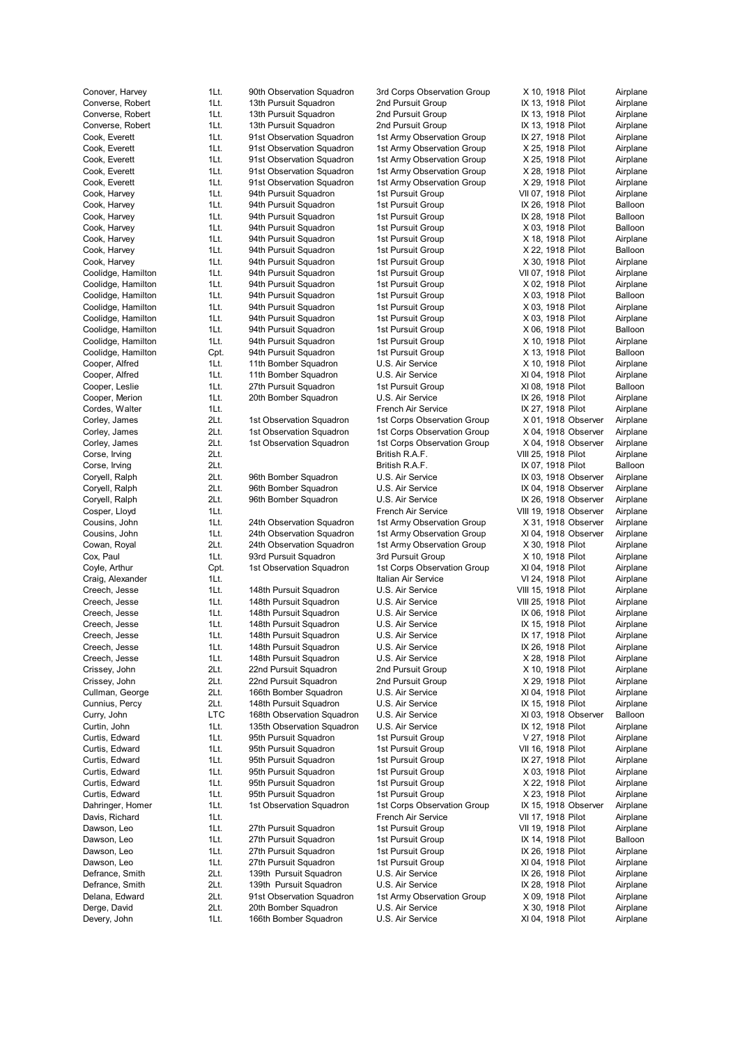| | | | | | | |
|---|---|---|---|---|---|---|
| Conover, Harvey | 1Lt. | 90th Observation Squadron | 3rd Corps Observation Group | X 10, 1918 | Pilot | Airplane |
| Converse, Robert | 1Lt. | 13th Pursuit Squadron | 2nd Pursuit Group | IX 13, 1918 | Pilot | Airplane |
| Converse, Robert | 1Lt. | 13th Pursuit Squadron | 2nd Pursuit Group | IX 13, 1918 | Pilot | Airplane |
| Converse, Robert | 1Lt. | 13th Pursuit Squadron | 2nd Pursuit Group | IX 13, 1918 | Pilot | Airplane |
| Cook, Everett | 1Lt. | 91st Observation Squadron | 1st Army Observation Group | IX 27, 1918 | Pilot | Airplane |
| Cook, Everett | 1Lt. | 91st Observation Squadron | 1st Army Observation Group | X 25, 1918 | Pilot | Airplane |
| Cook, Everett | 1Lt. | 91st Observation Squadron | 1st Army Observation Group | X 25, 1918 | Pilot | Airplane |
| Cook, Everett | 1Lt. | 91st Observation Squadron | 1st Army Observation Group | X 28, 1918 | Pilot | Airplane |
| Cook, Everett | 1Lt. | 91st Observation Squadron | 1st Army Observation Group | X 29, 1918 | Pilot | Airplane |
| Cook, Harvey | 1Lt. | 94th Pursuit Squadron | 1st Pursuit Group | VII 07, 1918 | Pilot | Airplane |
| Cook, Harvey | 1Lt. | 94th Pursuit Squadron | 1st Pursuit Group | IX 26, 1918 | Pilot | Balloon |
| Cook, Harvey | 1Lt. | 94th Pursuit Squadron | 1st Pursuit Group | IX 28, 1918 | Pilot | Balloon |
| Cook, Harvey | 1Lt. | 94th Pursuit Squadron | 1st Pursuit Group | X 03, 1918 | Pilot | Balloon |
| Cook, Harvey | 1Lt. | 94th Pursuit Squadron | 1st Pursuit Group | X 18, 1918 | Pilot | Airplane |
| Cook, Harvey | 1Lt. | 94th Pursuit Squadron | 1st Pursuit Group | X 22, 1918 | Pilot | Balloon |
| Cook, Harvey | 1Lt. | 94th Pursuit Squadron | 1st Pursuit Group | X 30, 1918 | Pilot | Airplane |
| Coolidge, Hamilton | 1Lt. | 94th Pursuit Squadron | 1st Pursuit Group | VII 07, 1918 | Pilot | Airplane |
| Coolidge, Hamilton | 1Lt. | 94th Pursuit Squadron | 1st Pursuit Group | X 02, 1918 | Pilot | Airplane |
| Coolidge, Hamilton | 1Lt. | 94th Pursuit Squadron | 1st Pursuit Group | X 03, 1918 | Pilot | Balloon |
| Coolidge, Hamilton | 1Lt. | 94th Pursuit Squadron | 1st Pursuit Group | X 03, 1918 | Pilot | Airplane |
| Coolidge, Hamilton | 1Lt. | 94th Pursuit Squadron | 1st Pursuit Group | X 03, 1918 | Pilot | Airplane |
| Coolidge, Hamilton | 1Lt. | 94th Pursuit Squadron | 1st Pursuit Group | X 06, 1918 | Pilot | Balloon |
| Coolidge, Hamilton | 1Lt. | 94th Pursuit Squadron | 1st Pursuit Group | X 10, 1918 | Pilot | Airplane |
| Coolidge, Hamilton | Cpt. | 94th Pursuit Squadron | 1st Pursuit Group | X 13, 1918 | Pilot | Balloon |
| Cooper, Alfred | 1Lt. | 11th Bomber Squadron | U.S. Air Service | X 10, 1918 | Pilot | Airplane |
| Cooper, Alfred | 1Lt. | 11th Bomber Squadron | U.S. Air Service | XI 04, 1918 | Pilot | Airplane |
| Cooper, Leslie | 1Lt. | 27th Pursuit Squadron | 1st Pursuit Group | XI 08, 1918 | Pilot | Balloon |
| Cooper, Merion | 1Lt. | 20th Bomber Squadron | U.S. Air Service | IX 26, 1918 | Pilot | Airplane |
| Cordes, Walter | 1Lt. | | French Air Service | IX 27, 1918 | Pilot | Airplane |
| Corley, James | 2Lt. | 1st Observation Squadron | 1st Corps Observation Group | X 01, 1918 | Observer | Airplane |
| Corley, James | 2Lt. | 1st Observation Squadron | 1st Corps Observation Group | X 04, 1918 | Observer | Airplane |
| Corley, James | 2Lt. | 1st Observation Squadron | 1st Corps Observation Group | X 04, 1918 | Observer | Airplane |
| Corse, Irving | 2Lt. | | British R.A.F. | VIII 25, 1918 | Pilot | Airplane |
| Corse, Irving | 2Lt. | | British R.A.F. | IX 07, 1918 | Pilot | Balloon |
| Coryell, Ralph | 2Lt. | 96th Bomber Squadron | U.S. Air Service | IX 03, 1918 | Observer | Airplane |
| Coryell, Ralph | 2Lt. | 96th Bomber Squadron | U.S. Air Service | IX 04, 1918 | Observer | Airplane |
| Coryell, Ralph | 2Lt. | 96th Bomber Squadron | U.S. Air Service | IX 26, 1918 | Observer | Airplane |
| Cosper, Lloyd | 1Lt. | | French Air Service | VIII 19, 1918 | Observer | Airplane |
| Cousins, John | 1Lt. | 24th Observation Squadron | 1st Army Observation Group | X 31, 1918 | Observer | Airplane |
| Cousins, John | 1Lt. | 24th Observation Squadron | 1st Army Observation Group | XI 04, 1918 | Observer | Airplane |
| Cowan, Royal | 2Lt. | 24th Observation Squadron | 1st Army Observation Group | X 30, 1918 | Pilot | Airplane |
| Cox, Paul | 1Lt. | 93rd Pursuit Squadron | 3rd Pursuit Group | X 10, 1918 | Pilot | Airplane |
| Coyle, Arthur | Cpt. | 1st Observation Squadron | 1st Corps Observation Group | XI 04, 1918 | Pilot | Airplane |
| Craig, Alexander | 1Lt. | | Italian Air Service | VI 24, 1918 | Pilot | Airplane |
| Creech, Jesse | 1Lt. | 148th Pursuit Squadron | U.S. Air Service | VIII 15, 1918 | Pilot | Airplane |
| Creech, Jesse | 1Lt. | 148th Pursuit Squadron | U.S. Air Service | VIII 25, 1918 | Pilot | Airplane |
| Creech, Jesse | 1Lt. | 148th Pursuit Squadron | U.S. Air Service | IX 06, 1918 | Pilot | Airplane |
| Creech, Jesse | 1Lt. | 148th Pursuit Squadron | U.S. Air Service | IX 15, 1918 | Pilot | Airplane |
| Creech, Jesse | 1Lt. | 148th Pursuit Squadron | U.S. Air Service | IX 17, 1918 | Pilot | Airplane |
| Creech, Jesse | 1Lt. | 148th Pursuit Squadron | U.S. Air Service | IX 26, 1918 | Pilot | Airplane |
| Creech, Jesse | 1Lt. | 148th Pursuit Squadron | U.S. Air Service | X 28, 1918 | Pilot | Airplane |
| Crissey, John | 2Lt. | 22nd Pursuit Squadron | 2nd Pursuit Group | X 10, 1918 | Pilot | Airplane |
| Crissey, John | 2Lt. | 22nd Pursuit Squadron | 2nd Pursuit Group | X 29, 1918 | Pilot | Airplane |
| Cullman, George | 2Lt. | 166th Bomber Squadron | U.S. Air Service | XI 04, 1918 | Pilot | Airplane |
| Cunnius, Percy | 2Lt. | 148th Pursuit Squadron | U.S. Air Service | IX 15, 1918 | Pilot | Airplane |
| Curry, John | LTC | 168th Observation Squadron | U.S. Air Service | XI 03, 1918 | Observer | Balloon |
| Curtin, John | 1Lt. | 135th Observation Squadron | U.S. Air Service | IX 12, 1918 | Pilot | Airplane |
| Curtis, Edward | 1Lt. | 95th Pursuit Squadron | 1st Pursuit Group | V 27, 1918 | Pilot | Airplane |
| Curtis, Edward | 1Lt. | 95th Pursuit Squadron | 1st Pursuit Group | VII 16, 1918 | Pilot | Airplane |
| Curtis, Edward | 1Lt. | 95th Pursuit Squadron | 1st Pursuit Group | IX 27, 1918 | Pilot | Airplane |
| Curtis, Edward | 1Lt. | 95th Pursuit Squadron | 1st Pursuit Group | X 03, 1918 | Pilot | Airplane |
| Curtis, Edward | 1Lt. | 95th Pursuit Squadron | 1st Pursuit Group | X 22, 1918 | Pilot | Airplane |
| Curtis, Edward | 1Lt. | 95th Pursuit Squadron | 1st Pursuit Group | X 23, 1918 | Pilot | Airplane |
| Dahringer, Homer | 1Lt. | 1st Observation Squadron | 1st Corps Observation Group | IX 15, 1918 | Observer | Airplane |
| Davis, Richard | 1Lt. | | French Air Service | VII 17, 1918 | Pilot | Airplane |
| Dawson, Leo | 1Lt. | 27th Pursuit Squadron | 1st Pursuit Group | VII 19, 1918 | Pilot | Airplane |
| Dawson, Leo | 1Lt. | 27th Pursuit Squadron | 1st Pursuit Group | IX 14, 1918 | Pilot | Balloon |
| Dawson, Leo | 1Lt. | 27th Pursuit Squadron | 1st Pursuit Group | IX 26, 1918 | Pilot | Airplane |
| Dawson, Leo | 1Lt. | 27th Pursuit Squadron | 1st Pursuit Group | XI 04, 1918 | Pilot | Airplane |
| Defrance, Smith | 2Lt. | 139th Pursuit Squadron | U.S. Air Service | IX 26, 1918 | Pilot | Airplane |
| Defrance, Smith | 2Lt. | 139th Pursuit Squadron | U.S. Air Service | IX 28, 1918 | Pilot | Airplane |
| Delana, Edward | 2Lt. | 91st Observation Squadron | 1st Army Observation Group | X 09, 1918 | Pilot | Airplane |
| Derge, David | 2Lt. | 20th Bomber Squadron | U.S. Air Service | X 30, 1918 | Pilot | Airplane |
| Devery, John | 1Lt. | 166th Bomber Squadron | U.S. Air Service | XI 04, 1918 | Pilot | Airplane |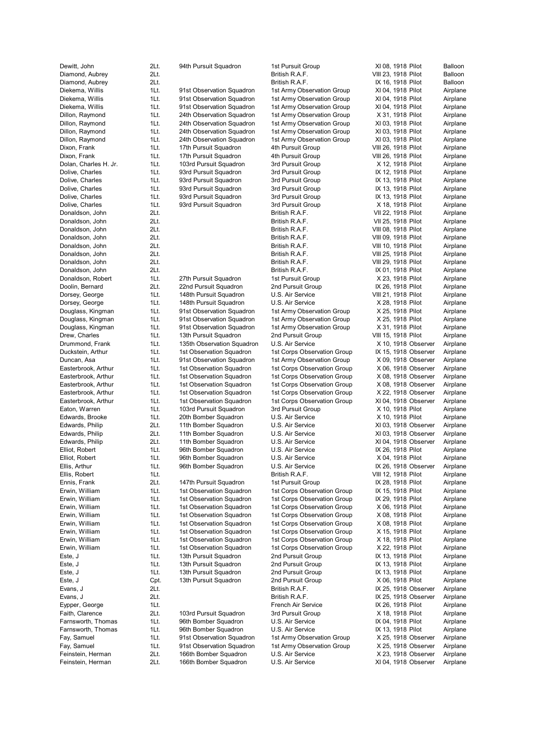| | | | | | | |
|---|---|---|---|---|---|---|
| Dewitt, John | 2Lt. | 94th Pursuit Squadron | 1st Pursuit Group | XI 08, 1918 | Pilot | Balloon |
| Diamond, Aubrey | 2Lt. | | British R.A.F. | VIII 23, 1918 | Pilot | Balloon |
| Diamond, Aubrey | 2Lt. | | British R.A.F. | IX 16, 1918 | Pilot | Balloon |
| Diekema, Willis | 1Lt. | 91st Observation Squadron | 1st Army Observation Group | XI 04, 1918 | Pilot | Airplane |
| Diekema, Willis | 1Lt. | 91st Observation Squadron | 1st Army Observation Group | XI 04, 1918 | Pilot | Airplane |
| Diekema, Willis | 1Lt. | 91st Observation Squadron | 1st Army Observation Group | XI 04, 1918 | Pilot | Airplane |
| Dillon, Raymond | 1Lt. | 24th Observation Squadron | 1st Army Observation Group | X 31, 1918 | Pilot | Airplane |
| Dillon, Raymond | 1Lt. | 24th Observation Squadron | 1st Army Observation Group | XI 03, 1918 | Pilot | Airplane |
| Dillon, Raymond | 1Lt. | 24th Observation Squadron | 1st Army Observation Group | XI 03, 1918 | Pilot | Airplane |
| Dillon, Raymond | 1Lt. | 24th Observation Squadron | 1st Army Observation Group | XI 03, 1918 | Pilot | Airplane |
| Dixon, Frank | 1Lt. | 17th Pursuit Squadron | 4th Pursuit Group | VIII 26, 1918 | Pilot | Airplane |
| Dixon, Frank | 1Lt. | 17th Pursuit Squadron | 4th Pursuit Group | VIII 26, 1918 | Pilot | Airplane |
| Dolan, Charles H. Jr. | 1Lt. | 103rd Pursuit Squadron | 3rd Pursuit Group | X 12, 1918 | Pilot | Airplane |
| Dolive, Charles | 1Lt. | 93rd Pursuit Squadron | 3rd Pursuit Group | IX 12, 1918 | Pilot | Airplane |
| Dolive, Charles | 1Lt. | 93rd Pursuit Squadron | 3rd Pursuit Group | IX 13, 1918 | Pilot | Airplane |
| Dolive, Charles | 1Lt. | 93rd Pursuit Squadron | 3rd Pursuit Group | IX 13, 1918 | Pilot | Airplane |
| Dolive, Charles | 1Lt. | 93rd Pursuit Squadron | 3rd Pursuit Group | IX 13, 1918 | Pilot | Airplane |
| Dolive, Charles | 1Lt. | 93rd Pursuit Squadron | 3rd Pursuit Group | X 18, 1918 | Pilot | Airplane |
| Donaldson, John | 2Lt. | | British R.A.F. | VII 22, 1918 | Pilot | Airplane |
| Donaldson, John | 2Lt. | | British R.A.F. | VII 25, 1918 | Pilot | Airplane |
| Donaldson, John | 2Lt. | | British R.A.F. | VIII 08, 1918 | Pilot | Airplane |
| Donaldson, John | 2Lt. | | British R.A.F. | VIII 09, 1918 | Pilot | Airplane |
| Donaldson, John | 2Lt. | | British R.A.F. | VIII 10, 1918 | Pilot | Airplane |
| Donaldson, John | 2Lt. | | British R.A.F. | VIII 25, 1918 | Pilot | Airplane |
| Donaldson, John | 2Lt. | | British R.A.F. | VIII 29, 1918 | Pilot | Airplane |
| Donaldson, John | 2Lt. | | British R.A.F. | IX 01, 1918 | Pilot | Airplane |
| Donaldson, Robert | 1Lt. | 27th Pursuit Squadron | 1st Pursuit Group | X 23, 1918 | Pilot | Airplane |
| Doolin, Bernard | 2Lt. | 22nd Pursuit Squadron | 2nd Pursuit Group | IX 26, 1918 | Pilot | Airplane |
| Dorsey, George | 1Lt. | 148th Pursuit Squadron | U.S. Air Service | VIII 21, 1918 | Pilot | Airplane |
| Dorsey, George | 1Lt. | 148th Pursuit Squadron | U.S. Air Service | X 28, 1918 | Pilot | Airplane |
| Douglass, Kingman | 1Lt. | 91st Observation Squadron | 1st Army Observation Group | X 25, 1918 | Pilot | Airplane |
| Douglass, Kingman | 1Lt. | 91st Observation Squadron | 1st Army Observation Group | X 25, 1918 | Pilot | Airplane |
| Douglass, Kingman | 1Lt. | 91st Observation Squadron | 1st Army Observation Group | X 31, 1918 | Pilot | Airplane |
| Drew, Charles | 1Lt. | 13th Pursuit Squadron | 2nd Pursuit Group | VIII 15, 1918 | Pilot | Airplane |
| Drummond, Frank | 1Lt. | 135th Observation Squadron | U.S. Air Service | X 10, 1918 | Observer | Airplane |
| Duckstein, Arthur | 1Lt. | 1st Observation Squadron | 1st Corps Observation Group | IX 15, 1918 | Observer | Airplane |
| Duncan, Asa | 1Lt. | 91st Observation Squadron | 1st Army Observation Group | X 09, 1918 | Observer | Airplane |
| Easterbrook, Arthur | 1Lt. | 1st Observation Squadron | 1st Corps Observation Group | X 06, 1918 | Observer | Airplane |
| Easterbrook, Arthur | 1Lt. | 1st Observation Squadron | 1st Corps Observation Group | X 08, 1918 | Observer | Airplane |
| Easterbrook, Arthur | 1Lt. | 1st Observation Squadron | 1st Corps Observation Group | X 08, 1918 | Observer | Airplane |
| Easterbrook, Arthur | 1Lt. | 1st Observation Squadron | 1st Corps Observation Group | X 22, 1918 | Observer | Airplane |
| Easterbrook, Arthur | 1Lt. | 1st Observation Squadron | 1st Corps Observation Group | XI 04, 1918 | Observer | Airplane |
| Eaton, Warren | 1Lt. | 103rd Pursuit Squadron | 3rd Pursuit Group | X 10, 1918 | Pilot | Airplane |
| Edwards, Brooke | 1Lt. | 20th Bomber Squadron | U.S. Air Service | X 10, 1918 | Pilot | Airplane |
| Edwards, Philip | 2Lt. | 11th Bomber Squadron | U.S. Air Service | XI 03, 1918 | Observer | Airplane |
| Edwards, Philip | 2Lt. | 11th Bomber Squadron | U.S. Air Service | XI 03, 1918 | Observer | Airplane |
| Edwards, Philip | 2Lt. | 11th Bomber Squadron | U.S. Air Service | XI 04, 1918 | Observer | Airplane |
| Elliot, Robert | 1Lt. | 96th Bomber Squadron | U.S. Air Service | IX 26, 1918 | Pilot | Airplane |
| Elliot, Robert | 1Lt. | 96th Bomber Squadron | U.S. Air Service | X 04, 1918 | Pilot | Airplane |
| Ellis, Arthur | 1Lt. | 96th Bomber Squadron | U.S. Air Service | IX 26, 1918 | Observer | Airplane |
| Ellis, Robert | 1Lt. | | British R.A.F. | VIII 12, 1918 | Pilot | Airplane |
| Ennis, Frank | 2Lt. | 147th Pursuit Squadron | 1st Pursuit Group | IX 28, 1918 | Pilot | Airplane |
| Erwin, William | 1Lt. | 1st Observation Squadron | 1st Corps Observation Group | IX 15, 1918 | Pilot | Airplane |
| Erwin, William | 1Lt. | 1st Observation Squadron | 1st Corps Observation Group | IX 29, 1918 | Pilot | Airplane |
| Erwin, William | 1Lt. | 1st Observation Squadron | 1st Corps Observation Group | X 06, 1918 | Pilot | Airplane |
| Erwin, William | 1Lt. | 1st Observation Squadron | 1st Corps Observation Group | X 08, 1918 | Pilot | Airplane |
| Erwin, William | 1Lt. | 1st Observation Squadron | 1st Corps Observation Group | X 08, 1918 | Pilot | Airplane |
| Erwin, William | 1Lt. | 1st Observation Squadron | 1st Corps Observation Group | X 15, 1918 | Pilot | Airplane |
| Erwin, William | 1Lt. | 1st Observation Squadron | 1st Corps Observation Group | X 18, 1918 | Pilot | Airplane |
| Erwin, William | 1Lt. | 1st Observation Squadron | 1st Corps Observation Group | X 22, 1918 | Pilot | Airplane |
| Este, J | 1Lt. | 13th Pursuit Squadron | 2nd Pursuit Group | IX 13, 1918 | Pilot | Airplane |
| Este, J | 1Lt. | 13th Pursuit Squadron | 2nd Pursuit Group | IX 13, 1918 | Pilot | Airplane |
| Este, J | 1Lt. | 13th Pursuit Squadron | 2nd Pursuit Group | IX 13, 1918 | Pilot | Airplane |
| Este, J | Cpt. | 13th Pursuit Squadron | 2nd Pursuit Group | X 06, 1918 | Pilot | Airplane |
| Evans, J | 2Lt. | | British R.A.F. | IX 25, 1918 | Observer | Airplane |
| Evans, J | 2Lt. | | British R.A.F. | IX 25, 1918 | Observer | Airplane |
| Eypper, George | 1Lt. | | French Air Service | IX 26, 1918 | Pilot | Airplane |
| Faith, Clarence | 2Lt. | 103rd Pursuit Squadron | 3rd Pursuit Group | X 18, 1918 | Pilot | Airplane |
| Farnsworth, Thomas | 1Lt. | 96th Bomber Squadron | U.S. Air Service | IX 04, 1918 | Pilot | Airplane |
| Farnsworth, Thomas | 1Lt. | 96th Bomber Squadron | U.S. Air Service | IX 13, 1918 | Pilot | Airplane |
| Fay, Samuel | 1Lt. | 91st Observation Squadron | 1st Army Observation Group | X 25, 1918 | Observer | Airplane |
| Fay, Samuel | 1Lt. | 91st Observation Squadron | 1st Army Observation Group | X 25, 1918 | Observer | Airplane |
| Feinstein, Herman | 2Lt. | 166th Bomber Squadron | U.S. Air Service | X 23, 1918 | Observer | Airplane |
| Feinstein, Herman | 2Lt. | 166th Bomber Squadron | U.S. Air Service | XI 04, 1918 | Observer | Airplane |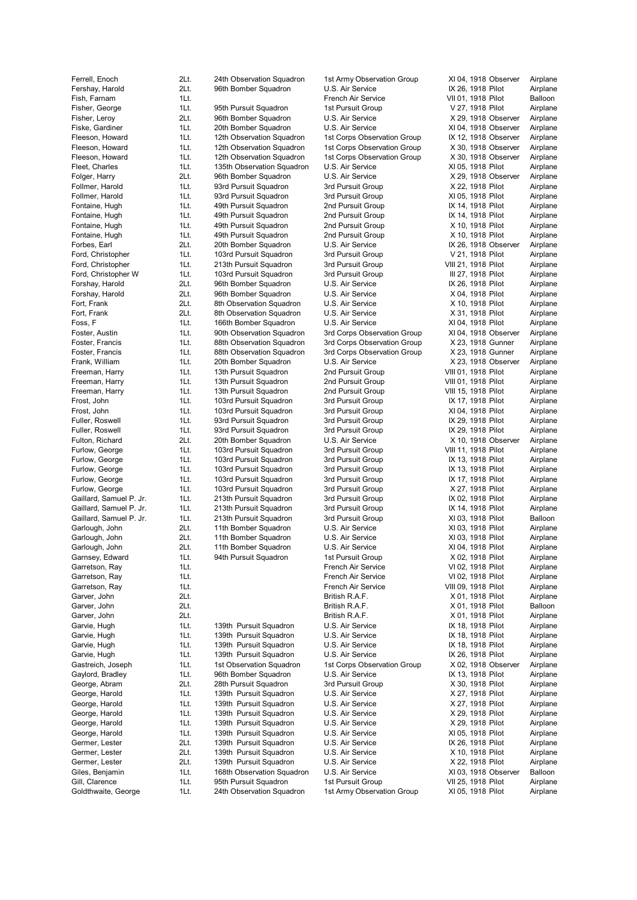| | | | | | | |
|---|---|---|---|---|---|---|
| Ferrell, Enoch | 2Lt. | 24th Observation Squadron | 1st Army Observation Group | XI 04, 1918 | Observer | Airplane |
| Fershay, Harold | 2Lt. | 96th Bomber Squadron | U.S. Air Service | IX 26, 1918 | Pilot | Airplane |
| Fish, Farnam | 1Lt. | | French Air Service | VII 01, 1918 | Pilot | Balloon |
| Fisher, George | 1Lt. | 95th Pursuit Squadron | 1st Pursuit Group | V 27, 1918 | Pilot | Airplane |
| Fisher, Leroy | 2Lt. | 96th Bomber Squadron | U.S. Air Service | X 29, 1918 | Observer | Airplane |
| Fiske, Gardiner | 1Lt. | 20th Bomber Squadron | U.S. Air Service | XI 04, 1918 | Observer | Airplane |
| Fleeson, Howard | 1Lt. | 12th Observation Squadron | 1st Corps Observation Group | IX 12, 1918 | Observer | Airplane |
| Fleeson, Howard | 1Lt. | 12th Observation Squadron | 1st Corps Observation Group | X 30, 1918 | Observer | Airplane |
| Fleeson, Howard | 1Lt. | 12th Observation Squadron | 1st Corps Observation Group | X 30, 1918 | Observer | Airplane |
| Fleet, Charles | 1Lt. | 135th Observation Squadron | U.S. Air Service | XI 05, 1918 | Pilot | Airplane |
| Folger, Harry | 2Lt. | 96th Bomber Squadron | U.S. Air Service | X 29, 1918 | Observer | Airplane |
| Follmer, Harold | 1Lt. | 93rd Pursuit Squadron | 3rd Pursuit Group | X 22, 1918 | Pilot | Airplane |
| Follmer, Harold | 1Lt. | 93rd Pursuit Squadron | 3rd Pursuit Group | XI 05, 1918 | Pilot | Airplane |
| Fontaine, Hugh | 1Lt. | 49th Pursuit Squadron | 2nd Pursuit Group | IX 14, 1918 | Pilot | Airplane |
| Fontaine, Hugh | 1Lt. | 49th Pursuit Squadron | 2nd Pursuit Group | IX 14, 1918 | Pilot | Airplane |
| Fontaine, Hugh | 1Lt. | 49th Pursuit Squadron | 2nd Pursuit Group | X 10, 1918 | Pilot | Airplane |
| Fontaine, Hugh | 1Lt. | 49th Pursuit Squadron | 2nd Pursuit Group | X 10, 1918 | Pilot | Airplane |
| Forbes, Earl | 2Lt. | 20th Bomber Squadron | U.S. Air Service | IX 26, 1918 | Observer | Airplane |
| Ford, Christopher | 1Lt. | 103rd Pursuit Squadron | 3rd Pursuit Group | V 21, 1918 | Pilot | Airplane |
| Ford, Christopher | 1Lt. | 213th Pursuit Squadron | 3rd Pursuit Group | VIII 21, 1918 | Pilot | Airplane |
| Ford, Christopher W | 1Lt. | 103rd Pursuit Squadron | 3rd Pursuit Group | III 27, 1918 | Pilot | Airplane |
| Forshay, Harold | 2Lt. | 96th Bomber Squadron | U.S. Air Service | IX 26, 1918 | Pilot | Airplane |
| Forshay, Harold | 2Lt. | 96th Bomber Squadron | U.S. Air Service | X 04, 1918 | Pilot | Airplane |
| Fort, Frank | 2Lt. | 8th Observation Squadron | U.S. Air Service | X 10, 1918 | Pilot | Airplane |
| Fort, Frank | 2Lt. | 8th Observation Squadron | U.S. Air Service | X 31, 1918 | Pilot | Airplane |
| Foss, F | 1Lt. | 166th Bomber Squadron | U.S. Air Service | XI 04, 1918 | Pilot | Airplane |
| Foster, Austin | 1Lt. | 90th Observation Squadron | 3rd Corps Observation Group | XI 04, 1918 | Observer | Airplane |
| Foster, Francis | 1Lt. | 88th Observation Squadron | 3rd Corps Observation Group | X 23, 1918 | Gunner | Airplane |
| Foster, Francis | 1Lt. | 88th Observation Squadron | 3rd Corps Observation Group | X 23, 1918 | Gunner | Airplane |
| Frank, William | 1Lt. | 20th Bomber Squadron | U.S. Air Service | X 23, 1918 | Observer | Airplane |
| Freeman, Harry | 1Lt. | 13th Pursuit Squadron | 2nd Pursuit Group | VIII 01, 1918 | Pilot | Airplane |
| Freeman, Harry | 1Lt. | 13th Pursuit Squadron | 2nd Pursuit Group | VIII 01, 1918 | Pilot | Airplane |
| Freeman, Harry | 1Lt. | 13th Pursuit Squadron | 2nd Pursuit Group | VIII 15, 1918 | Pilot | Airplane |
| Frost, John | 1Lt. | 103rd Pursuit Squadron | 3rd Pursuit Group | IX 17, 1918 | Pilot | Airplane |
| Frost, John | 1Lt. | 103rd Pursuit Squadron | 3rd Pursuit Group | XI 04, 1918 | Pilot | Airplane |
| Fuller, Roswell | 1Lt. | 93rd Pursuit Squadron | 3rd Pursuit Group | IX 29, 1918 | Pilot | Airplane |
| Fuller, Roswell | 1Lt. | 93rd Pursuit Squadron | 3rd Pursuit Group | IX 29, 1918 | Pilot | Airplane |
| Fulton, Richard | 2Lt. | 20th Bomber Squadron | U.S. Air Service | X 10, 1918 | Observer | Airplane |
| Furlow, George | 1Lt. | 103rd Pursuit Squadron | 3rd Pursuit Group | VIII 11, 1918 | Pilot | Airplane |
| Furlow, George | 1Lt. | 103rd Pursuit Squadron | 3rd Pursuit Group | IX 13, 1918 | Pilot | Airplane |
| Furlow, George | 1Lt. | 103rd Pursuit Squadron | 3rd Pursuit Group | IX 13, 1918 | Pilot | Airplane |
| Furlow, George | 1Lt. | 103rd Pursuit Squadron | 3rd Pursuit Group | IX 17, 1918 | Pilot | Airplane |
| Furlow, George | 1Lt. | 103rd Pursuit Squadron | 3rd Pursuit Group | X 27, 1918 | Pilot | Airplane |
| Gaillard, Samuel P. Jr. | 1Lt. | 213th Pursuit Squadron | 3rd Pursuit Group | IX 02, 1918 | Pilot | Airplane |
| Gaillard, Samuel P. Jr. | 1Lt. | 213th Pursuit Squadron | 3rd Pursuit Group | IX 14, 1918 | Pilot | Airplane |
| Gaillard, Samuel P. Jr. | 1Lt. | 213th Pursuit Squadron | 3rd Pursuit Group | XI 03, 1918 | Pilot | Balloon |
| Garlough, John | 2Lt. | 11th Bomber Squadron | U.S. Air Service | XI 03, 1918 | Pilot | Airplane |
| Garlough, John | 2Lt. | 11th Bomber Squadron | U.S. Air Service | XI 03, 1918 | Pilot | Airplane |
| Garlough, John | 2Lt. | 11th Bomber Squadron | U.S. Air Service | XI 04, 1918 | Pilot | Airplane |
| Garnsey, Edward | 1Lt. | 94th Pursuit Squadron | 1st Pursuit Group | X 02, 1918 | Pilot | Airplane |
| Garretson, Ray | 1Lt. | | French Air Service | VI 02, 1918 | Pilot | Airplane |
| Garretson, Ray | 1Lt. | | French Air Service | VI 02, 1918 | Pilot | Airplane |
| Garretson, Ray | 1Lt. | | French Air Service | VIII 09, 1918 | Pilot | Airplane |
| Garver, John | 2Lt. | | British R.A.F. | X 01, 1918 | Pilot | Airplane |
| Garver, John | 2Lt. | | British R.A.F. | X 01, 1918 | Pilot | Balloon |
| Garver, John | 2Lt. | | British R.A.F. | X 01, 1918 | Pilot | Airplane |
| Garvie, Hugh | 1Lt. | 139th Pursuit Squadron | U.S. Air Service | IX 18, 1918 | Pilot | Airplane |
| Garvie, Hugh | 1Lt. | 139th Pursuit Squadron | U.S. Air Service | IX 18, 1918 | Pilot | Airplane |
| Garvie, Hugh | 1Lt. | 139th Pursuit Squadron | U.S. Air Service | IX 18, 1918 | Pilot | Airplane |
| Garvie, Hugh | 1Lt. | 139th Pursuit Squadron | U.S. Air Service | IX 26, 1918 | Pilot | Airplane |
| Gastreich, Joseph | 1Lt. | 1st Observation Squadron | 1st Corps Observation Group | X 02, 1918 | Observer | Airplane |
| Gaylord, Bradley | 1Lt. | 96th Bomber Squadron | U.S. Air Service | IX 13, 1918 | Pilot | Airplane |
| George, Abram | 2Lt. | 28th Pursuit Squadron | 3rd Pursuit Group | X 30, 1918 | Pilot | Airplane |
| George, Harold | 1Lt. | 139th Pursuit Squadron | U.S. Air Service | X 27, 1918 | Pilot | Airplane |
| George, Harold | 1Lt. | 139th Pursuit Squadron | U.S. Air Service | X 27, 1918 | Pilot | Airplane |
| George, Harold | 1Lt. | 139th Pursuit Squadron | U.S. Air Service | X 29, 1918 | Pilot | Airplane |
| George, Harold | 1Lt. | 139th Pursuit Squadron | U.S. Air Service | X 29, 1918 | Pilot | Airplane |
| George, Harold | 1Lt. | 139th Pursuit Squadron | U.S. Air Service | XI 05, 1918 | Pilot | Airplane |
| Germer, Lester | 2Lt. | 139th Pursuit Squadron | U.S. Air Service | IX 26, 1918 | Pilot | Airplane |
| Germer, Lester | 2Lt. | 139th Pursuit Squadron | U.S. Air Service | X 10, 1918 | Pilot | Airplane |
| Germer, Lester | 2Lt. | 139th Pursuit Squadron | U.S. Air Service | X 22, 1918 | Pilot | Airplane |
| Giles, Benjamin | 1Lt. | 168th Observation Squadron | U.S. Air Service | XI 03, 1918 | Observer | Balloon |
| Gill, Clarence | 1Lt. | 95th Pursuit Squadron | 1st Pursuit Group | VII 25, 1918 | Pilot | Airplane |
| Goldthwaite, George | 1Lt. | 24th Observation Squadron | 1st Army Observation Group | XI 05, 1918 | Pilot | Airplane |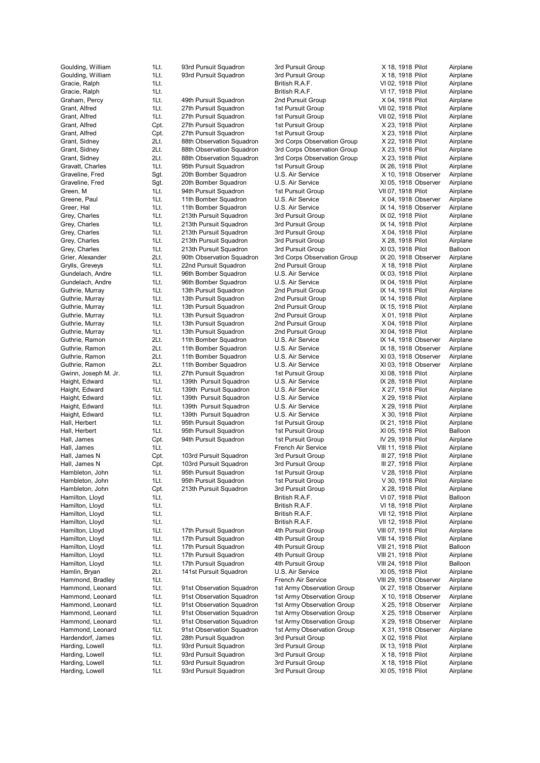| | | | | | | |
|---|---|---|---|---|---|---|
| Goulding, William | 1Lt. | 93rd Pursuit Squadron | 3rd Pursuit Group | X 18, 1918 | Pilot | Airplane |
| Goulding, William | 1Lt. | 93rd Pursuit Squadron | 3rd Pursuit Group | X 18, 1918 | Pilot | Airplane |
| Gracie, Ralph | 1Lt. | | British R.A.F. | VI 02, 1918 | Pilot | Airplane |
| Gracie, Ralph | 1Lt. | | British R.A.F. | VI 17, 1918 | Pilot | Airplane |
| Graham, Percy | 1Lt. | 49th Pursuit Squadron | 2nd Pursuit Group | X 04, 1918 | Pilot | Airplane |
| Grant, Alfred | 1Lt. | 27th Pursuit Squadron | 1st Pursuit Group | VII 02, 1918 | Pilot | Airplane |
| Grant, Alfred | 1Lt. | 27th Pursuit Squadron | 1st Pursuit Group | VII 02, 1918 | Pilot | Airplane |
| Grant, Alfred | Cpt. | 27th Pursuit Squadron | 1st Pursuit Group | X 23, 1918 | Pilot | Airplane |
| Grant, Alfred | Cpt. | 27th Pursuit Squadron | 1st Pursuit Group | X 23, 1918 | Pilot | Airplane |
| Grant, Sidney | 2Lt. | 88th Observation Squadron | 3rd Corps Observation Group | X 22, 1918 | Pilot | Airplane |
| Grant, Sidney | 2Lt. | 88th Observation Squadron | 3rd Corps Observation Group | X 23, 1918 | Pilot | Airplane |
| Grant, Sidney | 2Lt. | 88th Observation Squadron | 3rd Corps Observation Group | X 23, 1918 | Pilot | Airplane |
| Gravatt, Charles | 1Lt. | 95th Pursuit Squadron | 1st Pursuit Group | IX 26, 1918 | Pilot | Airplane |
| Graveline, Fred | Sgt. | 20th Bomber Squadron | U.S. Air Service | X 10, 1918 | Observer | Airplane |
| Graveline, Fred | Sgt. | 20th Bomber Squadron | U.S. Air Service | XI 05, 1918 | Observer | Airplane |
| Green, M | 1Lt. | 94th Pursuit Squadron | 1st Pursuit Group | VII 07, 1918 | Pilot | Airplane |
| Greene, Paul | 1Lt. | 11th Bomber Squadron | U.S. Air Service | X 04, 1918 | Observer | Airplane |
| Greer, Hal | 1Lt. | 11th Bomber Squadron | U.S. Air Service | IX 14, 1918 | Observer | Airplane |
| Grey, Charles | 1Lt. | 213th Pursuit Squadron | 3rd Pursuit Group | IX 02, 1918 | Pilot | Airplane |
| Grey, Charles | 1Lt. | 213th Pursuit Squadron | 3rd Pursuit Group | IX 14, 1918 | Pilot | Airplane |
| Grey, Charles | 1Lt. | 213th Pursuit Squadron | 3rd Pursuit Group | X 04, 1918 | Pilot | Airplane |
| Grey, Charles | 1Lt. | 213th Pursuit Squadron | 3rd Pursuit Group | X 28, 1918 | Pilot | Airplane |
| Grey, Charles | 1Lt. | 213th Pursuit Squadron | 3rd Pursuit Group | XI 03, 1918 | Pilot | Balloon |
| Grier, Alexander | 2Lt. | 90th Observation Squadron | 3rd Corps Observation Group | IX 20, 1918 | Observer | Airplane |
| Grylls, Greveys | 1Lt. | 22nd Pursuit Squadron | 2nd Pursuit Group | X 18, 1918 | Pilot | Airplane |
| Gundelach, Andre | 1Lt. | 96th Bomber Squadron | U.S. Air Service | IX 03, 1918 | Pilot | Airplane |
| Gundelach, Andre | 1Lt. | 96th Bomber Squadron | U.S. Air Service | IX 04, 1918 | Pilot | Airplane |
| Guthrie, Murray | 1Lt. | 13th Pursuit Squadron | 2nd Pursuit Group | IX 14, 1918 | Pilot | Airplane |
| Guthrie, Murray | 1Lt. | 13th Pursuit Squadron | 2nd Pursuit Group | IX 14, 1918 | Pilot | Airplane |
| Guthrie, Murray | 1Lt. | 13th Pursuit Squadron | 2nd Pursuit Group | IX 15, 1918 | Pilot | Airplane |
| Guthrie, Murray | 1Lt. | 13th Pursuit Squadron | 2nd Pursuit Group | X 01, 1918 | Pilot | Airplane |
| Guthrie, Murray | 1Lt. | 13th Pursuit Squadron | 2nd Pursuit Group | X 04, 1918 | Pilot | Airplane |
| Guthrie, Murray | 1Lt. | 13th Pursuit Squadron | 2nd Pursuit Group | XI 04, 1918 | Pilot | Airplane |
| Guthrie, Ramon | 2Lt. | 11th Bomber Squadron | U.S. Air Service | IX 14, 1918 | Observer | Airplane |
| Guthrie, Ramon | 2Lt. | 11th Bomber Squadron | U.S. Air Service | IX 18, 1918 | Observer | Airplane |
| Guthrie, Ramon | 2Lt. | 11th Bomber Squadron | U.S. Air Service | XI 03, 1918 | Observer | Airplane |
| Guthrie, Ramon | 2Lt. | 11th Bomber Squadron | U.S. Air Service | XI 03, 1918 | Observer | Airplane |
| Gwinn, Joseph M. Jr. | 1Lt. | 27th Pursuit Squadron | 1st Pursuit Group | XI 08, 1918 | Pilot | Airplane |
| Haight, Edward | 1Lt. | 139th Pursuit Squadron | U.S. Air Service | IX 28, 1918 | Pilot | Airplane |
| Haight, Edward | 1Lt. | 139th Pursuit Squadron | U.S. Air Service | X 27, 1918 | Pilot | Airplane |
| Haight, Edward | 1Lt. | 139th Pursuit Squadron | U.S. Air Service | X 29, 1918 | Pilot | Airplane |
| Haight, Edward | 1Lt. | 139th Pursuit Squadron | U.S. Air Service | X 29, 1918 | Pilot | Airplane |
| Haight, Edward | 1Lt. | 139th Pursuit Squadron | U.S. Air Service | X 30, 1918 | Pilot | Airplane |
| Hall, Herbert | 1Lt. | 95th Pursuit Squadron | 1st Pursuit Group | IX 21, 1918 | Pilot | Airplane |
| Hall, Herbert | 1Lt. | 95th Pursuit Squadron | 1st Pursuit Group | XI 05, 1918 | Pilot | Balloon |
| Hall, James | Cpt. | 94th Pursuit Squadron | 1st Pursuit Group | IV 29, 1918 | Pilot | Airplane |
| Hall, James | 1Lt. | | French Air Service | VIII 11, 1918 | Pilot | Airplane |
| Hall, James N | Cpt. | 103rd Pursuit Squadron | 3rd Pursuit Group | III 27, 1918 | Pilot | Airplane |
| Hall, James N | Cpt. | 103rd Pursuit Squadron | 3rd Pursuit Group | III 27, 1918 | Pilot | Airplane |
| Hambleton, John | 1Lt. | 95th Pursuit Squadron | 1st Pursuit Group | V 28, 1918 | Pilot | Airplane |
| Hambleton, John | 1Lt. | 95th Pursuit Squadron | 1st Pursuit Group | V 30, 1918 | Pilot | Airplane |
| Hambleton, John | Cpt. | 213th Pursuit Squadron | 3rd Pursuit Group | X 28, 1918 | Pilot | Airplane |
| Hamilton, Lloyd | 1Lt. | | British R.A.F. | VI 07, 1918 | Pilot | Balloon |
| Hamilton, Lloyd | 1Lt. | | British R.A.F. | VI 18, 1918 | Pilot | Airplane |
| Hamilton, Lloyd | 1Lt. | | British R.A.F. | VII 12, 1918 | Pilot | Airplane |
| Hamilton, Lloyd | 1Lt. | | British R.A.F. | VII 12, 1918 | Pilot | Airplane |
| Hamilton, Lloyd | 1Lt. | 17th Pursuit Squadron | 4th Pursuit Group | VIII 07, 1918 | Pilot | Airplane |
| Hamilton, Lloyd | 1Lt. | 17th Pursuit Squadron | 4th Pursuit Group | VIII 14, 1918 | Pilot | Airplane |
| Hamilton, Lloyd | 1Lt. | 17th Pursuit Squadron | 4th Pursuit Group | VIII 21, 1918 | Pilot | Balloon |
| Hamilton, Lloyd | 1Lt. | 17th Pursuit Squadron | 4th Pursuit Group | VIII 21, 1918 | Pilot | Airplane |
| Hamilton, Lloyd | 1Lt. | 17th Pursuit Squadron | 4th Pursuit Group | VIII 24, 1918 | Pilot | Balloon |
| Hamlin, Bryan | 2Lt. | 141st Pursuit Squadron | U.S. Air Service | XI 05, 1918 | Pilot | Airplane |
| Hammond, Bradley | 1Lt. | | French Air Service | VIII 29, 1918 | Observer | Airplane |
| Hammond, Leonard | 1Lt. | 91st Observation Squadron | 1st Army Observation Group | IX 27, 1918 | Observer | Airplane |
| Hammond, Leonard | 1Lt. | 91st Observation Squadron | 1st Army Observation Group | X 10, 1918 | Observer | Airplane |
| Hammond, Leonard | 1Lt. | 91st Observation Squadron | 1st Army Observation Group | X 25, 1918 | Observer | Airplane |
| Hammond, Leonard | 1Lt. | 91st Observation Squadron | 1st Army Observation Group | X 25, 1918 | Observer | Airplane |
| Hammond, Leonard | 1Lt. | 91st Observation Squadron | 1st Army Observation Group | X 29, 1918 | Observer | Airplane |
| Hammond, Leonard | 1Lt. | 91st Observation Squadron | 1st Army Observation Group | X 31, 1918 | Observer | Airplane |
| Hardendorf, James | 1Lt. | 28th Pursuit Squadron | 3rd Pursuit Group | X 02, 1918 | Pilot | Airplane |
| Harding, Lowell | 1Lt. | 93rd Pursuit Squadron | 3rd Pursuit Group | IX 13, 1918 | Pilot | Airplane |
| Harding, Lowell | 1Lt. | 93rd Pursuit Squadron | 3rd Pursuit Group | X 18, 1918 | Pilot | Airplane |
| Harding, Lowell | 1Lt. | 93rd Pursuit Squadron | 3rd Pursuit Group | X 18, 1918 | Pilot | Airplane |
| Harding, Lowell | 1Lt. | 93rd Pursuit Squadron | 3rd Pursuit Group | XI 05, 1918 | Pilot | Airplane |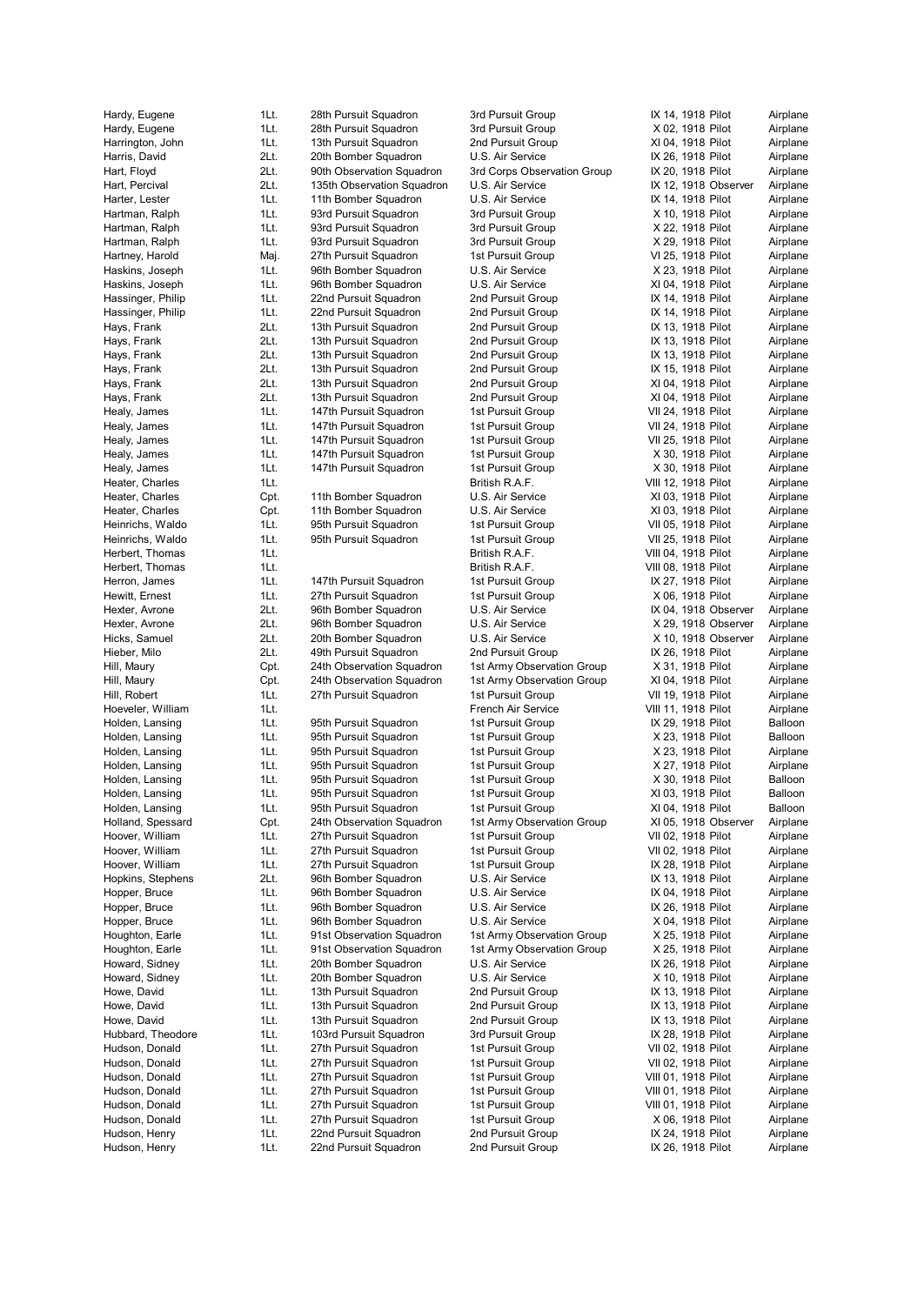| | | | | | | |
|---|---|---|---|---|---|---|
| Hardy, Eugene | 1Lt. | 28th Pursuit Squadron | 3rd Pursuit Group | IX 14, 1918 | Pilot | Airplane |
| Hardy, Eugene | 1Lt. | 28th Pursuit Squadron | 3rd Pursuit Group | X 02, 1918 | Pilot | Airplane |
| Harrington, John | 1Lt. | 13th Pursuit Squadron | 2nd Pursuit Group | XI 04, 1918 | Pilot | Airplane |
| Harris, David | 2Lt. | 20th Bomber Squadron | U.S. Air Service | IX 26, 1918 | Pilot | Airplane |
| Hart, Floyd | 2Lt. | 90th Observation Squadron | 3rd Corps Observation Group | IX 20, 1918 | Pilot | Airplane |
| Hart, Percival | 2Lt. | 135th Observation Squadron | U.S. Air Service | IX 12, 1918 | Observer | Airplane |
| Harter, Lester | 1Lt. | 11th Bomber Squadron | U.S. Air Service | IX 14, 1918 | Pilot | Airplane |
| Hartman, Ralph | 1Lt. | 93rd Pursuit Squadron | 3rd Pursuit Group | X 10, 1918 | Pilot | Airplane |
| Hartman, Ralph | 1Lt. | 93rd Pursuit Squadron | 3rd Pursuit Group | X 22, 1918 | Pilot | Airplane |
| Hartman, Ralph | 1Lt. | 93rd Pursuit Squadron | 3rd Pursuit Group | X 29, 1918 | Pilot | Airplane |
| Hartney, Harold | Maj. | 27th Pursuit Squadron | 1st Pursuit Group | VI 25, 1918 | Pilot | Airplane |
| Haskins, Joseph | 1Lt. | 96th Bomber Squadron | U.S. Air Service | X 23, 1918 | Pilot | Airplane |
| Haskins, Joseph | 1Lt. | 96th Bomber Squadron | U.S. Air Service | XI 04, 1918 | Pilot | Airplane |
| Hassinger, Philip | 1Lt. | 22nd Pursuit Squadron | 2nd Pursuit Group | IX 14, 1918 | Pilot | Airplane |
| Hassinger, Philip | 1Lt. | 22nd Pursuit Squadron | 2nd Pursuit Group | IX 14, 1918 | Pilot | Airplane |
| Hays, Frank | 2Lt. | 13th Pursuit Squadron | 2nd Pursuit Group | IX 13, 1918 | Pilot | Airplane |
| Hays, Frank | 2Lt. | 13th Pursuit Squadron | 2nd Pursuit Group | IX 13, 1918 | Pilot | Airplane |
| Hays, Frank | 2Lt. | 13th Pursuit Squadron | 2nd Pursuit Group | IX 13, 1918 | Pilot | Airplane |
| Hays, Frank | 2Lt. | 13th Pursuit Squadron | 2nd Pursuit Group | IX 15, 1918 | Pilot | Airplane |
| Hays, Frank | 2Lt. | 13th Pursuit Squadron | 2nd Pursuit Group | XI 04, 1918 | Pilot | Airplane |
| Hays, Frank | 2Lt. | 13th Pursuit Squadron | 2nd Pursuit Group | XI 04, 1918 | Pilot | Airplane |
| Healy, James | 1Lt. | 147th Pursuit Squadron | 1st Pursuit Group | VII 24, 1918 | Pilot | Airplane |
| Healy, James | 1Lt. | 147th Pursuit Squadron | 1st Pursuit Group | VII 24, 1918 | Pilot | Airplane |
| Healy, James | 1Lt. | 147th Pursuit Squadron | 1st Pursuit Group | VII 25, 1918 | Pilot | Airplane |
| Healy, James | 1Lt. | 147th Pursuit Squadron | 1st Pursuit Group | X 30, 1918 | Pilot | Airplane |
| Healy, James | 1Lt. | 147th Pursuit Squadron | 1st Pursuit Group | X 30, 1918 | Pilot | Airplane |
| Heater, Charles | 1Lt. | | British R.A.F. | VIII 12, 1918 | Pilot | Airplane |
| Heater, Charles | Cpt. | 11th Bomber Squadron | U.S. Air Service | XI 03, 1918 | Pilot | Airplane |
| Heater, Charles | Cpt. | 11th Bomber Squadron | U.S. Air Service | XI 03, 1918 | Pilot | Airplane |
| Heinrichs, Waldo | 1Lt. | 95th Pursuit Squadron | 1st Pursuit Group | VII 05, 1918 | Pilot | Airplane |
| Heinrichs, Waldo | 1Lt. | 95th Pursuit Squadron | 1st Pursuit Group | VII 25, 1918 | Pilot | Airplane |
| Herbert, Thomas | 1Lt. | | British R.A.F. | VIII 04, 1918 | Pilot | Airplane |
| Herbert, Thomas | 1Lt. | | British R.A.F. | VIII 08, 1918 | Pilot | Airplane |
| Herron, James | 1Lt. | 147th Pursuit Squadron | 1st Pursuit Group | IX 27, 1918 | Pilot | Airplane |
| Hewitt, Ernest | 1Lt. | 27th Pursuit Squadron | 1st Pursuit Group | X 06, 1918 | Pilot | Airplane |
| Hexter, Avrone | 2Lt. | 96th Bomber Squadron | U.S. Air Service | IX 04, 1918 | Observer | Airplane |
| Hexter, Avrone | 2Lt. | 96th Bomber Squadron | U.S. Air Service | X 29, 1918 | Observer | Airplane |
| Hicks, Samuel | 2Lt. | 20th Bomber Squadron | U.S. Air Service | X 10, 1918 | Observer | Airplane |
| Hieber, Milo | 2Lt. | 49th Pursuit Squadron | 2nd Pursuit Group | IX 26, 1918 | Pilot | Airplane |
| Hill, Maury | Cpt. | 24th Observation Squadron | 1st Army Observation Group | X 31, 1918 | Pilot | Airplane |
| Hill, Maury | Cpt. | 24th Observation Squadron | 1st Army Observation Group | XI 04, 1918 | Pilot | Airplane |
| Hill, Robert | 1Lt. | 27th Pursuit Squadron | 1st Pursuit Group | VII 19, 1918 | Pilot | Airplane |
| Hoeveler, William | 1Lt. | | French Air Service | VIII 11, 1918 | Pilot | Airplane |
| Holden, Lansing | 1Lt. | 95th Pursuit Squadron | 1st Pursuit Group | IX 29, 1918 | Pilot | Balloon |
| Holden, Lansing | 1Lt. | 95th Pursuit Squadron | 1st Pursuit Group | X 23, 1918 | Pilot | Balloon |
| Holden, Lansing | 1Lt. | 95th Pursuit Squadron | 1st Pursuit Group | X 23, 1918 | Pilot | Airplane |
| Holden, Lansing | 1Lt. | 95th Pursuit Squadron | 1st Pursuit Group | X 27, 1918 | Pilot | Airplane |
| Holden, Lansing | 1Lt. | 95th Pursuit Squadron | 1st Pursuit Group | X 30, 1918 | Pilot | Balloon |
| Holden, Lansing | 1Lt. | 95th Pursuit Squadron | 1st Pursuit Group | XI 03, 1918 | Pilot | Balloon |
| Holden, Lansing | 1Lt. | 95th Pursuit Squadron | 1st Pursuit Group | XI 04, 1918 | Pilot | Balloon |
| Holland, Spessard | Cpt. | 24th Observation Squadron | 1st Army Observation Group | XI 05, 1918 | Observer | Airplane |
| Hoover, William | 1Lt. | 27th Pursuit Squadron | 1st Pursuit Group | VII 02, 1918 | Pilot | Airplane |
| Hoover, William | 1Lt. | 27th Pursuit Squadron | 1st Pursuit Group | VII 02, 1918 | Pilot | Airplane |
| Hoover, William | 1Lt. | 27th Pursuit Squadron | 1st Pursuit Group | IX 28, 1918 | Pilot | Airplane |
| Hopkins, Stephens | 2Lt. | 96th Bomber Squadron | U.S. Air Service | IX 13, 1918 | Pilot | Airplane |
| Hopper, Bruce | 1Lt. | 96th Bomber Squadron | U.S. Air Service | IX 04, 1918 | Pilot | Airplane |
| Hopper, Bruce | 1Lt. | 96th Bomber Squadron | U.S. Air Service | IX 26, 1918 | Pilot | Airplane |
| Hopper, Bruce | 1Lt. | 96th Bomber Squadron | U.S. Air Service | X 04, 1918 | Pilot | Airplane |
| Houghton, Earle | 1Lt. | 91st Observation Squadron | 1st Army Observation Group | X 25, 1918 | Pilot | Airplane |
| Houghton, Earle | 1Lt. | 91st Observation Squadron | 1st Army Observation Group | X 25, 1918 | Pilot | Airplane |
| Howard, Sidney | 1Lt. | 20th Bomber Squadron | U.S. Air Service | IX 26, 1918 | Pilot | Airplane |
| Howard, Sidney | 1Lt. | 20th Bomber Squadron | U.S. Air Service | X 10, 1918 | Pilot | Airplane |
| Howe, David | 1Lt. | 13th Pursuit Squadron | 2nd Pursuit Group | IX 13, 1918 | Pilot | Airplane |
| Howe, David | 1Lt. | 13th Pursuit Squadron | 2nd Pursuit Group | IX 13, 1918 | Pilot | Airplane |
| Howe, David | 1Lt. | 13th Pursuit Squadron | 2nd Pursuit Group | IX 13, 1918 | Pilot | Airplane |
| Hubbard, Theodore | 1Lt. | 103rd Pursuit Squadron | 3rd Pursuit Group | IX 28, 1918 | Pilot | Airplane |
| Hudson, Donald | 1Lt. | 27th Pursuit Squadron | 1st Pursuit Group | VII 02, 1918 | Pilot | Airplane |
| Hudson, Donald | 1Lt. | 27th Pursuit Squadron | 1st Pursuit Group | VII 02, 1918 | Pilot | Airplane |
| Hudson, Donald | 1Lt. | 27th Pursuit Squadron | 1st Pursuit Group | VIII 01, 1918 | Pilot | Airplane |
| Hudson, Donald | 1Lt. | 27th Pursuit Squadron | 1st Pursuit Group | VIII 01, 1918 | Pilot | Airplane |
| Hudson, Donald | 1Lt. | 27th Pursuit Squadron | 1st Pursuit Group | VIII 01, 1918 | Pilot | Airplane |
| Hudson, Donald | 1Lt. | 27th Pursuit Squadron | 1st Pursuit Group | X 06, 1918 | Pilot | Airplane |
| Hudson, Henry | 1Lt. | 22nd Pursuit Squadron | 2nd Pursuit Group | IX 24, 1918 | Pilot | Airplane |
| Hudson, Henry | 1Lt. | 22nd Pursuit Squadron | 2nd Pursuit Group | IX 26, 1918 | Pilot | Airplane |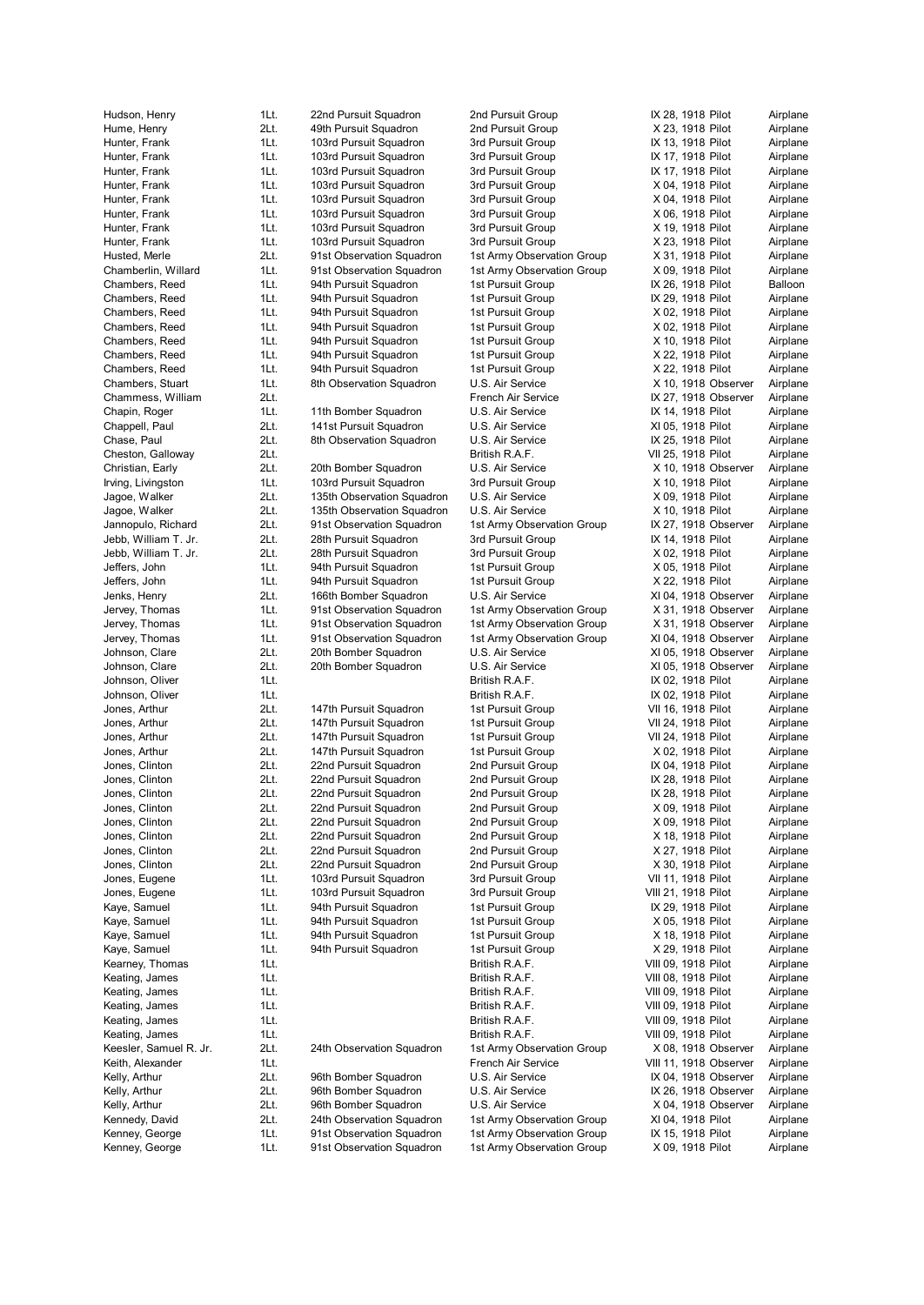| | | | | | | |
|---|---|---|---|---|---|---|
| Hudson, Henry | 1Lt. | 22nd Pursuit Squadron | 2nd Pursuit Group | IX 28, 1918 | Pilot | Airplane |
| Hume, Henry | 2Lt. | 49th Pursuit Squadron | 2nd Pursuit Group | X 23, 1918 | Pilot | Airplane |
| Hunter, Frank | 1Lt. | 103rd Pursuit Squadron | 3rd Pursuit Group | IX 13, 1918 | Pilot | Airplane |
| Hunter, Frank | 1Lt. | 103rd Pursuit Squadron | 3rd Pursuit Group | IX 17, 1918 | Pilot | Airplane |
| Hunter, Frank | 1Lt. | 103rd Pursuit Squadron | 3rd Pursuit Group | IX 17, 1918 | Pilot | Airplane |
| Hunter, Frank | 1Lt. | 103rd Pursuit Squadron | 3rd Pursuit Group | X 04, 1918 | Pilot | Airplane |
| Hunter, Frank | 1Lt. | 103rd Pursuit Squadron | 3rd Pursuit Group | X 04, 1918 | Pilot | Airplane |
| Hunter, Frank | 1Lt. | 103rd Pursuit Squadron | 3rd Pursuit Group | X 06, 1918 | Pilot | Airplane |
| Hunter, Frank | 1Lt. | 103rd Pursuit Squadron | 3rd Pursuit Group | X 19, 1918 | Pilot | Airplane |
| Hunter, Frank | 1Lt. | 103rd Pursuit Squadron | 3rd Pursuit Group | X 23, 1918 | Pilot | Airplane |
| Husted, Merle | 2Lt. | 91st Observation Squadron | 1st Army Observation Group | X 31, 1918 | Pilot | Airplane |
| Chamberlin, Willard | 1Lt. | 91st Observation Squadron | 1st Army Observation Group | X 09, 1918 | Pilot | Airplane |
| Chambers, Reed | 1Lt. | 94th Pursuit Squadron | 1st Pursuit Group | IX 26, 1918 | Pilot | Balloon |
| Chambers, Reed | 1Lt. | 94th Pursuit Squadron | 1st Pursuit Group | IX 29, 1918 | Pilot | Airplane |
| Chambers, Reed | 1Lt. | 94th Pursuit Squadron | 1st Pursuit Group | X 02, 1918 | Pilot | Airplane |
| Chambers, Reed | 1Lt. | 94th Pursuit Squadron | 1st Pursuit Group | X 02, 1918 | Pilot | Airplane |
| Chambers, Reed | 1Lt. | 94th Pursuit Squadron | 1st Pursuit Group | X 10, 1918 | Pilot | Airplane |
| Chambers, Reed | 1Lt. | 94th Pursuit Squadron | 1st Pursuit Group | X 22, 1918 | Pilot | Airplane |
| Chambers, Reed | 1Lt. | 94th Pursuit Squadron | 1st Pursuit Group | X 22, 1918 | Pilot | Airplane |
| Chambers, Stuart | 1Lt. | 8th Observation Squadron | U.S. Air Service | X 10, 1918 | Observer | Airplane |
| Chammess, William | 2Lt. | | French Air Service | IX 27, 1918 | Observer | Airplane |
| Chapin, Roger | 1Lt. | 11th Bomber Squadron | U.S. Air Service | IX 14, 1918 | Pilot | Airplane |
| Chappell, Paul | 2Lt. | 141st Pursuit Squadron | U.S. Air Service | XI 05, 1918 | Pilot | Airplane |
| Chase, Paul | 2Lt. | 8th Observation Squadron | U.S. Air Service | IX 25, 1918 | Pilot | Airplane |
| Cheston, Galloway | 2Lt. | | British R.A.F. | VII 25, 1918 | Pilot | Airplane |
| Christian, Early | 2Lt. | 20th Bomber Squadron | U.S. Air Service | X 10, 1918 | Observer | Airplane |
| Irving, Livingston | 1Lt. | 103rd Pursuit Squadron | 3rd Pursuit Group | X 10, 1918 | Pilot | Airplane |
| Jagoe, Walker | 2Lt. | 135th Observation Squadron | U.S. Air Service | X 09, 1918 | Pilot | Airplane |
| Jagoe, Walker | 2Lt. | 135th Observation Squadron | U.S. Air Service | X 10, 1918 | Pilot | Airplane |
| Jannopulo, Richard | 2Lt. | 91st Observation Squadron | 1st Army Observation Group | IX 27, 1918 | Observer | Airplane |
| Jebb, William T. Jr. | 2Lt. | 28th Pursuit Squadron | 3rd Pursuit Group | IX 14, 1918 | Pilot | Airplane |
| Jebb, William T. Jr. | 2Lt. | 28th Pursuit Squadron | 3rd Pursuit Group | X 02, 1918 | Pilot | Airplane |
| Jeffers, John | 1Lt. | 94th Pursuit Squadron | 1st Pursuit Group | X 05, 1918 | Pilot | Airplane |
| Jeffers, John | 1Lt. | 94th Pursuit Squadron | 1st Pursuit Group | X 22, 1918 | Pilot | Airplane |
| Jenks, Henry | 2Lt. | 166th Bomber Squadron | U.S. Air Service | XI 04, 1918 | Observer | Airplane |
| Jervey, Thomas | 1Lt. | 91st Observation Squadron | 1st Army Observation Group | X 31, 1918 | Observer | Airplane |
| Jervey, Thomas | 1Lt. | 91st Observation Squadron | 1st Army Observation Group | X 31, 1918 | Observer | Airplane |
| Jervey, Thomas | 1Lt. | 91st Observation Squadron | 1st Army Observation Group | XI 04, 1918 | Observer | Airplane |
| Johnson, Clare | 2Lt. | 20th Bomber Squadron | U.S. Air Service | XI 05, 1918 | Observer | Airplane |
| Johnson, Clare | 2Lt. | 20th Bomber Squadron | U.S. Air Service | XI 05, 1918 | Observer | Airplane |
| Johnson, Oliver | 1Lt. | | British R.A.F. | IX 02, 1918 | Pilot | Airplane |
| Johnson, Oliver | 1Lt. | | British R.A.F. | IX 02, 1918 | Pilot | Airplane |
| Jones, Arthur | 2Lt. | 147th Pursuit Squadron | 1st Pursuit Group | VII 16, 1918 | Pilot | Airplane |
| Jones, Arthur | 2Lt. | 147th Pursuit Squadron | 1st Pursuit Group | VII 24, 1918 | Pilot | Airplane |
| Jones, Arthur | 2Lt. | 147th Pursuit Squadron | 1st Pursuit Group | VII 24, 1918 | Pilot | Airplane |
| Jones, Arthur | 2Lt. | 147th Pursuit Squadron | 1st Pursuit Group | X 02, 1918 | Pilot | Airplane |
| Jones, Clinton | 2Lt. | 22nd Pursuit Squadron | 2nd Pursuit Group | IX 04, 1918 | Pilot | Airplane |
| Jones, Clinton | 2Lt. | 22nd Pursuit Squadron | 2nd Pursuit Group | IX 28, 1918 | Pilot | Airplane |
| Jones, Clinton | 2Lt. | 22nd Pursuit Squadron | 2nd Pursuit Group | IX 28, 1918 | Pilot | Airplane |
| Jones, Clinton | 2Lt. | 22nd Pursuit Squadron | 2nd Pursuit Group | X 09, 1918 | Pilot | Airplane |
| Jones, Clinton | 2Lt. | 22nd Pursuit Squadron | 2nd Pursuit Group | X 09, 1918 | Pilot | Airplane |
| Jones, Clinton | 2Lt. | 22nd Pursuit Squadron | 2nd Pursuit Group | X 18, 1918 | Pilot | Airplane |
| Jones, Clinton | 2Lt. | 22nd Pursuit Squadron | 2nd Pursuit Group | X 27, 1918 | Pilot | Airplane |
| Jones, Clinton | 2Lt. | 22nd Pursuit Squadron | 2nd Pursuit Group | X 30, 1918 | Pilot | Airplane |
| Jones, Eugene | 1Lt. | 103rd Pursuit Squadron | 3rd Pursuit Group | VII 11, 1918 | Pilot | Airplane |
| Jones, Eugene | 1Lt. | 103rd Pursuit Squadron | 3rd Pursuit Group | VIII 21, 1918 | Pilot | Airplane |
| Kaye, Samuel | 1Lt. | 94th Pursuit Squadron | 1st Pursuit Group | IX 29, 1918 | Pilot | Airplane |
| Kaye, Samuel | 1Lt. | 94th Pursuit Squadron | 1st Pursuit Group | X 05, 1918 | Pilot | Airplane |
| Kaye, Samuel | 1Lt. | 94th Pursuit Squadron | 1st Pursuit Group | X 18, 1918 | Pilot | Airplane |
| Kaye, Samuel | 1Lt. | 94th Pursuit Squadron | 1st Pursuit Group | X 29, 1918 | Pilot | Airplane |
| Kearney, Thomas | 1Lt. | | British R.A.F. | VIII 09, 1918 | Pilot | Airplane |
| Keating, James | 1Lt. | | British R.A.F. | VIII 08, 1918 | Pilot | Airplane |
| Keating, James | 1Lt. | | British R.A.F. | VIII 09, 1918 | Pilot | Airplane |
| Keating, James | 1Lt. | | British R.A.F. | VIII 09, 1918 | Pilot | Airplane |
| Keating, James | 1Lt. | | British R.A.F. | VIII 09, 1918 | Pilot | Airplane |
| Keating, James | 1Lt. | | British R.A.F. | VIII 09, 1918 | Pilot | Airplane |
| Keesler, Samuel R. Jr. | 2Lt. | 24th Observation Squadron | 1st Army Observation Group | X 08, 1918 | Observer | Airplane |
| Keith, Alexander | 1Lt. | | French Air Service | VIII 11, 1918 | Observer | Airplane |
| Kelly, Arthur | 2Lt. | 96th Bomber Squadron | U.S. Air Service | IX 04, 1918 | Observer | Airplane |
| Kelly, Arthur | 2Lt. | 96th Bomber Squadron | U.S. Air Service | IX 26, 1918 | Observer | Airplane |
| Kelly, Arthur | 2Lt. | 96th Bomber Squadron | U.S. Air Service | X 04, 1918 | Observer | Airplane |
| Kennedy, David | 2Lt. | 24th Observation Squadron | 1st Army Observation Group | XI 04, 1918 | Pilot | Airplane |
| Kenney, George | 1Lt. | 91st Observation Squadron | 1st Army Observation Group | IX 15, 1918 | Pilot | Airplane |
| Kenney, George | 1Lt. | 91st Observation Squadron | 1st Army Observation Group | X 09, 1918 | Pilot | Airplane |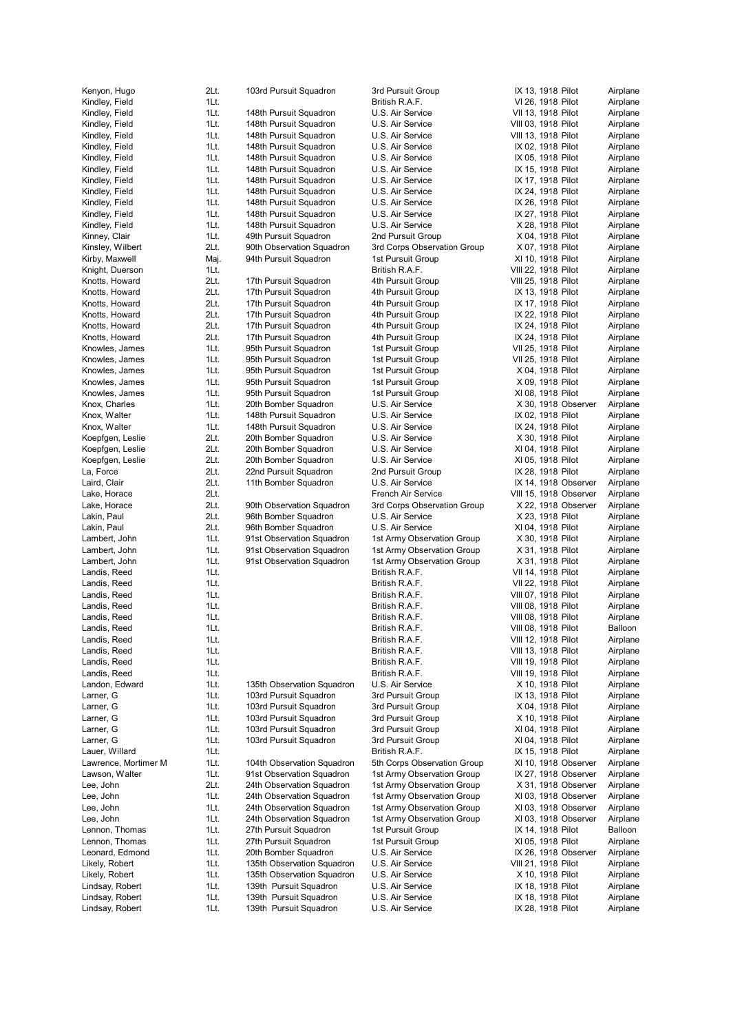| | | | | | | |
|---|---|---|---|---|---|---|
| Kenyon, Hugo | 2Lt. | 103rd Pursuit Squadron | 3rd Pursuit Group | IX 13, 1918 | Pilot | Airplane |
| Kindley, Field | 1Lt. | | British R.A.F. | VI 26, 1918 | Pilot | Airplane |
| Kindley, Field | 1Lt. | 148th Pursuit Squadron | U.S. Air Service | VII 13, 1918 | Pilot | Airplane |
| Kindley, Field | 1Lt. | 148th Pursuit Squadron | U.S. Air Service | VIII 03, 1918 | Pilot | Airplane |
| Kindley, Field | 1Lt. | 148th Pursuit Squadron | U.S. Air Service | VIII 13, 1918 | Pilot | Airplane |
| Kindley, Field | 1Lt. | 148th Pursuit Squadron | U.S. Air Service | IX 02, 1918 | Pilot | Airplane |
| Kindley, Field | 1Lt. | 148th Pursuit Squadron | U.S. Air Service | IX 05, 1918 | Pilot | Airplane |
| Kindley, Field | 1Lt. | 148th Pursuit Squadron | U.S. Air Service | IX 15, 1918 | Pilot | Airplane |
| Kindley, Field | 1Lt. | 148th Pursuit Squadron | U.S. Air Service | IX 17, 1918 | Pilot | Airplane |
| Kindley, Field | 1Lt. | 148th Pursuit Squadron | U.S. Air Service | IX 24, 1918 | Pilot | Airplane |
| Kindley, Field | 1Lt. | 148th Pursuit Squadron | U.S. Air Service | IX 26, 1918 | Pilot | Airplane |
| Kindley, Field | 1Lt. | 148th Pursuit Squadron | U.S. Air Service | IX 27, 1918 | Pilot | Airplane |
| Kindley, Field | 1Lt. | 148th Pursuit Squadron | U.S. Air Service | X 28, 1918 | Pilot | Airplane |
| Kinney, Clair | 1Lt. | 49th Pursuit Squadron | 2nd Pursuit Group | X 04, 1918 | Pilot | Airplane |
| Kinsley, Wilbert | 2Lt. | 90th Observation Squadron | 3rd Corps Observation Group | X 07, 1918 | Pilot | Airplane |
| Kirby, Maxwell | Maj. | 94th Pursuit Squadron | 1st Pursuit Group | XI 10, 1918 | Pilot | Airplane |
| Knight, Duerson | 1Lt. | | British R.A.F. | VIII 22, 1918 | Pilot | Airplane |
| Knotts, Howard | 2Lt. | 17th Pursuit Squadron | 4th Pursuit Group | VIII 25, 1918 | Pilot | Airplane |
| Knotts, Howard | 2Lt. | 17th Pursuit Squadron | 4th Pursuit Group | IX 13, 1918 | Pilot | Airplane |
| Knotts, Howard | 2Lt. | 17th Pursuit Squadron | 4th Pursuit Group | IX 17, 1918 | Pilot | Airplane |
| Knotts, Howard | 2Lt. | 17th Pursuit Squadron | 4th Pursuit Group | IX 22, 1918 | Pilot | Airplane |
| Knotts, Howard | 2Lt. | 17th Pursuit Squadron | 4th Pursuit Group | IX 24, 1918 | Pilot | Airplane |
| Knotts, Howard | 2Lt. | 17th Pursuit Squadron | 4th Pursuit Group | IX 24, 1918 | Pilot | Airplane |
| Knowles, James | 1Lt. | 95th Pursuit Squadron | 1st Pursuit Group | VII 25, 1918 | Pilot | Airplane |
| Knowles, James | 1Lt. | 95th Pursuit Squadron | 1st Pursuit Group | VII 25, 1918 | Pilot | Airplane |
| Knowles, James | 1Lt. | 95th Pursuit Squadron | 1st Pursuit Group | X 04, 1918 | Pilot | Airplane |
| Knowles, James | 1Lt. | 95th Pursuit Squadron | 1st Pursuit Group | X 09, 1918 | Pilot | Airplane |
| Knowles, James | 1Lt. | 95th Pursuit Squadron | 1st Pursuit Group | XI 08, 1918 | Pilot | Airplane |
| Knox, Charles | 1Lt. | 20th Bomber Squadron | U.S. Air Service | X 30, 1918 | Observer | Airplane |
| Knox, Walter | 1Lt. | 148th Pursuit Squadron | U.S. Air Service | IX 02, 1918 | Pilot | Airplane |
| Knox, Walter | 1Lt. | 148th Pursuit Squadron | U.S. Air Service | IX 24, 1918 | Pilot | Airplane |
| Koepfgen, Leslie | 2Lt. | 20th Bomber Squadron | U.S. Air Service | X 30, 1918 | Pilot | Airplane |
| Koepfgen, Leslie | 2Lt. | 20th Bomber Squadron | U.S. Air Service | XI 04, 1918 | Pilot | Airplane |
| Koepfgen, Leslie | 2Lt. | 20th Bomber Squadron | U.S. Air Service | XI 05, 1918 | Pilot | Airplane |
| La, Force | 2Lt. | 22nd Pursuit Squadron | 2nd Pursuit Group | IX 28, 1918 | Pilot | Airplane |
| Laird, Clair | 2Lt. | 11th Bomber Squadron | U.S. Air Service | IX 14, 1918 | Observer | Airplane |
| Lake, Horace | 2Lt. | | French Air Service | VIII 15, 1918 | Observer | Airplane |
| Lake, Horace | 2Lt. | 90th Observation Squadron | 3rd Corps Observation Group | X 22, 1918 | Observer | Airplane |
| Lakin, Paul | 2Lt. | 96th Bomber Squadron | U.S. Air Service | X 23, 1918 | Pilot | Airplane |
| Lakin, Paul | 2Lt. | 96th Bomber Squadron | U.S. Air Service | XI 04, 1918 | Pilot | Airplane |
| Lambert, John | 1Lt. | 91st Observation Squadron | 1st Army Observation Group | X 30, 1918 | Pilot | Airplane |
| Lambert, John | 1Lt. | 91st Observation Squadron | 1st Army Observation Group | X 31, 1918 | Pilot | Airplane |
| Lambert, John | 1Lt. | 91st Observation Squadron | 1st Army Observation Group | X 31, 1918 | Pilot | Airplane |
| Landis, Reed | 1Lt. | | British R.A.F. | VII 14, 1918 | Pilot | Airplane |
| Landis, Reed | 1Lt. | | British R.A.F. | VII 22, 1918 | Pilot | Airplane |
| Landis, Reed | 1Lt. | | British R.A.F. | VIII 07, 1918 | Pilot | Airplane |
| Landis, Reed | 1Lt. | | British R.A.F. | VIII 08, 1918 | Pilot | Airplane |
| Landis, Reed | 1Lt. | | British R.A.F. | VIII 08, 1918 | Pilot | Airplane |
| Landis, Reed | 1Lt. | | British R.A.F. | VIII 08, 1918 | Pilot | Balloon |
| Landis, Reed | 1Lt. | | British R.A.F. | VIII 12, 1918 | Pilot | Airplane |
| Landis, Reed | 1Lt. | | British R.A.F. | VIII 13, 1918 | Pilot | Airplane |
| Landis, Reed | 1Lt. | | British R.A.F. | VIII 19, 1918 | Pilot | Airplane |
| Landis, Reed | 1Lt. | | British R.A.F. | VIII 19, 1918 | Pilot | Airplane |
| Landon, Edward | 1Lt. | 135th Observation Squadron | U.S. Air Service | X 10, 1918 | Pilot | Airplane |
| Larner, G | 1Lt. | 103rd Pursuit Squadron | 3rd Pursuit Group | IX 13, 1918 | Pilot | Airplane |
| Larner, G | 1Lt. | 103rd Pursuit Squadron | 3rd Pursuit Group | X 04, 1918 | Pilot | Airplane |
| Larner, G | 1Lt. | 103rd Pursuit Squadron | 3rd Pursuit Group | X 10, 1918 | Pilot | Airplane |
| Larner, G | 1Lt. | 103rd Pursuit Squadron | 3rd Pursuit Group | XI 04, 1918 | Pilot | Airplane |
| Larner, G | 1Lt. | 103rd Pursuit Squadron | 3rd Pursuit Group | XI 04, 1918 | Pilot | Airplane |
| Lauer, Willard | 1Lt. | | British R.A.F. | IX 15, 1918 | Pilot | Airplane |
| Lawrence, Mortimer M | 1Lt. | 104th Observation Squadron | 5th Corps Observation Group | XI 10, 1918 | Observer | Airplane |
| Lawson, Walter | 1Lt. | 91st Observation Squadron | 1st Army Observation Group | IX 27, 1918 | Observer | Airplane |
| Lee, John | 2Lt. | 24th Observation Squadron | 1st Army Observation Group | X 31, 1918 | Observer | Airplane |
| Lee, John | 1Lt. | 24th Observation Squadron | 1st Army Observation Group | XI 03, 1918 | Observer | Airplane |
| Lee, John | 1Lt. | 24th Observation Squadron | 1st Army Observation Group | XI 03, 1918 | Observer | Airplane |
| Lee, John | 1Lt. | 24th Observation Squadron | 1st Army Observation Group | XI 03, 1918 | Observer | Airplane |
| Lennon, Thomas | 1Lt. | 27th Pursuit Squadron | 1st Pursuit Group | IX 14, 1918 | Pilot | Balloon |
| Lennon, Thomas | 1Lt. | 27th Pursuit Squadron | 1st Pursuit Group | XI 05, 1918 | Pilot | Airplane |
| Leonard, Edmond | 1Lt. | 20th Bomber Squadron | U.S. Air Service | IX 26, 1918 | Observer | Airplane |
| Likely, Robert | 1Lt. | 135th Observation Squadron | U.S. Air Service | VIII 21, 1918 | Pilot | Airplane |
| Likely, Robert | 1Lt. | 135th Observation Squadron | U.S. Air Service | X 10, 1918 | Pilot | Airplane |
| Lindsay, Robert | 1Lt. | 139th Pursuit Squadron | U.S. Air Service | IX 18, 1918 | Pilot | Airplane |
| Lindsay, Robert | 1Lt. | 139th Pursuit Squadron | U.S. Air Service | IX 18, 1918 | Pilot | Airplane |
| Lindsay, Robert | 1Lt. | 139th Pursuit Squadron | U.S. Air Service | IX 28, 1918 | Pilot | Airplane |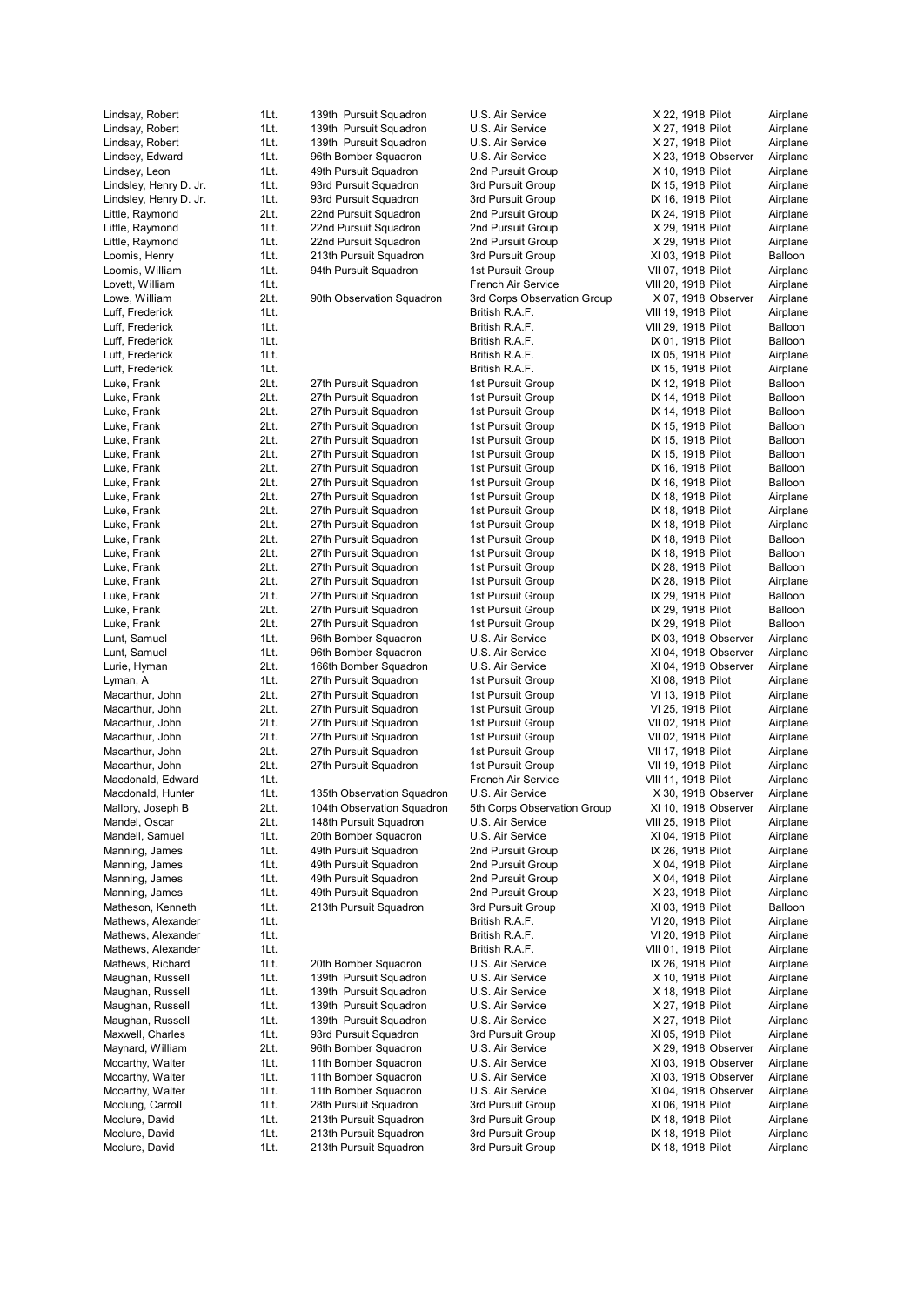| | | | | | | |
|---|---|---|---|---|---|---|
| Lindsay, Robert | 1Lt. | 139th Pursuit Squadron | U.S. Air Service | X 22, 1918 | Pilot | Airplane |
| Lindsay, Robert | 1Lt. | 139th Pursuit Squadron | U.S. Air Service | X 27, 1918 | Pilot | Airplane |
| Lindsay, Robert | 1Lt. | 139th Pursuit Squadron | U.S. Air Service | X 27, 1918 | Pilot | Airplane |
| Lindsey, Edward | 1Lt. | 96th Bomber Squadron | U.S. Air Service | X 23, 1918 | Observer | Airplane |
| Lindsey, Leon | 1Lt. | 49th Pursuit Squadron | 2nd Pursuit Group | X 10, 1918 | Pilot | Airplane |
| Lindsley, Henry D. Jr. | 1Lt. | 93rd Pursuit Squadron | 3rd Pursuit Group | IX 15, 1918 | Pilot | Airplane |
| Lindsley, Henry D. Jr. | 1Lt. | 93rd Pursuit Squadron | 3rd Pursuit Group | IX 16, 1918 | Pilot | Airplane |
| Little, Raymond | 2Lt. | 22nd Pursuit Squadron | 2nd Pursuit Group | IX 24, 1918 | Pilot | Airplane |
| Little, Raymond | 1Lt. | 22nd Pursuit Squadron | 2nd Pursuit Group | X 29, 1918 | Pilot | Airplane |
| Little, Raymond | 1Lt. | 22nd Pursuit Squadron | 2nd Pursuit Group | X 29, 1918 | Pilot | Airplane |
| Loomis, Henry | 1Lt. | 213th Pursuit Squadron | 3rd Pursuit Group | XI 03, 1918 | Pilot | Balloon |
| Loomis, William | 1Lt. | 94th Pursuit Squadron | 1st Pursuit Group | VII 07, 1918 | Pilot | Airplane |
| Lovett, William | 1Lt. | | French Air Service | VIII 20, 1918 | Pilot | Airplane |
| Lowe, William | 2Lt. | 90th Observation Squadron | 3rd Corps Observation Group | X 07, 1918 | Observer | Airplane |
| Luff, Frederick | 1Lt. | | British R.A.F. | VIII 19, 1918 | Pilot | Airplane |
| Luff, Frederick | 1Lt. | | British R.A.F. | VIII 29, 1918 | Pilot | Balloon |
| Luff, Frederick | 1Lt. | | British R.A.F. | IX 01, 1918 | Pilot | Balloon |
| Luff, Frederick | 1Lt. | | British R.A.F. | IX 05, 1918 | Pilot | Airplane |
| Luff, Frederick | 1Lt. | | British R.A.F. | IX 15, 1918 | Pilot | Airplane |
| Luke, Frank | 2Lt. | 27th Pursuit Squadron | 1st Pursuit Group | IX 12, 1918 | Pilot | Balloon |
| Luke, Frank | 2Lt. | 27th Pursuit Squadron | 1st Pursuit Group | IX 14, 1918 | Pilot | Balloon |
| Luke, Frank | 2Lt. | 27th Pursuit Squadron | 1st Pursuit Group | IX 14, 1918 | Pilot | Balloon |
| Luke, Frank | 2Lt. | 27th Pursuit Squadron | 1st Pursuit Group | IX 15, 1918 | Pilot | Balloon |
| Luke, Frank | 2Lt. | 27th Pursuit Squadron | 1st Pursuit Group | IX 15, 1918 | Pilot | Balloon |
| Luke, Frank | 2Lt. | 27th Pursuit Squadron | 1st Pursuit Group | IX 15, 1918 | Pilot | Balloon |
| Luke, Frank | 2Lt. | 27th Pursuit Squadron | 1st Pursuit Group | IX 16, 1918 | Pilot | Balloon |
| Luke, Frank | 2Lt. | 27th Pursuit Squadron | 1st Pursuit Group | IX 16, 1918 | Pilot | Balloon |
| Luke, Frank | 2Lt. | 27th Pursuit Squadron | 1st Pursuit Group | IX 18, 1918 | Pilot | Airplane |
| Luke, Frank | 2Lt. | 27th Pursuit Squadron | 1st Pursuit Group | IX 18, 1918 | Pilot | Airplane |
| Luke, Frank | 2Lt. | 27th Pursuit Squadron | 1st Pursuit Group | IX 18, 1918 | Pilot | Airplane |
| Luke, Frank | 2Lt. | 27th Pursuit Squadron | 1st Pursuit Group | IX 18, 1918 | Pilot | Balloon |
| Luke, Frank | 2Lt. | 27th Pursuit Squadron | 1st Pursuit Group | IX 18, 1918 | Pilot | Balloon |
| Luke, Frank | 2Lt. | 27th Pursuit Squadron | 1st Pursuit Group | IX 28, 1918 | Pilot | Balloon |
| Luke, Frank | 2Lt. | 27th Pursuit Squadron | 1st Pursuit Group | IX 28, 1918 | Pilot | Airplane |
| Luke, Frank | 2Lt. | 27th Pursuit Squadron | 1st Pursuit Group | IX 29, 1918 | Pilot | Balloon |
| Luke, Frank | 2Lt. | 27th Pursuit Squadron | 1st Pursuit Group | IX 29, 1918 | Pilot | Balloon |
| Luke, Frank | 2Lt. | 27th Pursuit Squadron | 1st Pursuit Group | IX 29, 1918 | Pilot | Balloon |
| Lunt, Samuel | 1Lt. | 96th Bomber Squadron | U.S. Air Service | IX 03, 1918 | Observer | Airplane |
| Lunt, Samuel | 1Lt. | 96th Bomber Squadron | U.S. Air Service | XI 04, 1918 | Observer | Airplane |
| Lurie, Hyman | 2Lt. | 166th Bomber Squadron | U.S. Air Service | XI 04, 1918 | Observer | Airplane |
| Lyman, A | 1Lt. | 27th Pursuit Squadron | 1st Pursuit Group | XI 08, 1918 | Pilot | Airplane |
| Macarthur, John | 2Lt. | 27th Pursuit Squadron | 1st Pursuit Group | VI 13, 1918 | Pilot | Airplane |
| Macarthur, John | 2Lt. | 27th Pursuit Squadron | 1st Pursuit Group | VI 25, 1918 | Pilot | Airplane |
| Macarthur, John | 2Lt. | 27th Pursuit Squadron | 1st Pursuit Group | VII 02, 1918 | Pilot | Airplane |
| Macarthur, John | 2Lt. | 27th Pursuit Squadron | 1st Pursuit Group | VII 02, 1918 | Pilot | Airplane |
| Macarthur, John | 2Lt. | 27th Pursuit Squadron | 1st Pursuit Group | VII 17, 1918 | Pilot | Airplane |
| Macarthur, John | 2Lt. | 27th Pursuit Squadron | 1st Pursuit Group | VII 19, 1918 | Pilot | Airplane |
| Macdonald, Edward | 1Lt. | | French Air Service | VIII 11, 1918 | Pilot | Airplane |
| Macdonald, Hunter | 1Lt. | 135th Observation Squadron | U.S. Air Service | X 30, 1918 | Observer | Airplane |
| Mallory, Joseph B | 2Lt. | 104th Observation Squadron | 5th Corps Observation Group | XI 10, 1918 | Observer | Airplane |
| Mandel, Oscar | 2Lt. | 148th Pursuit Squadron | U.S. Air Service | VIII 25, 1918 | Pilot | Airplane |
| Mandell, Samuel | 1Lt. | 20th Bomber Squadron | U.S. Air Service | XI 04, 1918 | Pilot | Airplane |
| Manning, James | 1Lt. | 49th Pursuit Squadron | 2nd Pursuit Group | IX 26, 1918 | Pilot | Airplane |
| Manning, James | 1Lt. | 49th Pursuit Squadron | 2nd Pursuit Group | X 04, 1918 | Pilot | Airplane |
| Manning, James | 1Lt. | 49th Pursuit Squadron | 2nd Pursuit Group | X 04, 1918 | Pilot | Airplane |
| Manning, James | 1Lt. | 49th Pursuit Squadron | 2nd Pursuit Group | X 23, 1918 | Pilot | Airplane |
| Matheson, Kenneth | 1Lt. | 213th Pursuit Squadron | 3rd Pursuit Group | XI 03, 1918 | Pilot | Balloon |
| Mathews, Alexander | 1Lt. | | British R.A.F. | VI 20, 1918 | Pilot | Airplane |
| Mathews, Alexander | 1Lt. | | British R.A.F. | VI 20, 1918 | Pilot | Airplane |
| Mathews, Alexander | 1Lt. | | British R.A.F. | VIII 01, 1918 | Pilot | Airplane |
| Mathews, Richard | 1Lt. | 20th Bomber Squadron | U.S. Air Service | IX 26, 1918 | Pilot | Airplane |
| Maughan, Russell | 1Lt. | 139th Pursuit Squadron | U.S. Air Service | X 10, 1918 | Pilot | Airplane |
| Maughan, Russell | 1Lt. | 139th Pursuit Squadron | U.S. Air Service | X 18, 1918 | Pilot | Airplane |
| Maughan, Russell | 1Lt. | 139th Pursuit Squadron | U.S. Air Service | X 27, 1918 | Pilot | Airplane |
| Maughan, Russell | 1Lt. | 139th Pursuit Squadron | U.S. Air Service | X 27, 1918 | Pilot | Airplane |
| Maxwell, Charles | 1Lt. | 93rd Pursuit Squadron | 3rd Pursuit Group | XI 05, 1918 | Pilot | Airplane |
| Maynard, William | 2Lt. | 96th Bomber Squadron | U.S. Air Service | X 29, 1918 | Observer | Airplane |
| Mccarthy, Walter | 1Lt. | 11th Bomber Squadron | U.S. Air Service | XI 03, 1918 | Observer | Airplane |
| Mccarthy, Walter | 1Lt. | 11th Bomber Squadron | U.S. Air Service | XI 03, 1918 | Observer | Airplane |
| Mccarthy, Walter | 1Lt. | 11th Bomber Squadron | U.S. Air Service | XI 04, 1918 | Observer | Airplane |
| Mcclung, Carroll | 1Lt. | 28th Pursuit Squadron | 3rd Pursuit Group | XI 06, 1918 | Pilot | Airplane |
| Mcclure, David | 1Lt. | 213th Pursuit Squadron | 3rd Pursuit Group | IX 18, 1918 | Pilot | Airplane |
| Mcclure, David | 1Lt. | 213th Pursuit Squadron | 3rd Pursuit Group | IX 18, 1918 | Pilot | Airplane |
| Mcclure, David | 1Lt. | 213th Pursuit Squadron | 3rd Pursuit Group | IX 18, 1918 | Pilot | Airplane |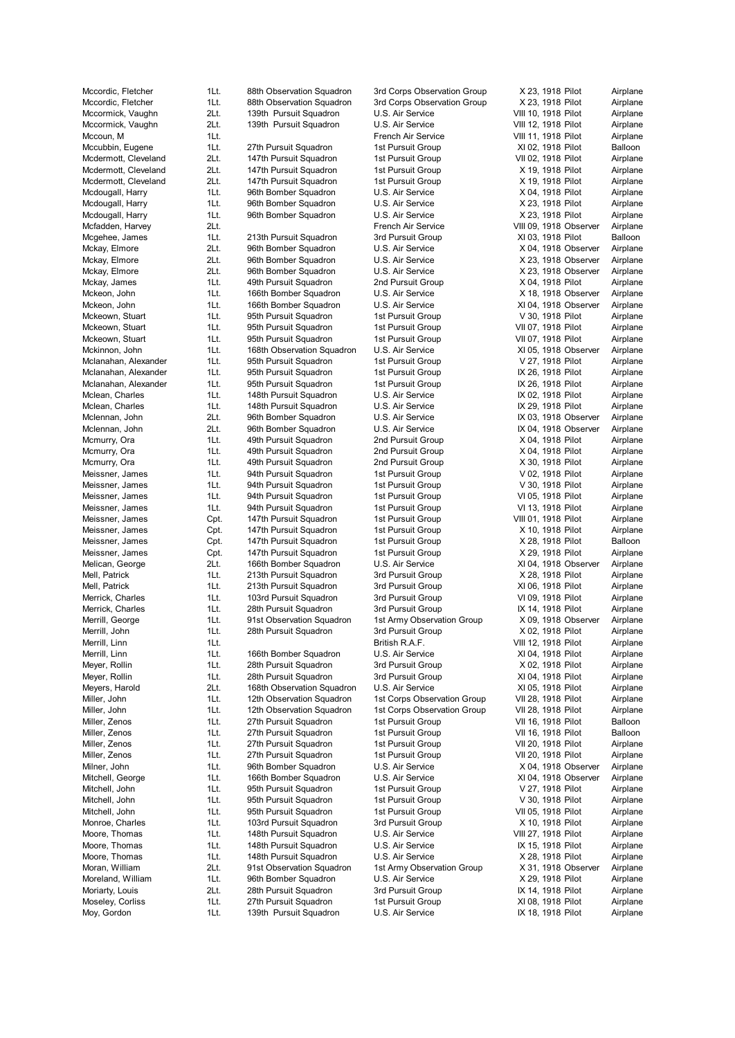| | | | | | | |
|---|---|---|---|---|---|---|
| Mccordic, Fletcher | 1Lt. | 88th Observation Squadron | 3rd Corps Observation Group | X 23, 1918 | Pilot | Airplane |
| Mccordic, Fletcher | 1Lt. | 88th Observation Squadron | 3rd Corps Observation Group | X 23, 1918 | Pilot | Airplane |
| Mccormick, Vaughn | 2Lt. | 139th Pursuit Squadron | U.S. Air Service | VIII 10, 1918 | Pilot | Airplane |
| Mccormick, Vaughn | 2Lt. | 139th Pursuit Squadron | U.S. Air Service | VIII 12, 1918 | Pilot | Airplane |
| Mccoun, M | 1Lt. | | French Air Service | VIII 11, 1918 | Pilot | Airplane |
| Mccubbin, Eugene | 1Lt. | 27th Pursuit Squadron | 1st Pursuit Group | XI 02, 1918 | Pilot | Balloon |
| Mcdermott, Cleveland | 2Lt. | 147th Pursuit Squadron | 1st Pursuit Group | VII 02, 1918 | Pilot | Airplane |
| Mcdermott, Cleveland | 2Lt. | 147th Pursuit Squadron | 1st Pursuit Group | X 19, 1918 | Pilot | Airplane |
| Mcdermott, Cleveland | 2Lt. | 147th Pursuit Squadron | 1st Pursuit Group | X 19, 1918 | Pilot | Airplane |
| Mcdougall, Harry | 1Lt. | 96th Bomber Squadron | U.S. Air Service | X 04, 1918 | Pilot | Airplane |
| Mcdougall, Harry | 1Lt. | 96th Bomber Squadron | U.S. Air Service | X 23, 1918 | Pilot | Airplane |
| Mcdougall, Harry | 1Lt. | 96th Bomber Squadron | U.S. Air Service | X 23, 1918 | Pilot | Airplane |
| Mcfadden, Harvey | 2Lt. | | French Air Service | VIII 09, 1918 | Observer | Airplane |
| Mcgehee, James | 1Lt. | 213th Pursuit Squadron | 3rd Pursuit Group | XI 03, 1918 | Pilot | Balloon |
| Mckay, Elmore | 2Lt. | 96th Bomber Squadron | U.S. Air Service | X 04, 1918 | Observer | Airplane |
| Mckay, Elmore | 2Lt. | 96th Bomber Squadron | U.S. Air Service | X 23, 1918 | Observer | Airplane |
| Mckay, Elmore | 2Lt. | 96th Bomber Squadron | U.S. Air Service | X 23, 1918 | Observer | Airplane |
| Mckay, James | 1Lt. | 49th Pursuit Squadron | 2nd Pursuit Group | X 04, 1918 | Pilot | Airplane |
| Mckeon, John | 1Lt. | 166th Bomber Squadron | U.S. Air Service | X 18, 1918 | Observer | Airplane |
| Mckeon, John | 1Lt. | 166th Bomber Squadron | U.S. Air Service | XI 04, 1918 | Observer | Airplane |
| Mckeown, Stuart | 1Lt. | 95th Pursuit Squadron | 1st Pursuit Group | V 30, 1918 | Pilot | Airplane |
| Mckeown, Stuart | 1Lt. | 95th Pursuit Squadron | 1st Pursuit Group | VII 07, 1918 | Pilot | Airplane |
| Mckeown, Stuart | 1Lt. | 95th Pursuit Squadron | 1st Pursuit Group | VII 07, 1918 | Pilot | Airplane |
| Mckinnon, John | 1Lt. | 168th Observation Squadron | U.S. Air Service | XI 05, 1918 | Observer | Airplane |
| Mclanahan, Alexander | 1Lt. | 95th Pursuit Squadron | 1st Pursuit Group | V 27, 1918 | Pilot | Airplane |
| Mclanahan, Alexander | 1Lt. | 95th Pursuit Squadron | 1st Pursuit Group | IX 26, 1918 | Pilot | Airplane |
| Mclanahan, Alexander | 1Lt. | 95th Pursuit Squadron | 1st Pursuit Group | IX 26, 1918 | Pilot | Airplane |
| Mclean, Charles | 1Lt. | 148th Pursuit Squadron | U.S. Air Service | IX 02, 1918 | Pilot | Airplane |
| Mclean, Charles | 1Lt. | 148th Pursuit Squadron | U.S. Air Service | IX 29, 1918 | Pilot | Airplane |
| Mclennan, John | 2Lt. | 96th Bomber Squadron | U.S. Air Service | IX 03, 1918 | Observer | Airplane |
| Mclennan, John | 2Lt. | 96th Bomber Squadron | U.S. Air Service | IX 04, 1918 | Observer | Airplane |
| Mcmurry, Ora | 1Lt. | 49th Pursuit Squadron | 2nd Pursuit Group | X 04, 1918 | Pilot | Airplane |
| Mcmurry, Ora | 1Lt. | 49th Pursuit Squadron | 2nd Pursuit Group | X 04, 1918 | Pilot | Airplane |
| Mcmurry, Ora | 1Lt. | 49th Pursuit Squadron | 2nd Pursuit Group | X 30, 1918 | Pilot | Airplane |
| Meissner, James | 1Lt. | 94th Pursuit Squadron | 1st Pursuit Group | V 02, 1918 | Pilot | Airplane |
| Meissner, James | 1Lt. | 94th Pursuit Squadron | 1st Pursuit Group | V 30, 1918 | Pilot | Airplane |
| Meissner, James | 1Lt. | 94th Pursuit Squadron | 1st Pursuit Group | VI 05, 1918 | Pilot | Airplane |
| Meissner, James | 1Lt. | 94th Pursuit Squadron | 1st Pursuit Group | VI 13, 1918 | Pilot | Airplane |
| Meissner, James | Cpt. | 147th Pursuit Squadron | 1st Pursuit Group | VIII 01, 1918 | Pilot | Airplane |
| Meissner, James | Cpt. | 147th Pursuit Squadron | 1st Pursuit Group | X 10, 1918 | Pilot | Airplane |
| Meissner, James | Cpt. | 147th Pursuit Squadron | 1st Pursuit Group | X 28, 1918 | Pilot | Balloon |
| Meissner, James | Cpt. | 147th Pursuit Squadron | 1st Pursuit Group | X 29, 1918 | Pilot | Airplane |
| Melican, George | 2Lt. | 166th Bomber Squadron | U.S. Air Service | XI 04, 1918 | Observer | Airplane |
| Mell, Patrick | 1Lt. | 213th Pursuit Squadron | 3rd Pursuit Group | X 28, 1918 | Pilot | Airplane |
| Mell, Patrick | 1Lt. | 213th Pursuit Squadron | 3rd Pursuit Group | XI 06, 1918 | Pilot | Airplane |
| Merrick, Charles | 1Lt. | 103rd Pursuit Squadron | 3rd Pursuit Group | VI 09, 1918 | Pilot | Airplane |
| Merrick, Charles | 1Lt. | 28th Pursuit Squadron | 3rd Pursuit Group | IX 14, 1918 | Pilot | Airplane |
| Merrill, George | 1Lt. | 91st Observation Squadron | 1st Army Observation Group | X 09, 1918 | Observer | Airplane |
| Merrill, John | 1Lt. | 28th Pursuit Squadron | 3rd Pursuit Group | X 02, 1918 | Pilot | Airplane |
| Merrill, Linn | 1Lt. | | British R.A.F. | VIII 12, 1918 | Pilot | Airplane |
| Merrill, Linn | 1Lt. | 166th Bomber Squadron | U.S. Air Service | XI 04, 1918 | Pilot | Airplane |
| Meyer, Rollin | 1Lt. | 28th Pursuit Squadron | 3rd Pursuit Group | X 02, 1918 | Pilot | Airplane |
| Meyer, Rollin | 1Lt. | 28th Pursuit Squadron | 3rd Pursuit Group | XI 04, 1918 | Pilot | Airplane |
| Meyers, Harold | 2Lt. | 168th Observation Squadron | U.S. Air Service | XI 05, 1918 | Pilot | Airplane |
| Miller, John | 1Lt. | 12th Observation Squadron | 1st Corps Observation Group | VII 28, 1918 | Pilot | Airplane |
| Miller, John | 1Lt. | 12th Observation Squadron | 1st Corps Observation Group | VII 28, 1918 | Pilot | Airplane |
| Miller, Zenos | 1Lt. | 27th Pursuit Squadron | 1st Pursuit Group | VII 16, 1918 | Pilot | Balloon |
| Miller, Zenos | 1Lt. | 27th Pursuit Squadron | 1st Pursuit Group | VII 16, 1918 | Pilot | Balloon |
| Miller, Zenos | 1Lt. | 27th Pursuit Squadron | 1st Pursuit Group | VII 20, 1918 | Pilot | Airplane |
| Miller, Zenos | 1Lt. | 27th Pursuit Squadron | 1st Pursuit Group | VII 20, 1918 | Pilot | Airplane |
| Milner, John | 1Lt. | 96th Bomber Squadron | U.S. Air Service | X 04, 1918 | Observer | Airplane |
| Mitchell, George | 1Lt. | 166th Bomber Squadron | U.S. Air Service | XI 04, 1918 | Observer | Airplane |
| Mitchell, John | 1Lt. | 95th Pursuit Squadron | 1st Pursuit Group | V 27, 1918 | Pilot | Airplane |
| Mitchell, John | 1Lt. | 95th Pursuit Squadron | 1st Pursuit Group | V 30, 1918 | Pilot | Airplane |
| Mitchell, John | 1Lt. | 95th Pursuit Squadron | 1st Pursuit Group | VII 05, 1918 | Pilot | Airplane |
| Monroe, Charles | 1Lt. | 103rd Pursuit Squadron | 3rd Pursuit Group | X 10, 1918 | Pilot | Airplane |
| Moore, Thomas | 1Lt. | 148th Pursuit Squadron | U.S. Air Service | VIII 27, 1918 | Pilot | Airplane |
| Moore, Thomas | 1Lt. | 148th Pursuit Squadron | U.S. Air Service | IX 15, 1918 | Pilot | Airplane |
| Moore, Thomas | 1Lt. | 148th Pursuit Squadron | U.S. Air Service | X 28, 1918 | Pilot | Airplane |
| Moran, William | 2Lt. | 91st Observation Squadron | 1st Army Observation Group | X 31, 1918 | Observer | Airplane |
| Moreland, William | 1Lt. | 96th Bomber Squadron | U.S. Air Service | X 29, 1918 | Pilot | Airplane |
| Moriarty, Louis | 2Lt. | 28th Pursuit Squadron | 3rd Pursuit Group | IX 14, 1918 | Pilot | Airplane |
| Moseley, Corliss | 1Lt. | 27th Pursuit Squadron | 1st Pursuit Group | XI 08, 1918 | Pilot | Airplane |
| Moy, Gordon | 1Lt. | 139th Pursuit Squadron | U.S. Air Service | IX 18, 1918 | Pilot | Airplane |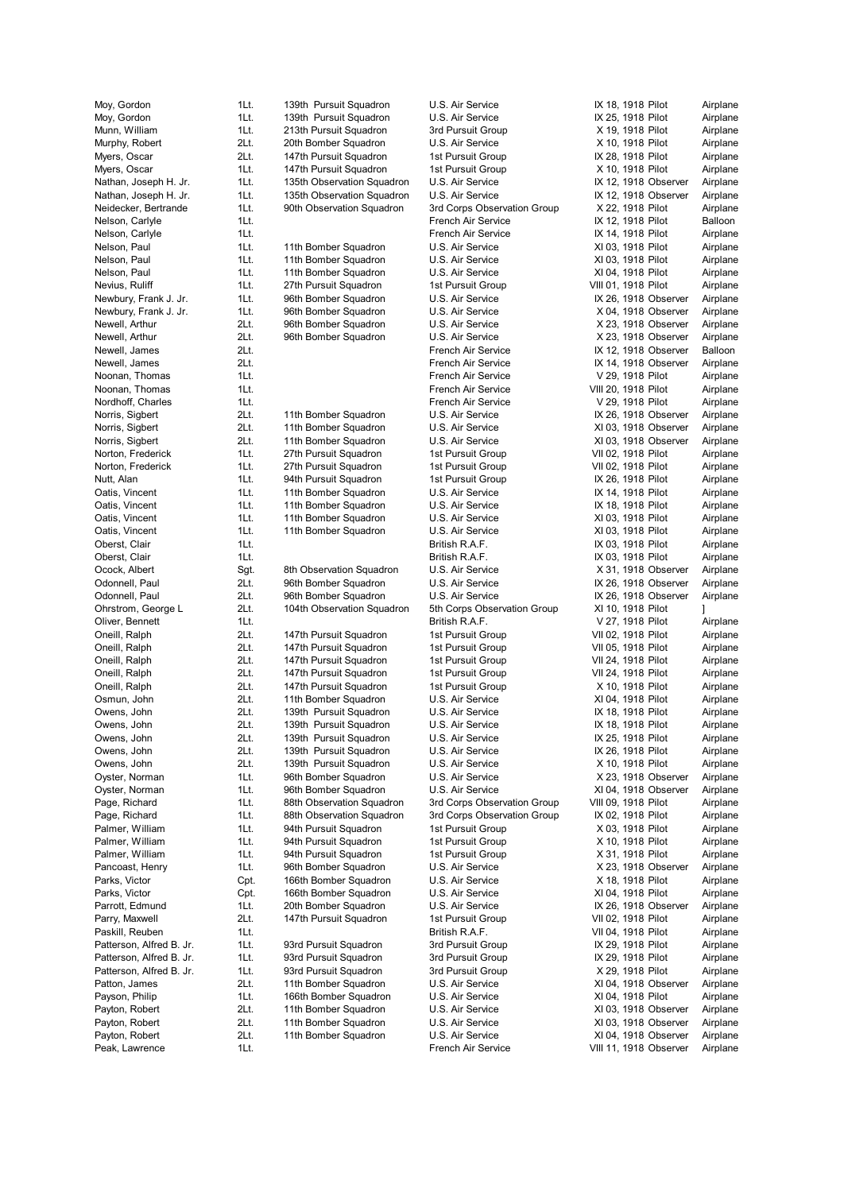| | | | | | | |
|---|---|---|---|---|---|---|
| Moy, Gordon | 1Lt. | 139th Pursuit Squadron | U.S. Air Service | IX 18, 1918 | Pilot | Airplane |
| Moy, Gordon | 1Lt. | 139th Pursuit Squadron | U.S. Air Service | IX 25, 1918 | Pilot | Airplane |
| Munn, William | 1Lt. | 213th Pursuit Squadron | 3rd Pursuit Group | X 19, 1918 | Pilot | Airplane |
| Murphy, Robert | 2Lt. | 20th Bomber Squadron | U.S. Air Service | X 10, 1918 | Pilot | Airplane |
| Myers, Oscar | 2Lt. | 147th Pursuit Squadron | 1st Pursuit Group | IX 28, 1918 | Pilot | Airplane |
| Myers, Oscar | 1Lt. | 147th Pursuit Squadron | 1st Pursuit Group | X 10, 1918 | Pilot | Airplane |
| Nathan, Joseph H. Jr. | 1Lt. | 135th Observation Squadron | U.S. Air Service | IX 12, 1918 | Observer | Airplane |
| Nathan, Joseph H. Jr. | 1Lt. | 135th Observation Squadron | U.S. Air Service | IX 12, 1918 | Observer | Airplane |
| Neidecker, Bertrande | 1Lt. | 90th Observation Squadron | 3rd Corps Observation Group | X 22, 1918 | Pilot | Airplane |
| Nelson, Carlyle | 1Lt. | | French Air Service | IX 12, 1918 | Pilot | Balloon |
| Nelson, Carlyle | 1Lt. | | French Air Service | IX 14, 1918 | Pilot | Airplane |
| Nelson, Paul | 1Lt. | 11th Bomber Squadron | U.S. Air Service | XI 03, 1918 | Pilot | Airplane |
| Nelson, Paul | 1Lt. | 11th Bomber Squadron | U.S. Air Service | XI 03, 1918 | Pilot | Airplane |
| Nelson, Paul | 1Lt. | 11th Bomber Squadron | U.S. Air Service | XI 04, 1918 | Pilot | Airplane |
| Nevius, Ruliff | 1Lt. | 27th Pursuit Squadron | 1st Pursuit Group | VIII 01, 1918 | Pilot | Airplane |
| Newbury, Frank J. Jr. | 1Lt. | 96th Bomber Squadron | U.S. Air Service | IX 26, 1918 | Observer | Airplane |
| Newbury, Frank J. Jr. | 1Lt. | 96th Bomber Squadron | U.S. Air Service | X 04, 1918 | Observer | Airplane |
| Newell, Arthur | 2Lt. | 96th Bomber Squadron | U.S. Air Service | X 23, 1918 | Observer | Airplane |
| Newell, Arthur | 2Lt. | 96th Bomber Squadron | U.S. Air Service | X 23, 1918 | Observer | Airplane |
| Newell, James | 2Lt. | | French Air Service | IX 12, 1918 | Observer | Balloon |
| Newell, James | 2Lt. | | French Air Service | IX 14, 1918 | Observer | Airplane |
| Noonan, Thomas | 1Lt. | | French Air Service | V 29, 1918 | Pilot | Airplane |
| Noonan, Thomas | 1Lt. | | French Air Service | VIII 20, 1918 | Pilot | Airplane |
| Nordhoff, Charles | 1Lt. | | French Air Service | V 29, 1918 | Pilot | Airplane |
| Norris, Sigbert | 2Lt. | 11th Bomber Squadron | U.S. Air Service | IX 26, 1918 | Observer | Airplane |
| Norris, Sigbert | 2Lt. | 11th Bomber Squadron | U.S. Air Service | XI 03, 1918 | Observer | Airplane |
| Norris, Sigbert | 2Lt. | 11th Bomber Squadron | U.S. Air Service | XI 03, 1918 | Observer | Airplane |
| Norton, Frederick | 1Lt. | 27th Pursuit Squadron | 1st Pursuit Group | VII 02, 1918 | Pilot | Airplane |
| Norton, Frederick | 1Lt. | 27th Pursuit Squadron | 1st Pursuit Group | VII 02, 1918 | Pilot | Airplane |
| Nutt, Alan | 1Lt. | 94th Pursuit Squadron | 1st Pursuit Group | IX 26, 1918 | Pilot | Airplane |
| Oatis, Vincent | 1Lt. | 11th Bomber Squadron | U.S. Air Service | IX 14, 1918 | Pilot | Airplane |
| Oatis, Vincent | 1Lt. | 11th Bomber Squadron | U.S. Air Service | IX 18, 1918 | Pilot | Airplane |
| Oatis, Vincent | 1Lt. | 11th Bomber Squadron | U.S. Air Service | XI 03, 1918 | Pilot | Airplane |
| Oatis, Vincent | 1Lt. | 11th Bomber Squadron | U.S. Air Service | XI 03, 1918 | Pilot | Airplane |
| Oberst, Clair | 1Lt. | | British R.A.F. | IX 03, 1918 | Pilot | Airplane |
| Oberst, Clair | 1Lt. | | British R.A.F. | IX 03, 1918 | Pilot | Airplane |
| Ocock, Albert | Sgt. | 8th Observation Squadron | U.S. Air Service | X 31, 1918 | Observer | Airplane |
| Odonnell, Paul | 2Lt. | 96th Bomber Squadron | U.S. Air Service | IX 26, 1918 | Observer | Airplane |
| Odonnell, Paul | 2Lt. | 96th Bomber Squadron | U.S. Air Service | IX 26, 1918 | Observer | Airplane |
| Ohrstrom, George L | 2Lt. | 104th Observation Squadron | 5th Corps Observation Group | XI 10, 1918 | Pilot | ] |
| Oliver, Bennett | 1Lt. | | British R.A.F. | V 27, 1918 | Pilot | Airplane |
| Oneill, Ralph | 2Lt. | 147th Pursuit Squadron | 1st Pursuit Group | VII 02, 1918 | Pilot | Airplane |
| Oneill, Ralph | 2Lt. | 147th Pursuit Squadron | 1st Pursuit Group | VII 05, 1918 | Pilot | Airplane |
| Oneill, Ralph | 2Lt. | 147th Pursuit Squadron | 1st Pursuit Group | VII 24, 1918 | Pilot | Airplane |
| Oneill, Ralph | 2Lt. | 147th Pursuit Squadron | 1st Pursuit Group | VII 24, 1918 | Pilot | Airplane |
| Oneill, Ralph | 2Lt. | 147th Pursuit Squadron | 1st Pursuit Group | X 10, 1918 | Pilot | Airplane |
| Osmun, John | 2Lt. | 11th Bomber Squadron | U.S. Air Service | XI 04, 1918 | Pilot | Airplane |
| Owens, John | 2Lt. | 139th Pursuit Squadron | U.S. Air Service | IX 18, 1918 | Pilot | Airplane |
| Owens, John | 2Lt. | 139th Pursuit Squadron | U.S. Air Service | IX 18, 1918 | Pilot | Airplane |
| Owens, John | 2Lt. | 139th Pursuit Squadron | U.S. Air Service | IX 25, 1918 | Pilot | Airplane |
| Owens, John | 2Lt. | 139th Pursuit Squadron | U.S. Air Service | IX 26, 1918 | Pilot | Airplane |
| Owens, John | 2Lt. | 139th Pursuit Squadron | U.S. Air Service | X 10, 1918 | Pilot | Airplane |
| Oyster, Norman | 1Lt. | 96th Bomber Squadron | U.S. Air Service | X 23, 1918 | Observer | Airplane |
| Oyster, Norman | 1Lt. | 96th Bomber Squadron | U.S. Air Service | XI 04, 1918 | Observer | Airplane |
| Page, Richard | 1Lt. | 88th Observation Squadron | 3rd Corps Observation Group | VIII 09, 1918 | Pilot | Airplane |
| Page, Richard | 1Lt. | 88th Observation Squadron | 3rd Corps Observation Group | IX 02, 1918 | Pilot | Airplane |
| Palmer, William | 1Lt. | 94th Pursuit Squadron | 1st Pursuit Group | X 03, 1918 | Pilot | Airplane |
| Palmer, William | 1Lt. | 94th Pursuit Squadron | 1st Pursuit Group | X 10, 1918 | Pilot | Airplane |
| Palmer, William | 1Lt. | 94th Pursuit Squadron | 1st Pursuit Group | X 31, 1918 | Pilot | Airplane |
| Pancoast, Henry | 1Lt. | 96th Bomber Squadron | U.S. Air Service | X 23, 1918 | Observer | Airplane |
| Parks, Victor | Cpt. | 166th Bomber Squadron | U.S. Air Service | X 18, 1918 | Pilot | Airplane |
| Parks, Victor | Cpt. | 166th Bomber Squadron | U.S. Air Service | XI 04, 1918 | Pilot | Airplane |
| Parrott, Edmund | 1Lt. | 20th Bomber Squadron | U.S. Air Service | IX 26, 1918 | Observer | Airplane |
| Parry, Maxwell | 2Lt. | 147th Pursuit Squadron | 1st Pursuit Group | VII 02, 1918 | Pilot | Airplane |
| Paskill, Reuben | 1Lt. | | British R.A.F. | VII 04, 1918 | Pilot | Airplane |
| Patterson, Alfred B. Jr. | 1Lt. | 93rd Pursuit Squadron | 3rd Pursuit Group | IX 29, 1918 | Pilot | Airplane |
| Patterson, Alfred B. Jr. | 1Lt. | 93rd Pursuit Squadron | 3rd Pursuit Group | IX 29, 1918 | Pilot | Airplane |
| Patterson, Alfred B. Jr. | 1Lt. | 93rd Pursuit Squadron | 3rd Pursuit Group | X 29, 1918 | Pilot | Airplane |
| Patton, James | 2Lt. | 11th Bomber Squadron | U.S. Air Service | XI 04, 1918 | Observer | Airplane |
| Payson, Philip | 1Lt. | 166th Bomber Squadron | U.S. Air Service | XI 04, 1918 | Pilot | Airplane |
| Payton, Robert | 2Lt. | 11th Bomber Squadron | U.S. Air Service | XI 03, 1918 | Observer | Airplane |
| Payton, Robert | 2Lt. | 11th Bomber Squadron | U.S. Air Service | XI 03, 1918 | Observer | Airplane |
| Payton, Robert | 2Lt. | 11th Bomber Squadron | U.S. Air Service | XI 04, 1918 | Observer | Airplane |
| Peak, Lawrence | 1Lt. | | French Air Service | VIII 11, 1918 | Observer | Airplane |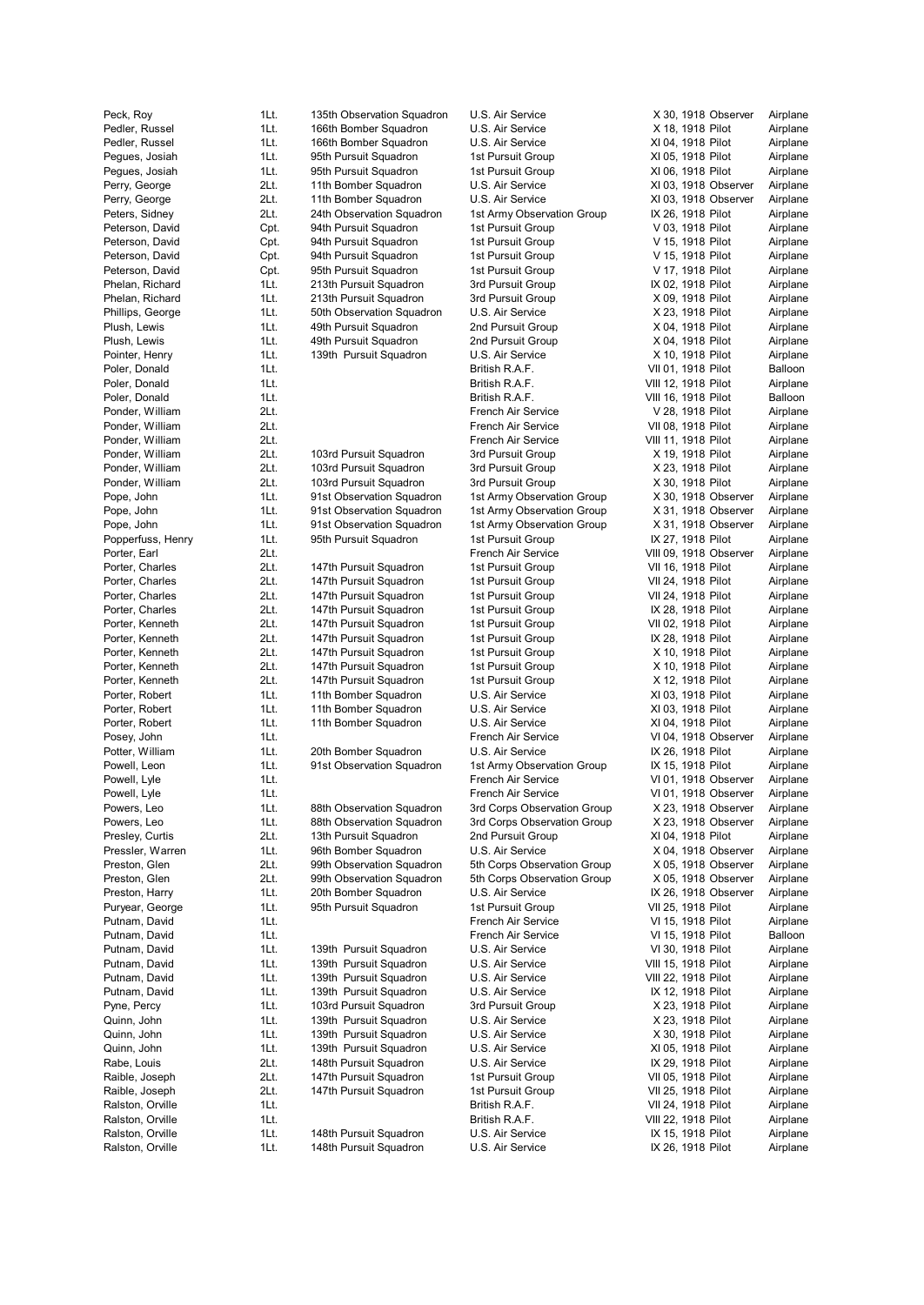| | | | | | | |
|---|---|---|---|---|---|---|
| Peck, Roy | 1Lt. | 135th Observation Squadron | U.S. Air Service | X 30, 1918 | Observer | Airplane |
| Pedler, Russel | 1Lt. | 166th Bomber Squadron | U.S. Air Service | X 18, 1918 | Pilot | Airplane |
| Pedler, Russel | 1Lt. | 166th Bomber Squadron | U.S. Air Service | XI 04, 1918 | Pilot | Airplane |
| Pegues, Josiah | 1Lt. | 95th Pursuit Squadron | 1st Pursuit Group | XI 05, 1918 | Pilot | Airplane |
| Pegues, Josiah | 1Lt. | 95th Pursuit Squadron | 1st Pursuit Group | XI 06, 1918 | Pilot | Airplane |
| Perry, George | 2Lt. | 11th Bomber Squadron | U.S. Air Service | XI 03, 1918 | Observer | Airplane |
| Perry, George | 2Lt. | 11th Bomber Squadron | U.S. Air Service | XI 03, 1918 | Observer | Airplane |
| Peters, Sidney | 2Lt. | 24th Observation Squadron | 1st Army Observation Group | IX 26, 1918 | Pilot | Airplane |
| Peterson, David | Cpt. | 94th Pursuit Squadron | 1st Pursuit Group | V 03, 1918 | Pilot | Airplane |
| Peterson, David | Cpt. | 94th Pursuit Squadron | 1st Pursuit Group | V 15, 1918 | Pilot | Airplane |
| Peterson, David | Cpt. | 94th Pursuit Squadron | 1st Pursuit Group | V 15, 1918 | Pilot | Airplane |
| Peterson, David | Cpt. | 95th Pursuit Squadron | 1st Pursuit Group | V 17, 1918 | Pilot | Airplane |
| Phelan, Richard | 1Lt. | 213th Pursuit Squadron | 3rd Pursuit Group | IX 02, 1918 | Pilot | Airplane |
| Phelan, Richard | 1Lt. | 213th Pursuit Squadron | 3rd Pursuit Group | X 09, 1918 | Pilot | Airplane |
| Phillips, George | 1Lt. | 50th Observation Squadron | U.S. Air Service | X 23, 1918 | Pilot | Airplane |
| Plush, Lewis | 1Lt. | 49th Pursuit Squadron | 2nd Pursuit Group | X 04, 1918 | Pilot | Airplane |
| Plush, Lewis | 1Lt. | 49th Pursuit Squadron | 2nd Pursuit Group | X 04, 1918 | Pilot | Airplane |
| Pointer, Henry | 1Lt. | 139th Pursuit Squadron | U.S. Air Service | X 10, 1918 | Pilot | Airplane |
| Poler, Donald | 1Lt. | | British R.A.F. | VII 01, 1918 | Pilot | Balloon |
| Poler, Donald | 1Lt. | | British R.A.F. | VIII 12, 1918 | Pilot | Airplane |
| Poler, Donald | 1Lt. | | British R.A.F. | VIII 16, 1918 | Pilot | Balloon |
| Ponder, William | 2Lt. | | French Air Service | V 28, 1918 | Pilot | Airplane |
| Ponder, William | 2Lt. | | French Air Service | VII 08, 1918 | Pilot | Airplane |
| Ponder, William | 2Lt. | | French Air Service | VIII 11, 1918 | Pilot | Airplane |
| Ponder, William | 2Lt. | 103rd Pursuit Squadron | 3rd Pursuit Group | X 19, 1918 | Pilot | Airplane |
| Ponder, William | 2Lt. | 103rd Pursuit Squadron | 3rd Pursuit Group | X 23, 1918 | Pilot | Airplane |
| Ponder, William | 2Lt. | 103rd Pursuit Squadron | 3rd Pursuit Group | X 30, 1918 | Pilot | Airplane |
| Pope, John | 1Lt. | 91st Observation Squadron | 1st Army Observation Group | X 30, 1918 | Observer | Airplane |
| Pope, John | 1Lt. | 91st Observation Squadron | 1st Army Observation Group | X 31, 1918 | Observer | Airplane |
| Pope, John | 1Lt. | 91st Observation Squadron | 1st Army Observation Group | X 31, 1918 | Observer | Airplane |
| Popperfuss, Henry | 1Lt. | 95th Pursuit Squadron | 1st Pursuit Group | IX 27, 1918 | Pilot | Airplane |
| Porter, Earl | 2Lt. | | French Air Service | VIII 09, 1918 | Observer | Airplane |
| Porter, Charles | 2Lt. | 147th Pursuit Squadron | 1st Pursuit Group | VII 16, 1918 | Pilot | Airplane |
| Porter, Charles | 2Lt. | 147th Pursuit Squadron | 1st Pursuit Group | VII 24, 1918 | Pilot | Airplane |
| Porter, Charles | 2Lt. | 147th Pursuit Squadron | 1st Pursuit Group | VII 24, 1918 | Pilot | Airplane |
| Porter, Charles | 2Lt. | 147th Pursuit Squadron | 1st Pursuit Group | IX 28, 1918 | Pilot | Airplane |
| Porter, Kenneth | 2Lt. | 147th Pursuit Squadron | 1st Pursuit Group | VII 02, 1918 | Pilot | Airplane |
| Porter, Kenneth | 2Lt. | 147th Pursuit Squadron | 1st Pursuit Group | IX 28, 1918 | Pilot | Airplane |
| Porter, Kenneth | 2Lt. | 147th Pursuit Squadron | 1st Pursuit Group | X 10, 1918 | Pilot | Airplane |
| Porter, Kenneth | 2Lt. | 147th Pursuit Squadron | 1st Pursuit Group | X 10, 1918 | Pilot | Airplane |
| Porter, Kenneth | 2Lt. | 147th Pursuit Squadron | 1st Pursuit Group | X 12, 1918 | Pilot | Airplane |
| Porter, Robert | 1Lt. | 11th Bomber Squadron | U.S. Air Service | XI 03, 1918 | Pilot | Airplane |
| Porter, Robert | 1Lt. | 11th Bomber Squadron | U.S. Air Service | XI 03, 1918 | Pilot | Airplane |
| Porter, Robert | 1Lt. | 11th Bomber Squadron | U.S. Air Service | XI 04, 1918 | Pilot | Airplane |
| Posey, John | 1Lt. | | French Air Service | VI 04, 1918 | Observer | Airplane |
| Potter, William | 1Lt. | 20th Bomber Squadron | U.S. Air Service | IX 26, 1918 | Pilot | Airplane |
| Powell, Leon | 1Lt. | 91st Observation Squadron | 1st Army Observation Group | IX 15, 1918 | Pilot | Airplane |
| Powell, Lyle | 1Lt. | | French Air Service | VI 01, 1918 | Observer | Airplane |
| Powell, Lyle | 1Lt. | | French Air Service | VI 01, 1918 | Observer | Airplane |
| Powers, Leo | 1Lt. | 88th Observation Squadron | 3rd Corps Observation Group | X 23, 1918 | Observer | Airplane |
| Powers, Leo | 1Lt. | 88th Observation Squadron | 3rd Corps Observation Group | X 23, 1918 | Observer | Airplane |
| Presley, Curtis | 2Lt. | 13th Pursuit Squadron | 2nd Pursuit Group | XI 04, 1918 | Pilot | Airplane |
| Pressler, Warren | 1Lt. | 96th Bomber Squadron | U.S. Air Service | X 04, 1918 | Observer | Airplane |
| Preston, Glen | 2Lt. | 99th Observation Squadron | 5th Corps Observation Group | X 05, 1918 | Observer | Airplane |
| Preston, Glen | 2Lt. | 99th Observation Squadron | 5th Corps Observation Group | X 05, 1918 | Observer | Airplane |
| Preston, Harry | 1Lt. | 20th Bomber Squadron | U.S. Air Service | IX 26, 1918 | Observer | Airplane |
| Puryear, George | 1Lt. | 95th Pursuit Squadron | 1st Pursuit Group | VII 25, 1918 | Pilot | Airplane |
| Putnam, David | 1Lt. | | French Air Service | VI 15, 1918 | Pilot | Airplane |
| Putnam, David | 1Lt. | | French Air Service | VI 15, 1918 | Pilot | Balloon |
| Putnam, David | 1Lt. | 139th Pursuit Squadron | U.S. Air Service | VI 30, 1918 | Pilot | Airplane |
| Putnam, David | 1Lt. | 139th Pursuit Squadron | U.S. Air Service | VIII 15, 1918 | Pilot | Airplane |
| Putnam, David | 1Lt. | 139th Pursuit Squadron | U.S. Air Service | VIII 22, 1918 | Pilot | Airplane |
| Putnam, David | 1Lt. | 139th Pursuit Squadron | U.S. Air Service | IX 12, 1918 | Pilot | Airplane |
| Pyne, Percy | 1Lt. | 103rd Pursuit Squadron | 3rd Pursuit Group | X 23, 1918 | Pilot | Airplane |
| Quinn, John | 1Lt. | 139th Pursuit Squadron | U.S. Air Service | X 23, 1918 | Pilot | Airplane |
| Quinn, John | 1Lt. | 139th Pursuit Squadron | U.S. Air Service | X 30, 1918 | Pilot | Airplane |
| Quinn, John | 1Lt. | 139th Pursuit Squadron | U.S. Air Service | XI 05, 1918 | Pilot | Airplane |
| Rabe, Louis | 2Lt. | 148th Pursuit Squadron | U.S. Air Service | IX 29, 1918 | Pilot | Airplane |
| Raible, Joseph | 2Lt. | 147th Pursuit Squadron | 1st Pursuit Group | VII 05, 1918 | Pilot | Airplane |
| Raible, Joseph | 2Lt. | 147th Pursuit Squadron | 1st Pursuit Group | VII 25, 1918 | Pilot | Airplane |
| Ralston, Orville | 1Lt. | | British R.A.F. | VII 24, 1918 | Pilot | Airplane |
| Ralston, Orville | 1Lt. | | British R.A.F. | VIII 22, 1918 | Pilot | Airplane |
| Ralston, Orville | 1Lt. | 148th Pursuit Squadron | U.S. Air Service | IX 15, 1918 | Pilot | Airplane |
| Ralston, Orville | 1Lt. | 148th Pursuit Squadron | U.S. Air Service | IX 26, 1918 | Pilot | Airplane |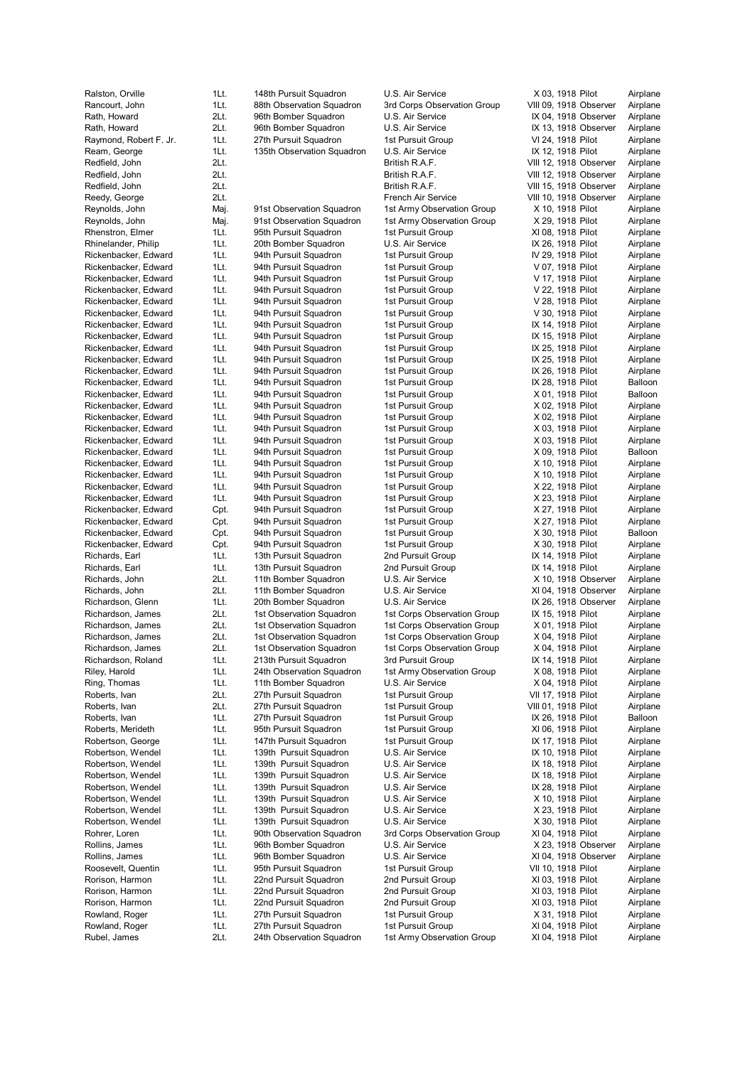| | | | | | | |
|---|---|---|---|---|---|---|
| Ralston, Orville | 1Lt. | 148th Pursuit Squadron | U.S. Air Service | X 03, 1918 | Pilot | Airplane |
| Rancourt, John | 1Lt. | 88th Observation Squadron | 3rd Corps Observation Group | VIII 09, 1918 | Observer | Airplane |
| Rath, Howard | 2Lt. | 96th Bomber Squadron | U.S. Air Service | IX 04, 1918 | Observer | Airplane |
| Rath, Howard | 2Lt. | 96th Bomber Squadron | U.S. Air Service | IX 13, 1918 | Observer | Airplane |
| Raymond, Robert F. Jr. | 1Lt. | 27th Pursuit Squadron | 1st Pursuit Group | VI 24, 1918 | Pilot | Airplane |
| Ream, George | 1Lt. | 135th Observation Squadron | U.S. Air Service | IX 12, 1918 | Pilot | Airplane |
| Redfield, John | 2Lt. | | British R.A.F. | VIII 12, 1918 | Observer | Airplane |
| Redfield, John | 2Lt. | | British R.A.F. | VIII 12, 1918 | Observer | Airplane |
| Redfield, John | 2Lt. | | British R.A.F. | VIII 15, 1918 | Observer | Airplane |
| Reedy, George | 2Lt. | | French Air Service | VIII 10, 1918 | Observer | Airplane |
| Reynolds, John | Maj. | 91st Observation Squadron | 1st Army Observation Group | X 10, 1918 | Pilot | Airplane |
| Reynolds, John | Maj. | 91st Observation Squadron | 1st Army Observation Group | X 29, 1918 | Pilot | Airplane |
| Rhenstron, Elmer | 1Lt. | 95th Pursuit Squadron | 1st Pursuit Group | XI 08, 1918 | Pilot | Airplane |
| Rhinelander, Philip | 1Lt. | 20th Bomber Squadron | U.S. Air Service | IX 26, 1918 | Pilot | Airplane |
| Rickenbacker, Edward | 1Lt. | 94th Pursuit Squadron | 1st Pursuit Group | IV 29, 1918 | Pilot | Airplane |
| Rickenbacker, Edward | 1Lt. | 94th Pursuit Squadron | 1st Pursuit Group | V 07, 1918 | Pilot | Airplane |
| Rickenbacker, Edward | 1Lt. | 94th Pursuit Squadron | 1st Pursuit Group | V 17, 1918 | Pilot | Airplane |
| Rickenbacker, Edward | 1Lt. | 94th Pursuit Squadron | 1st Pursuit Group | V 22, 1918 | Pilot | Airplane |
| Rickenbacker, Edward | 1Lt. | 94th Pursuit Squadron | 1st Pursuit Group | V 28, 1918 | Pilot | Airplane |
| Rickenbacker, Edward | 1Lt. | 94th Pursuit Squadron | 1st Pursuit Group | V 30, 1918 | Pilot | Airplane |
| Rickenbacker, Edward | 1Lt. | 94th Pursuit Squadron | 1st Pursuit Group | IX 14, 1918 | Pilot | Airplane |
| Rickenbacker, Edward | 1Lt. | 94th Pursuit Squadron | 1st Pursuit Group | IX 15, 1918 | Pilot | Airplane |
| Rickenbacker, Edward | 1Lt. | 94th Pursuit Squadron | 1st Pursuit Group | IX 25, 1918 | Pilot | Airplane |
| Rickenbacker, Edward | 1Lt. | 94th Pursuit Squadron | 1st Pursuit Group | IX 25, 1918 | Pilot | Airplane |
| Rickenbacker, Edward | 1Lt. | 94th Pursuit Squadron | 1st Pursuit Group | IX 26, 1918 | Pilot | Airplane |
| Rickenbacker, Edward | 1Lt. | 94th Pursuit Squadron | 1st Pursuit Group | IX 28, 1918 | Pilot | Balloon |
| Rickenbacker, Edward | 1Lt. | 94th Pursuit Squadron | 1st Pursuit Group | X 01, 1918 | Pilot | Balloon |
| Rickenbacker, Edward | 1Lt. | 94th Pursuit Squadron | 1st Pursuit Group | X 02, 1918 | Pilot | Airplane |
| Rickenbacker, Edward | 1Lt. | 94th Pursuit Squadron | 1st Pursuit Group | X 02, 1918 | Pilot | Airplane |
| Rickenbacker, Edward | 1Lt. | 94th Pursuit Squadron | 1st Pursuit Group | X 03, 1918 | Pilot | Airplane |
| Rickenbacker, Edward | 1Lt. | 94th Pursuit Squadron | 1st Pursuit Group | X 03, 1918 | Pilot | Airplane |
| Rickenbacker, Edward | 1Lt. | 94th Pursuit Squadron | 1st Pursuit Group | X 09, 1918 | Pilot | Balloon |
| Rickenbacker, Edward | 1Lt. | 94th Pursuit Squadron | 1st Pursuit Group | X 10, 1918 | Pilot | Airplane |
| Rickenbacker, Edward | 1Lt. | 94th Pursuit Squadron | 1st Pursuit Group | X 10, 1918 | Pilot | Airplane |
| Rickenbacker, Edward | 1Lt. | 94th Pursuit Squadron | 1st Pursuit Group | X 22, 1918 | Pilot | Airplane |
| Rickenbacker, Edward | 1Lt. | 94th Pursuit Squadron | 1st Pursuit Group | X 23, 1918 | Pilot | Airplane |
| Rickenbacker, Edward | Cpt. | 94th Pursuit Squadron | 1st Pursuit Group | X 27, 1918 | Pilot | Airplane |
| Rickenbacker, Edward | Cpt. | 94th Pursuit Squadron | 1st Pursuit Group | X 27, 1918 | Pilot | Airplane |
| Rickenbacker, Edward | Cpt. | 94th Pursuit Squadron | 1st Pursuit Group | X 30, 1918 | Pilot | Balloon |
| Rickenbacker, Edward | Cpt. | 94th Pursuit Squadron | 1st Pursuit Group | X 30, 1918 | Pilot | Airplane |
| Richards, Earl | 1Lt. | 13th Pursuit Squadron | 2nd Pursuit Group | IX 14, 1918 | Pilot | Airplane |
| Richards, Earl | 1Lt. | 13th Pursuit Squadron | 2nd Pursuit Group | IX 14, 1918 | Pilot | Airplane |
| Richards, John | 2Lt. | 11th Bomber Squadron | U.S. Air Service | X 10, 1918 | Observer | Airplane |
| Richards, John | 2Lt. | 11th Bomber Squadron | U.S. Air Service | XI 04, 1918 | Observer | Airplane |
| Richardson, Glenn | 1Lt. | 20th Bomber Squadron | U.S. Air Service | IX 26, 1918 | Observer | Airplane |
| Richardson, James | 2Lt. | 1st Observation Squadron | 1st Corps Observation Group | IX 15, 1918 | Pilot | Airplane |
| Richardson, James | 2Lt. | 1st Observation Squadron | 1st Corps Observation Group | X 01, 1918 | Pilot | Airplane |
| Richardson, James | 2Lt. | 1st Observation Squadron | 1st Corps Observation Group | X 04, 1918 | Pilot | Airplane |
| Richardson, James | 2Lt. | 1st Observation Squadron | 1st Corps Observation Group | X 04, 1918 | Pilot | Airplane |
| Richardson, Roland | 1Lt. | 213th Pursuit Squadron | 3rd Pursuit Group | IX 14, 1918 | Pilot | Airplane |
| Riley, Harold | 1Lt. | 24th Observation Squadron | 1st Army Observation Group | X 08, 1918 | Pilot | Airplane |
| Ring, Thomas | 1Lt. | 11th Bomber Squadron | U.S. Air Service | X 04, 1918 | Pilot | Airplane |
| Roberts, Ivan | 2Lt. | 27th Pursuit Squadron | 1st Pursuit Group | VII 17, 1918 | Pilot | Airplane |
| Roberts, Ivan | 2Lt. | 27th Pursuit Squadron | 1st Pursuit Group | VIII 01, 1918 | Pilot | Airplane |
| Roberts, Ivan | 1Lt. | 27th Pursuit Squadron | 1st Pursuit Group | IX 26, 1918 | Pilot | Balloon |
| Roberts, Merideth | 1Lt. | 95th Pursuit Squadron | 1st Pursuit Group | XI 06, 1918 | Pilot | Airplane |
| Robertson, George | 1Lt. | 147th Pursuit Squadron | 1st Pursuit Group | IX 17, 1918 | Pilot | Airplane |
| Robertson, Wendel | 1Lt. | 139th Pursuit Squadron | U.S. Air Service | IX 10, 1918 | Pilot | Airplane |
| Robertson, Wendel | 1Lt. | 139th Pursuit Squadron | U.S. Air Service | IX 18, 1918 | Pilot | Airplane |
| Robertson, Wendel | 1Lt. | 139th Pursuit Squadron | U.S. Air Service | IX 18, 1918 | Pilot | Airplane |
| Robertson, Wendel | 1Lt. | 139th Pursuit Squadron | U.S. Air Service | IX 28, 1918 | Pilot | Airplane |
| Robertson, Wendel | 1Lt. | 139th Pursuit Squadron | U.S. Air Service | X 10, 1918 | Pilot | Airplane |
| Robertson, Wendel | 1Lt. | 139th Pursuit Squadron | U.S. Air Service | X 23, 1918 | Pilot | Airplane |
| Robertson, Wendel | 1Lt. | 139th Pursuit Squadron | U.S. Air Service | X 30, 1918 | Pilot | Airplane |
| Rohrer, Loren | 1Lt. | 90th Observation Squadron | 3rd Corps Observation Group | XI 04, 1918 | Pilot | Airplane |
| Rollins, James | 1Lt. | 96th Bomber Squadron | U.S. Air Service | X 23, 1918 | Observer | Airplane |
| Rollins, James | 1Lt. | 96th Bomber Squadron | U.S. Air Service | XI 04, 1918 | Observer | Airplane |
| Roosevelt, Quentin | 1Lt. | 95th Pursuit Squadron | 1st Pursuit Group | VII 10, 1918 | Pilot | Airplane |
| Rorison, Harmon | 1Lt. | 22nd Pursuit Squadron | 2nd Pursuit Group | XI 03, 1918 | Pilot | Airplane |
| Rorison, Harmon | 1Lt. | 22nd Pursuit Squadron | 2nd Pursuit Group | XI 03, 1918 | Pilot | Airplane |
| Rorison, Harmon | 1Lt. | 22nd Pursuit Squadron | 2nd Pursuit Group | XI 03, 1918 | Pilot | Airplane |
| Rowland, Roger | 1Lt. | 27th Pursuit Squadron | 1st Pursuit Group | X 31, 1918 | Pilot | Airplane |
| Rowland, Roger | 1Lt. | 27th Pursuit Squadron | 1st Pursuit Group | XI 04, 1918 | Pilot | Airplane |
| Rubel, James | 2Lt. | 24th Observation Squadron | 1st Army Observation Group | XI 04, 1918 | Pilot | Airplane |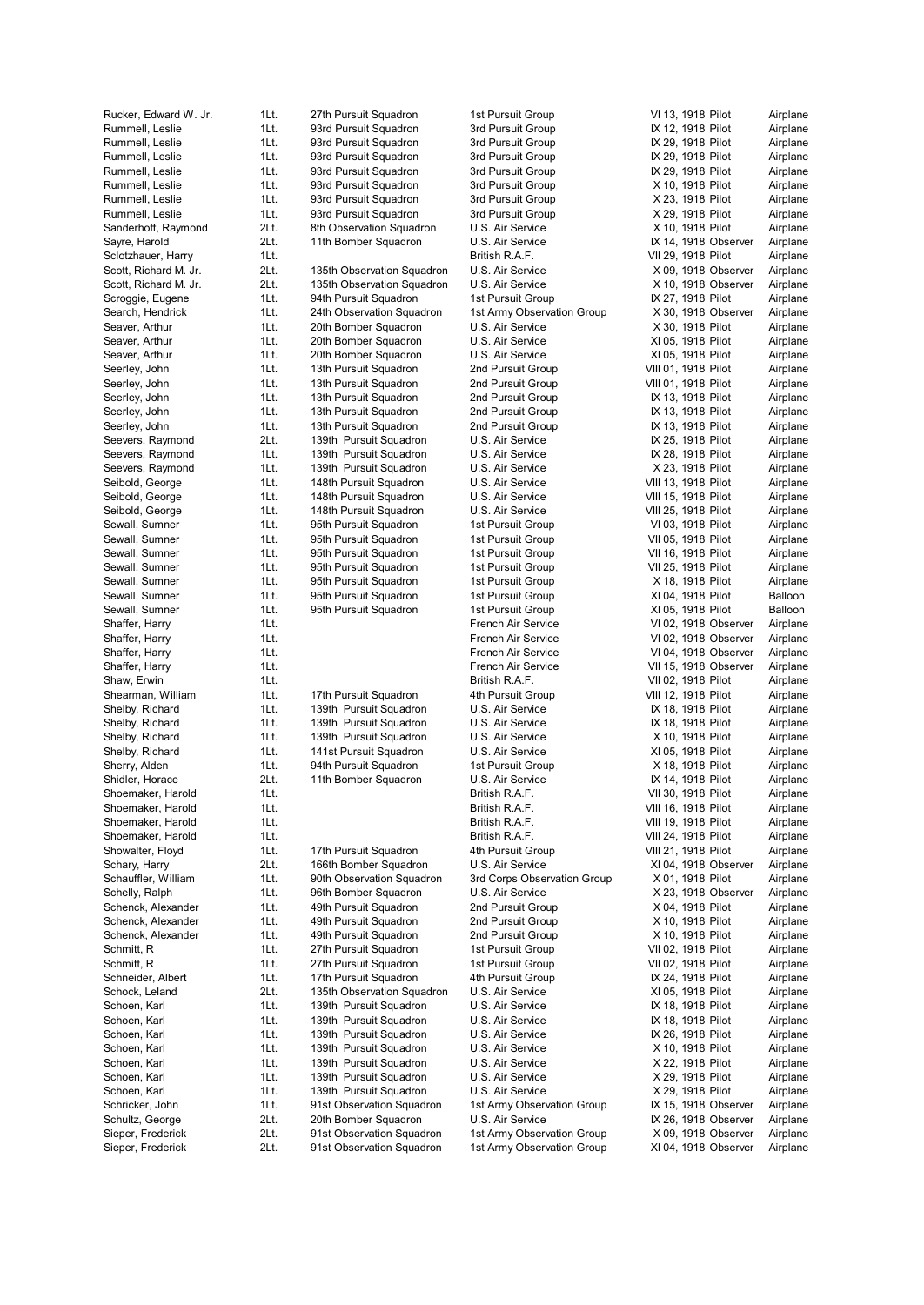| | | | | | | |
|---|---|---|---|---|---|---|
| Rucker, Edward W. Jr. | 1Lt. | 27th Pursuit Squadron | 1st Pursuit Group | VI 13, 1918 | Pilot | Airplane |
| Rummell, Leslie | 1Lt. | 93rd Pursuit Squadron | 3rd Pursuit Group | IX 12, 1918 | Pilot | Airplane |
| Rummell, Leslie | 1Lt. | 93rd Pursuit Squadron | 3rd Pursuit Group | IX 29, 1918 | Pilot | Airplane |
| Rummell, Leslie | 1Lt. | 93rd Pursuit Squadron | 3rd Pursuit Group | IX 29, 1918 | Pilot | Airplane |
| Rummell, Leslie | 1Lt. | 93rd Pursuit Squadron | 3rd Pursuit Group | IX 29, 1918 | Pilot | Airplane |
| Rummell, Leslie | 1Lt. | 93rd Pursuit Squadron | 3rd Pursuit Group | X 10, 1918 | Pilot | Airplane |
| Rummell, Leslie | 1Lt. | 93rd Pursuit Squadron | 3rd Pursuit Group | X 23, 1918 | Pilot | Airplane |
| Rummell, Leslie | 1Lt. | 93rd Pursuit Squadron | 3rd Pursuit Group | X 29, 1918 | Pilot | Airplane |
| Sanderhoff, Raymond | 2Lt. | 8th Observation Squadron | U.S. Air Service | X 10, 1918 | Pilot | Airplane |
| Sayre, Harold | 2Lt. | 11th Bomber Squadron | U.S. Air Service | IX 14, 1918 | Observer | Airplane |
| Sclotzhauer, Harry | 1Lt. | | British R.A.F. | VII 29, 1918 | Pilot | Airplane |
| Scott, Richard M. Jr. | 2Lt. | 135th Observation Squadron | U.S. Air Service | X 09, 1918 | Observer | Airplane |
| Scott, Richard M. Jr. | 2Lt. | 135th Observation Squadron | U.S. Air Service | X 10, 1918 | Observer | Airplane |
| Scroggie, Eugene | 1Lt. | 94th Pursuit Squadron | 1st Pursuit Group | IX 27, 1918 | Pilot | Airplane |
| Search, Hendrick | 1Lt. | 24th Observation Squadron | 1st Army Observation Group | X 30, 1918 | Observer | Airplane |
| Seaver, Arthur | 1Lt. | 20th Bomber Squadron | U.S. Air Service | X 30, 1918 | Pilot | Airplane |
| Seaver, Arthur | 1Lt. | 20th Bomber Squadron | U.S. Air Service | XI 05, 1918 | Pilot | Airplane |
| Seaver, Arthur | 1Lt. | 20th Bomber Squadron | U.S. Air Service | XI 05, 1918 | Pilot | Airplane |
| Seerley, John | 1Lt. | 13th Pursuit Squadron | 2nd Pursuit Group | VIII 01, 1918 | Pilot | Airplane |
| Seerley, John | 1Lt. | 13th Pursuit Squadron | 2nd Pursuit Group | VIII 01, 1918 | Pilot | Airplane |
| Seerley, John | 1Lt. | 13th Pursuit Squadron | 2nd Pursuit Group | IX 13, 1918 | Pilot | Airplane |
| Seerley, John | 1Lt. | 13th Pursuit Squadron | 2nd Pursuit Group | IX 13, 1918 | Pilot | Airplane |
| Seerley, John | 1Lt. | 13th Pursuit Squadron | 2nd Pursuit Group | IX 13, 1918 | Pilot | Airplane |
| Seevers, Raymond | 2Lt. | 139th Pursuit Squadron | U.S. Air Service | IX 25, 1918 | Pilot | Airplane |
| Seevers, Raymond | 1Lt. | 139th Pursuit Squadron | U.S. Air Service | IX 28, 1918 | Pilot | Airplane |
| Seevers, Raymond | 1Lt. | 139th Pursuit Squadron | U.S. Air Service | X 23, 1918 | Pilot | Airplane |
| Seibold, George | 1Lt. | 148th Pursuit Squadron | U.S. Air Service | VIII 13, 1918 | Pilot | Airplane |
| Seibold, George | 1Lt. | 148th Pursuit Squadron | U.S. Air Service | VIII 15, 1918 | Pilot | Airplane |
| Seibold, George | 1Lt. | 148th Pursuit Squadron | U.S. Air Service | VIII 25, 1918 | Pilot | Airplane |
| Sewall, Sumner | 1Lt. | 95th Pursuit Squadron | 1st Pursuit Group | VI 03, 1918 | Pilot | Airplane |
| Sewall, Sumner | 1Lt. | 95th Pursuit Squadron | 1st Pursuit Group | VII 05, 1918 | Pilot | Airplane |
| Sewall, Sumner | 1Lt. | 95th Pursuit Squadron | 1st Pursuit Group | VII 16, 1918 | Pilot | Airplane |
| Sewall, Sumner | 1Lt. | 95th Pursuit Squadron | 1st Pursuit Group | VII 25, 1918 | Pilot | Airplane |
| Sewall, Sumner | 1Lt. | 95th Pursuit Squadron | 1st Pursuit Group | X 18, 1918 | Pilot | Airplane |
| Sewall, Sumner | 1Lt. | 95th Pursuit Squadron | 1st Pursuit Group | XI 04, 1918 | Pilot | Balloon |
| Sewall, Sumner | 1Lt. | 95th Pursuit Squadron | 1st Pursuit Group | XI 05, 1918 | Pilot | Balloon |
| Shaffer, Harry | 1Lt. | | French Air Service | VI 02, 1918 | Observer | Airplane |
| Shaffer, Harry | 1Lt. | | French Air Service | VI 02, 1918 | Observer | Airplane |
| Shaffer, Harry | 1Lt. | | French Air Service | VI 04, 1918 | Observer | Airplane |
| Shaffer, Harry | 1Lt. | | French Air Service | VII 15, 1918 | Observer | Airplane |
| Shaw, Erwin | 1Lt. | | British R.A.F. | VII 02, 1918 | Pilot | Airplane |
| Shearman, William | 1Lt. | 17th Pursuit Squadron | 4th Pursuit Group | VIII 12, 1918 | Pilot | Airplane |
| Shelby, Richard | 1Lt. | 139th Pursuit Squadron | U.S. Air Service | IX 18, 1918 | Pilot | Airplane |
| Shelby, Richard | 1Lt. | 139th Pursuit Squadron | U.S. Air Service | IX 18, 1918 | Pilot | Airplane |
| Shelby, Richard | 1Lt. | 139th Pursuit Squadron | U.S. Air Service | X 10, 1918 | Pilot | Airplane |
| Shelby, Richard | 1Lt. | 141st Pursuit Squadron | U.S. Air Service | XI 05, 1918 | Pilot | Airplane |
| Sherry, Alden | 1Lt. | 94th Pursuit Squadron | 1st Pursuit Group | X 18, 1918 | Pilot | Airplane |
| Shidler, Horace | 2Lt. | 11th Bomber Squadron | U.S. Air Service | IX 14, 1918 | Pilot | Airplane |
| Shoemaker, Harold | 1Lt. | | British R.A.F. | VII 30, 1918 | Pilot | Airplane |
| Shoemaker, Harold | 1Lt. | | British R.A.F. | VIII 16, 1918 | Pilot | Airplane |
| Shoemaker, Harold | 1Lt. | | British R.A.F. | VIII 19, 1918 | Pilot | Airplane |
| Shoemaker, Harold | 1Lt. | | British R.A.F. | VIII 24, 1918 | Pilot | Airplane |
| Showalter, Floyd | 1Lt. | 17th Pursuit Squadron | 4th Pursuit Group | VIII 21, 1918 | Pilot | Airplane |
| Schary, Harry | 2Lt. | 166th Bomber Squadron | U.S. Air Service | XI 04, 1918 | Observer | Airplane |
| Schauffler, William | 1Lt. | 90th Observation Squadron | 3rd Corps Observation Group | X 01, 1918 | Pilot | Airplane |
| Schelly, Ralph | 1Lt. | 96th Bomber Squadron | U.S. Air Service | X 23, 1918 | Observer | Airplane |
| Schenck, Alexander | 1Lt. | 49th Pursuit Squadron | 2nd Pursuit Group | X 04, 1918 | Pilot | Airplane |
| Schenck, Alexander | 1Lt. | 49th Pursuit Squadron | 2nd Pursuit Group | X 10, 1918 | Pilot | Airplane |
| Schenck, Alexander | 1Lt. | 49th Pursuit Squadron | 2nd Pursuit Group | X 10, 1918 | Pilot | Airplane |
| Schmitt, R | 1Lt. | 27th Pursuit Squadron | 1st Pursuit Group | VII 02, 1918 | Pilot | Airplane |
| Schmitt, R | 1Lt. | 27th Pursuit Squadron | 1st Pursuit Group | VII 02, 1918 | Pilot | Airplane |
| Schneider, Albert | 1Lt. | 17th Pursuit Squadron | 4th Pursuit Group | IX 24, 1918 | Pilot | Airplane |
| Schock, Leland | 2Lt. | 135th Observation Squadron | U.S. Air Service | XI 05, 1918 | Pilot | Airplane |
| Schoen, Karl | 1Lt. | 139th Pursuit Squadron | U.S. Air Service | IX 18, 1918 | Pilot | Airplane |
| Schoen, Karl | 1Lt. | 139th Pursuit Squadron | U.S. Air Service | IX 18, 1918 | Pilot | Airplane |
| Schoen, Karl | 1Lt. | 139th Pursuit Squadron | U.S. Air Service | IX 26, 1918 | Pilot | Airplane |
| Schoen, Karl | 1Lt. | 139th Pursuit Squadron | U.S. Air Service | X 10, 1918 | Pilot | Airplane |
| Schoen, Karl | 1Lt. | 139th Pursuit Squadron | U.S. Air Service | X 22, 1918 | Pilot | Airplane |
| Schoen, Karl | 1Lt. | 139th Pursuit Squadron | U.S. Air Service | X 29, 1918 | Pilot | Airplane |
| Schoen, Karl | 1Lt. | 139th Pursuit Squadron | U.S. Air Service | X 29, 1918 | Pilot | Airplane |
| Schricker, John | 1Lt. | 91st Observation Squadron | 1st Army Observation Group | IX 15, 1918 | Observer | Airplane |
| Schultz, George | 2Lt. | 20th Bomber Squadron | U.S. Air Service | IX 26, 1918 | Observer | Airplane |
| Sieper, Frederick | 2Lt. | 91st Observation Squadron | 1st Army Observation Group | X 09, 1918 | Observer | Airplane |
| Sieper, Frederick | 2Lt. | 91st Observation Squadron | 1st Army Observation Group | XI 04, 1918 | Observer | Airplane |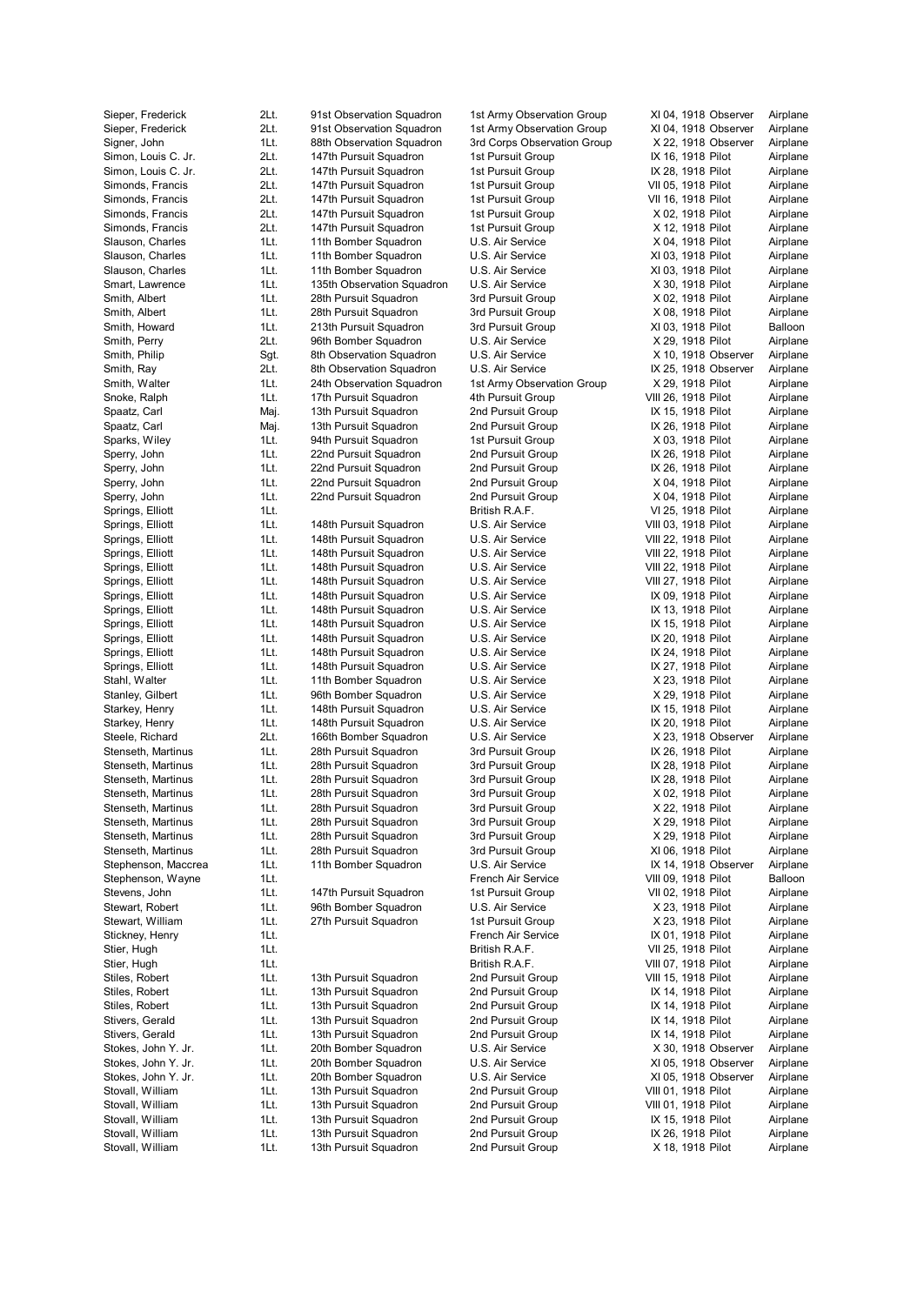| | | | | | | |
|---|---|---|---|---|---|---|
| Sieper, Frederick | 2Lt. | 91st Observation Squadron | 1st Army Observation Group | XI 04, 1918 | Observer | Airplane |
| Sieper, Frederick | 2Lt. | 91st Observation Squadron | 1st Army Observation Group | XI 04, 1918 | Observer | Airplane |
| Signer, John | 1Lt. | 88th Observation Squadron | 3rd Corps Observation Group | X 22, 1918 | Observer | Airplane |
| Simon, Louis C. Jr. | 2Lt. | 147th Pursuit Squadron | 1st Pursuit Group | IX 16, 1918 | Pilot | Airplane |
| Simon, Louis C. Jr. | 2Lt. | 147th Pursuit Squadron | 1st Pursuit Group | IX 28, 1918 | Pilot | Airplane |
| Simonds, Francis | 2Lt. | 147th Pursuit Squadron | 1st Pursuit Group | VII 05, 1918 | Pilot | Airplane |
| Simonds, Francis | 2Lt. | 147th Pursuit Squadron | 1st Pursuit Group | VII 16, 1918 | Pilot | Airplane |
| Simonds, Francis | 2Lt. | 147th Pursuit Squadron | 1st Pursuit Group | X 02, 1918 | Pilot | Airplane |
| Simonds, Francis | 2Lt. | 147th Pursuit Squadron | 1st Pursuit Group | X 12, 1918 | Pilot | Airplane |
| Slauson, Charles | 1Lt. | 11th Bomber Squadron | U.S. Air Service | X 04, 1918 | Pilot | Airplane |
| Slauson, Charles | 1Lt. | 11th Bomber Squadron | U.S. Air Service | XI 03, 1918 | Pilot | Airplane |
| Slauson, Charles | 1Lt. | 11th Bomber Squadron | U.S. Air Service | XI 03, 1918 | Pilot | Airplane |
| Smart, Lawrence | 1Lt. | 135th Observation Squadron | U.S. Air Service | X 30, 1918 | Pilot | Airplane |
| Smith, Albert | 1Lt. | 28th Pursuit Squadron | 3rd Pursuit Group | X 02, 1918 | Pilot | Airplane |
| Smith, Albert | 1Lt. | 28th Pursuit Squadron | 3rd Pursuit Group | X 08, 1918 | Pilot | Airplane |
| Smith, Howard | 1Lt. | 213th Pursuit Squadron | 3rd Pursuit Group | XI 03, 1918 | Pilot | Balloon |
| Smith, Perry | 2Lt. | 96th Bomber Squadron | U.S. Air Service | X 29, 1918 | Pilot | Airplane |
| Smith, Philip | Sgt. | 8th Observation Squadron | U.S. Air Service | X 10, 1918 | Observer | Airplane |
| Smith, Ray | 2Lt. | 8th Observation Squadron | U.S. Air Service | IX 25, 1918 | Observer | Airplane |
| Smith, Walter | 1Lt. | 24th Observation Squadron | 1st Army Observation Group | X 29, 1918 | Pilot | Airplane |
| Snoke, Ralph | 1Lt. | 17th Pursuit Squadron | 4th Pursuit Group | VIII 26, 1918 | Pilot | Airplane |
| Spaatz, Carl | Maj. | 13th Pursuit Squadron | 2nd Pursuit Group | IX 15, 1918 | Pilot | Airplane |
| Spaatz, Carl | Maj. | 13th Pursuit Squadron | 2nd Pursuit Group | IX 26, 1918 | Pilot | Airplane |
| Sparks, Wiley | 1Lt. | 94th Pursuit Squadron | 1st Pursuit Group | X 03, 1918 | Pilot | Airplane |
| Sperry, John | 1Lt. | 22nd Pursuit Squadron | 2nd Pursuit Group | IX 26, 1918 | Pilot | Airplane |
| Sperry, John | 1Lt. | 22nd Pursuit Squadron | 2nd Pursuit Group | IX 26, 1918 | Pilot | Airplane |
| Sperry, John | 1Lt. | 22nd Pursuit Squadron | 2nd Pursuit Group | X 04, 1918 | Pilot | Airplane |
| Sperry, John | 1Lt. | 22nd Pursuit Squadron | 2nd Pursuit Group | X 04, 1918 | Pilot | Airplane |
| Springs, Elliott | 1Lt. | | British R.A.F. | VI 25, 1918 | Pilot | Airplane |
| Springs, Elliott | 1Lt. | 148th Pursuit Squadron | U.S. Air Service | VIII 03, 1918 | Pilot | Airplane |
| Springs, Elliott | 1Lt. | 148th Pursuit Squadron | U.S. Air Service | VIII 22, 1918 | Pilot | Airplane |
| Springs, Elliott | 1Lt. | 148th Pursuit Squadron | U.S. Air Service | VIII 22, 1918 | Pilot | Airplane |
| Springs, Elliott | 1Lt. | 148th Pursuit Squadron | U.S. Air Service | VIII 22, 1918 | Pilot | Airplane |
| Springs, Elliott | 1Lt. | 148th Pursuit Squadron | U.S. Air Service | VIII 27, 1918 | Pilot | Airplane |
| Springs, Elliott | 1Lt. | 148th Pursuit Squadron | U.S. Air Service | IX 09, 1918 | Pilot | Airplane |
| Springs, Elliott | 1Lt. | 148th Pursuit Squadron | U.S. Air Service | IX 13, 1918 | Pilot | Airplane |
| Springs, Elliott | 1Lt. | 148th Pursuit Squadron | U.S. Air Service | IX 15, 1918 | Pilot | Airplane |
| Springs, Elliott | 1Lt. | 148th Pursuit Squadron | U.S. Air Service | IX 20, 1918 | Pilot | Airplane |
| Springs, Elliott | 1Lt. | 148th Pursuit Squadron | U.S. Air Service | IX 24, 1918 | Pilot | Airplane |
| Springs, Elliott | 1Lt. | 148th Pursuit Squadron | U.S. Air Service | IX 27, 1918 | Pilot | Airplane |
| Stahl, Walter | 1Lt. | 11th Bomber Squadron | U.S. Air Service | X 23, 1918 | Pilot | Airplane |
| Stanley, Gilbert | 1Lt. | 96th Bomber Squadron | U.S. Air Service | X 29, 1918 | Pilot | Airplane |
| Starkey, Henry | 1Lt. | 148th Pursuit Squadron | U.S. Air Service | IX 15, 1918 | Pilot | Airplane |
| Starkey, Henry | 1Lt. | 148th Pursuit Squadron | U.S. Air Service | IX 20, 1918 | Pilot | Airplane |
| Steele, Richard | 2Lt. | 166th Bomber Squadron | U.S. Air Service | X 23, 1918 | Observer | Airplane |
| Stenseth, Martinus | 1Lt. | 28th Pursuit Squadron | 3rd Pursuit Group | IX 26, 1918 | Pilot | Airplane |
| Stenseth, Martinus | 1Lt. | 28th Pursuit Squadron | 3rd Pursuit Group | IX 28, 1918 | Pilot | Airplane |
| Stenseth, Martinus | 1Lt. | 28th Pursuit Squadron | 3rd Pursuit Group | IX 28, 1918 | Pilot | Airplane |
| Stenseth, Martinus | 1Lt. | 28th Pursuit Squadron | 3rd Pursuit Group | X 02, 1918 | Pilot | Airplane |
| Stenseth, Martinus | 1Lt. | 28th Pursuit Squadron | 3rd Pursuit Group | X 22, 1918 | Pilot | Airplane |
| Stenseth, Martinus | 1Lt. | 28th Pursuit Squadron | 3rd Pursuit Group | X 29, 1918 | Pilot | Airplane |
| Stenseth, Martinus | 1Lt. | 28th Pursuit Squadron | 3rd Pursuit Group | X 29, 1918 | Pilot | Airplane |
| Stenseth, Martinus | 1Lt. | 28th Pursuit Squadron | 3rd Pursuit Group | XI 06, 1918 | Pilot | Airplane |
| Stephenson, Maccrea | 1Lt. | 11th Bomber Squadron | U.S. Air Service | IX 14, 1918 | Observer | Airplane |
| Stephenson, Wayne | 1Lt. | | French Air Service | VIII 09, 1918 | Pilot | Balloon |
| Stevens, John | 1Lt. | 147th Pursuit Squadron | 1st Pursuit Group | VII 02, 1918 | Pilot | Airplane |
| Stewart, Robert | 1Lt. | 96th Bomber Squadron | U.S. Air Service | X 23, 1918 | Pilot | Airplane |
| Stewart, William | 1Lt. | 27th Pursuit Squadron | 1st Pursuit Group | X 23, 1918 | Pilot | Airplane |
| Stickney, Henry | 1Lt. | | French Air Service | IX 01, 1918 | Pilot | Airplane |
| Stier, Hugh | 1Lt. | | British R.A.F. | VII 25, 1918 | Pilot | Airplane |
| Stier, Hugh | 1Lt. | | British R.A.F. | VIII 07, 1918 | Pilot | Airplane |
| Stiles, Robert | 1Lt. | 13th Pursuit Squadron | 2nd Pursuit Group | VIII 15, 1918 | Pilot | Airplane |
| Stiles, Robert | 1Lt. | 13th Pursuit Squadron | 2nd Pursuit Group | IX 14, 1918 | Pilot | Airplane |
| Stiles, Robert | 1Lt. | 13th Pursuit Squadron | 2nd Pursuit Group | IX 14, 1918 | Pilot | Airplane |
| Stivers, Gerald | 1Lt. | 13th Pursuit Squadron | 2nd Pursuit Group | IX 14, 1918 | Pilot | Airplane |
| Stivers, Gerald | 1Lt. | 13th Pursuit Squadron | 2nd Pursuit Group | IX 14, 1918 | Pilot | Airplane |
| Stokes, John Y. Jr. | 1Lt. | 20th Bomber Squadron | U.S. Air Service | X 30, 1918 | Observer | Airplane |
| Stokes, John Y. Jr. | 1Lt. | 20th Bomber Squadron | U.S. Air Service | XI 05, 1918 | Observer | Airplane |
| Stokes, John Y. Jr. | 1Lt. | 20th Bomber Squadron | U.S. Air Service | XI 05, 1918 | Observer | Airplane |
| Stovall, William | 1Lt. | 13th Pursuit Squadron | 2nd Pursuit Group | VIII 01, 1918 | Pilot | Airplane |
| Stovall, William | 1Lt. | 13th Pursuit Squadron | 2nd Pursuit Group | VIII 01, 1918 | Pilot | Airplane |
| Stovall, William | 1Lt. | 13th Pursuit Squadron | 2nd Pursuit Group | IX 15, 1918 | Pilot | Airplane |
| Stovall, William | 1Lt. | 13th Pursuit Squadron | 2nd Pursuit Group | IX 26, 1918 | Pilot | Airplane |
| Stovall, William | 1Lt. | 13th Pursuit Squadron | 2nd Pursuit Group | X 18, 1918 | Pilot | Airplane |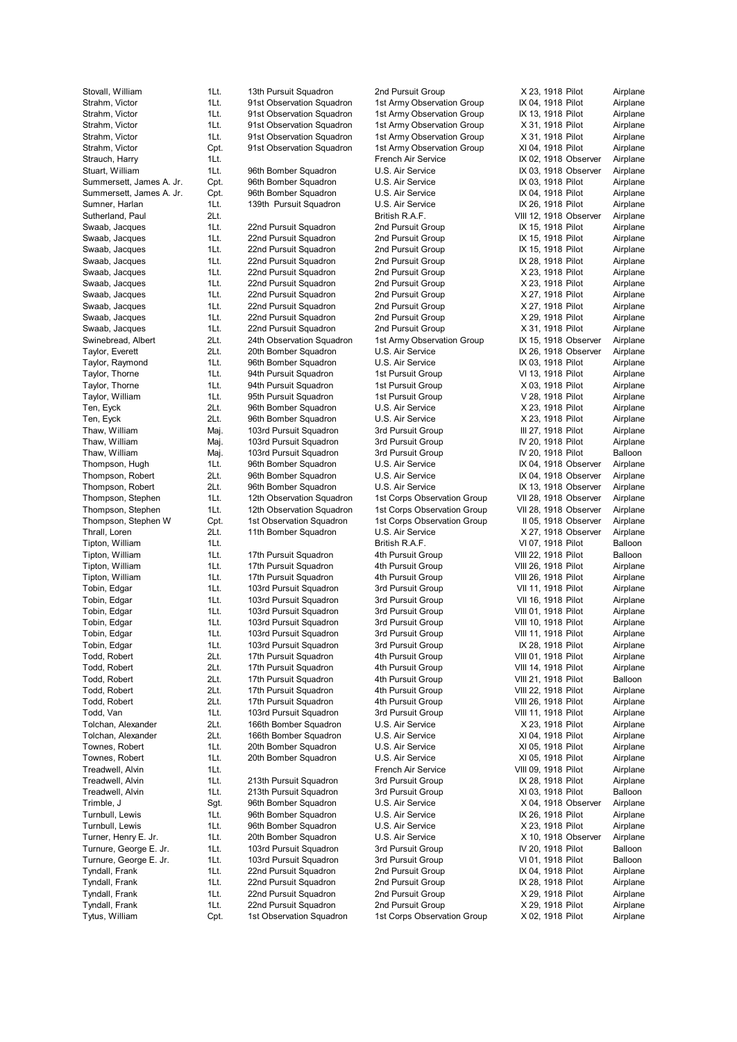| | | | | | | |
|---|---|---|---|---|---|---|
| Stovall, William | 1Lt. | 13th Pursuit Squadron | 2nd Pursuit Group | X 23, 1918 | Pilot | Airplane |
| Strahm, Victor | 1Lt. | 91st Observation Squadron | 1st Army Observation Group | IX 04, 1918 | Pilot | Airplane |
| Strahm, Victor | 1Lt. | 91st Observation Squadron | 1st Army Observation Group | IX 13, 1918 | Pilot | Airplane |
| Strahm, Victor | 1Lt. | 91st Observation Squadron | 1st Army Observation Group | X 31, 1918 | Pilot | Airplane |
| Strahm, Victor | 1Lt. | 91st Observation Squadron | 1st Army Observation Group | X 31, 1918 | Pilot | Airplane |
| Strahm, Victor | Cpt. | 91st Observation Squadron | 1st Army Observation Group | XI 04, 1918 | Pilot | Airplane |
| Strauch, Harry | 1Lt. | | French Air Service | IX 02, 1918 | Observer | Airplane |
| Stuart, William | 1Lt. | 96th Bomber Squadron | U.S. Air Service | IX 03, 1918 | Observer | Airplane |
| Summersett, James A. Jr. | Cpt. | 96th Bomber Squadron | U.S. Air Service | IX 03, 1918 | Pilot | Airplane |
| Summersett, James A. Jr. | Cpt. | 96th Bomber Squadron | U.S. Air Service | IX 04, 1918 | Pilot | Airplane |
| Sumner, Harlan | 1Lt. | 139th Pursuit Squadron | U.S. Air Service | IX 26, 1918 | Pilot | Airplane |
| Sutherland, Paul | 2Lt. | | British R.A.F. | VIII 12, 1918 | Observer | Airplane |
| Swaab, Jacques | 1Lt. | 22nd Pursuit Squadron | 2nd Pursuit Group | IX 15, 1918 | Pilot | Airplane |
| Swaab, Jacques | 1Lt. | 22nd Pursuit Squadron | 2nd Pursuit Group | IX 15, 1918 | Pilot | Airplane |
| Swaab, Jacques | 1Lt. | 22nd Pursuit Squadron | 2nd Pursuit Group | IX 15, 1918 | Pilot | Airplane |
| Swaab, Jacques | 1Lt. | 22nd Pursuit Squadron | 2nd Pursuit Group | IX 28, 1918 | Pilot | Airplane |
| Swaab, Jacques | 1Lt. | 22nd Pursuit Squadron | 2nd Pursuit Group | X 23, 1918 | Pilot | Airplane |
| Swaab, Jacques | 1Lt. | 22nd Pursuit Squadron | 2nd Pursuit Group | X 23, 1918 | Pilot | Airplane |
| Swaab, Jacques | 1Lt. | 22nd Pursuit Squadron | 2nd Pursuit Group | X 27, 1918 | Pilot | Airplane |
| Swaab, Jacques | 1Lt. | 22nd Pursuit Squadron | 2nd Pursuit Group | X 27, 1918 | Pilot | Airplane |
| Swaab, Jacques | 1Lt. | 22nd Pursuit Squadron | 2nd Pursuit Group | X 29, 1918 | Pilot | Airplane |
| Swaab, Jacques | 1Lt. | 22nd Pursuit Squadron | 2nd Pursuit Group | X 31, 1918 | Pilot | Airplane |
| Swinebread, Albert | 2Lt. | 24th Observation Squadron | 1st Army Observation Group | IX 15, 1918 | Observer | Airplane |
| Taylor, Everett | 2Lt. | 20th Bomber Squadron | U.S. Air Service | IX 26, 1918 | Observer | Airplane |
| Taylor, Raymond | 1Lt. | 96th Bomber Squadron | U.S. Air Service | IX 03, 1918 | Pilot | Airplane |
| Taylor, Thorne | 1Lt. | 94th Pursuit Squadron | 1st Pursuit Group | VI 13, 1918 | Pilot | Airplane |
| Taylor, Thorne | 1Lt. | 94th Pursuit Squadron | 1st Pursuit Group | X 03, 1918 | Pilot | Airplane |
| Taylor, William | 1Lt. | 95th Pursuit Squadron | 1st Pursuit Group | V 28, 1918 | Pilot | Airplane |
| Ten, Eyck | 2Lt. | 96th Bomber Squadron | U.S. Air Service | X 23, 1918 | Pilot | Airplane |
| Ten, Eyck | 2Lt. | 96th Bomber Squadron | U.S. Air Service | X 23, 1918 | Pilot | Airplane |
| Thaw, William | Maj. | 103rd Pursuit Squadron | 3rd Pursuit Group | III 27, 1918 | Pilot | Airplane |
| Thaw, William | Maj. | 103rd Pursuit Squadron | 3rd Pursuit Group | IV 20, 1918 | Pilot | Airplane |
| Thaw, William | Maj. | 103rd Pursuit Squadron | 3rd Pursuit Group | IV 20, 1918 | Pilot | Balloon |
| Thompson, Hugh | 1Lt. | 96th Bomber Squadron | U.S. Air Service | IX 04, 1918 | Observer | Airplane |
| Thompson, Robert | 2Lt. | 96th Bomber Squadron | U.S. Air Service | IX 04, 1918 | Observer | Airplane |
| Thompson, Robert | 2Lt. | 96th Bomber Squadron | U.S. Air Service | IX 13, 1918 | Observer | Airplane |
| Thompson, Stephen | 1Lt. | 12th Observation Squadron | 1st Corps Observation Group | VII 28, 1918 | Observer | Airplane |
| Thompson, Stephen | 1Lt. | 12th Observation Squadron | 1st Corps Observation Group | VII 28, 1918 | Observer | Airplane |
| Thompson, Stephen W | Cpt. | 1st Observation Squadron | 1st Corps Observation Group | II 05, 1918 | Observer | Airplane |
| Thrall, Loren | 2Lt. | 11th Bomber Squadron | U.S. Air Service | X 27, 1918 | Observer | Airplane |
| Tipton, William | 1Lt. | | British R.A.F. | VI 07, 1918 | Pilot | Balloon |
| Tipton, William | 1Lt. | 17th Pursuit Squadron | 4th Pursuit Group | VIII 22, 1918 | Pilot | Balloon |
| Tipton, William | 1Lt. | 17th Pursuit Squadron | 4th Pursuit Group | VIII 26, 1918 | Pilot | Airplane |
| Tipton, William | 1Lt. | 17th Pursuit Squadron | 4th Pursuit Group | VIII 26, 1918 | Pilot | Airplane |
| Tobin, Edgar | 1Lt. | 103rd Pursuit Squadron | 3rd Pursuit Group | VII 11, 1918 | Pilot | Airplane |
| Tobin, Edgar | 1Lt. | 103rd Pursuit Squadron | 3rd Pursuit Group | VII 16, 1918 | Pilot | Airplane |
| Tobin, Edgar | 1Lt. | 103rd Pursuit Squadron | 3rd Pursuit Group | VIII 01, 1918 | Pilot | Airplane |
| Tobin, Edgar | 1Lt. | 103rd Pursuit Squadron | 3rd Pursuit Group | VIII 10, 1918 | Pilot | Airplane |
| Tobin, Edgar | 1Lt. | 103rd Pursuit Squadron | 3rd Pursuit Group | VIII 11, 1918 | Pilot | Airplane |
| Tobin, Edgar | 1Lt. | 103rd Pursuit Squadron | 3rd Pursuit Group | IX 28, 1918 | Pilot | Airplane |
| Todd, Robert | 2Lt. | 17th Pursuit Squadron | 4th Pursuit Group | VIII 01, 1918 | Pilot | Airplane |
| Todd, Robert | 2Lt. | 17th Pursuit Squadron | 4th Pursuit Group | VIII 14, 1918 | Pilot | Airplane |
| Todd, Robert | 2Lt. | 17th Pursuit Squadron | 4th Pursuit Group | VIII 21, 1918 | Pilot | Balloon |
| Todd, Robert | 2Lt. | 17th Pursuit Squadron | 4th Pursuit Group | VIII 22, 1918 | Pilot | Airplane |
| Todd, Robert | 2Lt. | 17th Pursuit Squadron | 4th Pursuit Group | VIII 26, 1918 | Pilot | Airplane |
| Todd, Van | 1Lt. | 103rd Pursuit Squadron | 3rd Pursuit Group | VIII 11, 1918 | Pilot | Airplane |
| Tolchan, Alexander | 2Lt. | 166th Bomber Squadron | U.S. Air Service | X 23, 1918 | Pilot | Airplane |
| Tolchan, Alexander | 2Lt. | 166th Bomber Squadron | U.S. Air Service | XI 04, 1918 | Pilot | Airplane |
| Townes, Robert | 1Lt. | 20th Bomber Squadron | U.S. Air Service | XI 05, 1918 | Pilot | Airplane |
| Townes, Robert | 1Lt. | 20th Bomber Squadron | U.S. Air Service | XI 05, 1918 | Pilot | Airplane |
| Treadwell, Alvin | 1Lt. | | French Air Service | VIII 09, 1918 | Pilot | Airplane |
| Treadwell, Alvin | 1Lt. | 213th Pursuit Squadron | 3rd Pursuit Group | IX 28, 1918 | Pilot | Airplane |
| Treadwell, Alvin | 1Lt. | 213th Pursuit Squadron | 3rd Pursuit Group | XI 03, 1918 | Pilot | Balloon |
| Trimble, J | Sgt. | 96th Bomber Squadron | U.S. Air Service | X 04, 1918 | Observer | Airplane |
| Turnbull, Lewis | 1Lt. | 96th Bomber Squadron | U.S. Air Service | IX 26, 1918 | Pilot | Airplane |
| Turnbull, Lewis | 1Lt. | 96th Bomber Squadron | U.S. Air Service | X 23, 1918 | Pilot | Airplane |
| Turner, Henry E. Jr. | 1Lt. | 20th Bomber Squadron | U.S. Air Service | X 10, 1918 | Observer | Airplane |
| Turnure, George E. Jr. | 1Lt. | 103rd Pursuit Squadron | 3rd Pursuit Group | IV 20, 1918 | Pilot | Balloon |
| Turnure, George E. Jr. | 1Lt. | 103rd Pursuit Squadron | 3rd Pursuit Group | VI 01, 1918 | Pilot | Balloon |
| Tyndall, Frank | 1Lt. | 22nd Pursuit Squadron | 2nd Pursuit Group | IX 04, 1918 | Pilot | Airplane |
| Tyndall, Frank | 1Lt. | 22nd Pursuit Squadron | 2nd Pursuit Group | IX 28, 1918 | Pilot | Airplane |
| Tyndall, Frank | 1Lt. | 22nd Pursuit Squadron | 2nd Pursuit Group | X 29, 1918 | Pilot | Airplane |
| Tyndall, Frank | 1Lt. | 22nd Pursuit Squadron | 2nd Pursuit Group | X 29, 1918 | Pilot | Airplane |
| Tytus, William | Cpt. | 1st Observation Squadron | 1st Corps Observation Group | X 02, 1918 | Pilot | Airplane |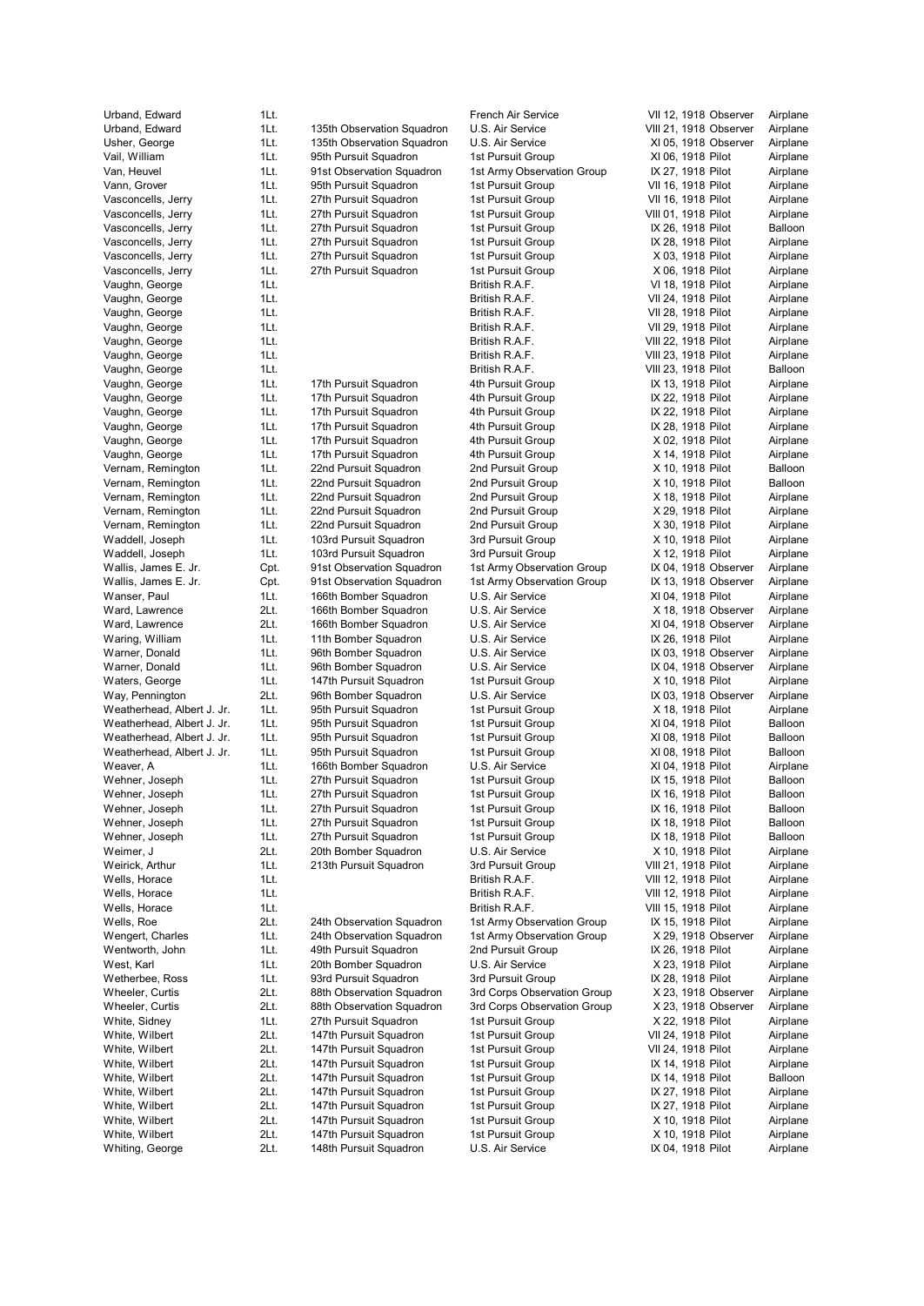| | | | | | | |
|---|---|---|---|---|---|---|
| Urband, Edward | 1Lt. | | French Air Service | VII 12, 1918 | Observer | Airplane |
| Urband, Edward | 1Lt. | 135th Observation Squadron | U.S. Air Service | VIII 21, 1918 | Observer | Airplane |
| Usher, George | 1Lt. | 135th Observation Squadron | U.S. Air Service | XI 05, 1918 | Observer | Airplane |
| Vail, William | 1Lt. | 95th Pursuit Squadron | 1st Pursuit Group | XI 06, 1918 | Pilot | Airplane |
| Van, Heuvel | 1Lt. | 91st Observation Squadron | 1st Army Observation Group | IX 27, 1918 | Pilot | Airplane |
| Vann, Grover | 1Lt. | 95th Pursuit Squadron | 1st Pursuit Group | VII 16, 1918 | Pilot | Airplane |
| Vasconcells, Jerry | 1Lt. | 27th Pursuit Squadron | 1st Pursuit Group | VII 16, 1918 | Pilot | Airplane |
| Vasconcells, Jerry | 1Lt. | 27th Pursuit Squadron | 1st Pursuit Group | VIII 01, 1918 | Pilot | Airplane |
| Vasconcells, Jerry | 1Lt. | 27th Pursuit Squadron | 1st Pursuit Group | IX 26, 1918 | Pilot | Balloon |
| Vasconcells, Jerry | 1Lt. | 27th Pursuit Squadron | 1st Pursuit Group | IX 28, 1918 | Pilot | Airplane |
| Vasconcells, Jerry | 1Lt. | 27th Pursuit Squadron | 1st Pursuit Group | X 03, 1918 | Pilot | Airplane |
| Vasconcells, Jerry | 1Lt. | 27th Pursuit Squadron | 1st Pursuit Group | X 06, 1918 | Pilot | Airplane |
| Vaughn, George | 1Lt. | | British R.A.F. | VI 18, 1918 | Pilot | Airplane |
| Vaughn, George | 1Lt. | | British R.A.F. | VII 24, 1918 | Pilot | Airplane |
| Vaughn, George | 1Lt. | | British R.A.F. | VII 28, 1918 | Pilot | Airplane |
| Vaughn, George | 1Lt. | | British R.A.F. | VII 29, 1918 | Pilot | Airplane |
| Vaughn, George | 1Lt. | | British R.A.F. | VIII 22, 1918 | Pilot | Airplane |
| Vaughn, George | 1Lt. | | British R.A.F. | VIII 23, 1918 | Pilot | Airplane |
| Vaughn, George | 1Lt. | | British R.A.F. | VIII 23, 1918 | Pilot | Balloon |
| Vaughn, George | 1Lt. | 17th Pursuit Squadron | 4th Pursuit Group | IX 13, 1918 | Pilot | Airplane |
| Vaughn, George | 1Lt. | 17th Pursuit Squadron | 4th Pursuit Group | IX 22, 1918 | Pilot | Airplane |
| Vaughn, George | 1Lt. | 17th Pursuit Squadron | 4th Pursuit Group | IX 22, 1918 | Pilot | Airplane |
| Vaughn, George | 1Lt. | 17th Pursuit Squadron | 4th Pursuit Group | IX 28, 1918 | Pilot | Airplane |
| Vaughn, George | 1Lt. | 17th Pursuit Squadron | 4th Pursuit Group | X 02, 1918 | Pilot | Airplane |
| Vaughn, George | 1Lt. | 17th Pursuit Squadron | 4th Pursuit Group | X 14, 1918 | Pilot | Airplane |
| Vernam, Remington | 1Lt. | 22nd Pursuit Squadron | 2nd Pursuit Group | X 10, 1918 | Pilot | Balloon |
| Vernam, Remington | 1Lt. | 22nd Pursuit Squadron | 2nd Pursuit Group | X 10, 1918 | Pilot | Balloon |
| Vernam, Remington | 1Lt. | 22nd Pursuit Squadron | 2nd Pursuit Group | X 18, 1918 | Pilot | Airplane |
| Vernam, Remington | 1Lt. | 22nd Pursuit Squadron | 2nd Pursuit Group | X 29, 1918 | Pilot | Airplane |
| Vernam, Remington | 1Lt. | 22nd Pursuit Squadron | 2nd Pursuit Group | X 30, 1918 | Pilot | Airplane |
| Waddell, Joseph | 1Lt. | 103rd Pursuit Squadron | 3rd Pursuit Group | X 10, 1918 | Pilot | Airplane |
| Waddell, Joseph | 1Lt. | 103rd Pursuit Squadron | 3rd Pursuit Group | X 12, 1918 | Pilot | Airplane |
| Wallis, James E. Jr. | Cpt. | 91st Observation Squadron | 1st Army Observation Group | IX 04, 1918 | Observer | Airplane |
| Wallis, James E. Jr. | Cpt. | 91st Observation Squadron | 1st Army Observation Group | IX 13, 1918 | Observer | Airplane |
| Wanser, Paul | 1Lt. | 166th Bomber Squadron | U.S. Air Service | XI 04, 1918 | Pilot | Airplane |
| Ward, Lawrence | 2Lt. | 166th Bomber Squadron | U.S. Air Service | X 18, 1918 | Observer | Airplane |
| Ward, Lawrence | 2Lt. | 166th Bomber Squadron | U.S. Air Service | XI 04, 1918 | Observer | Airplane |
| Waring, William | 1Lt. | 11th Bomber Squadron | U.S. Air Service | IX 26, 1918 | Pilot | Airplane |
| Warner, Donald | 1Lt. | 96th Bomber Squadron | U.S. Air Service | IX 03, 1918 | Observer | Airplane |
| Warner, Donald | 1Lt. | 96th Bomber Squadron | U.S. Air Service | IX 04, 1918 | Observer | Airplane |
| Waters, George | 1Lt. | 147th Pursuit Squadron | 1st Pursuit Group | X 10, 1918 | Pilot | Airplane |
| Way, Pennington | 2Lt. | 96th Bomber Squadron | U.S. Air Service | IX 03, 1918 | Observer | Airplane |
| Weatherhead, Albert J. Jr. | 1Lt. | 95th Pursuit Squadron | 1st Pursuit Group | X 18, 1918 | Pilot | Airplane |
| Weatherhead, Albert J. Jr. | 1Lt. | 95th Pursuit Squadron | 1st Pursuit Group | XI 04, 1918 | Pilot | Balloon |
| Weatherhead, Albert J. Jr. | 1Lt. | 95th Pursuit Squadron | 1st Pursuit Group | XI 08, 1918 | Pilot | Balloon |
| Weatherhead, Albert J. Jr. | 1Lt. | 95th Pursuit Squadron | 1st Pursuit Group | XI 08, 1918 | Pilot | Balloon |
| Weaver, A | 1Lt. | 166th Bomber Squadron | U.S. Air Service | XI 04, 1918 | Pilot | Airplane |
| Wehner, Joseph | 1Lt. | 27th Pursuit Squadron | 1st Pursuit Group | IX 15, 1918 | Pilot | Balloon |
| Wehner, Joseph | 1Lt. | 27th Pursuit Squadron | 1st Pursuit Group | IX 16, 1918 | Pilot | Balloon |
| Wehner, Joseph | 1Lt. | 27th Pursuit Squadron | 1st Pursuit Group | IX 16, 1918 | Pilot | Balloon |
| Wehner, Joseph | 1Lt. | 27th Pursuit Squadron | 1st Pursuit Group | IX 18, 1918 | Pilot | Balloon |
| Wehner, Joseph | 1Lt. | 27th Pursuit Squadron | 1st Pursuit Group | IX 18, 1918 | Pilot | Balloon |
| Weimer, J | 2Lt. | 20th Bomber Squadron | U.S. Air Service | X 10, 1918 | Pilot | Airplane |
| Weirick, Arthur | 1Lt. | 213th Pursuit Squadron | 3rd Pursuit Group | VIII 21, 1918 | Pilot | Airplane |
| Wells, Horace | 1Lt. | | British R.A.F. | VIII 12, 1918 | Pilot | Airplane |
| Wells, Horace | 1Lt. | | British R.A.F. | VIII 12, 1918 | Pilot | Airplane |
| Wells, Horace | 1Lt. | | British R.A.F. | VIII 15, 1918 | Pilot | Airplane |
| Wells, Roe | 2Lt. | 24th Observation Squadron | 1st Army Observation Group | IX 15, 1918 | Pilot | Airplane |
| Wengert, Charles | 1Lt. | 24th Observation Squadron | 1st Army Observation Group | X 29, 1918 | Observer | Airplane |
| Wentworth, John | 1Lt. | 49th Pursuit Squadron | 2nd Pursuit Group | IX 26, 1918 | Pilot | Airplane |
| West, Karl | 1Lt. | 20th Bomber Squadron | U.S. Air Service | X 23, 1918 | Pilot | Airplane |
| Wetherbee, Ross | 1Lt. | 93rd Pursuit Squadron | 3rd Pursuit Group | IX 28, 1918 | Pilot | Airplane |
| Wheeler, Curtis | 2Lt. | 88th Observation Squadron | 3rd Corps Observation Group | X 23, 1918 | Observer | Airplane |
| Wheeler, Curtis | 2Lt. | 88th Observation Squadron | 3rd Corps Observation Group | X 23, 1918 | Observer | Airplane |
| White, Sidney | 1Lt. | 27th Pursuit Squadron | 1st Pursuit Group | X 22, 1918 | Pilot | Airplane |
| White, Wilbert | 2Lt. | 147th Pursuit Squadron | 1st Pursuit Group | VII 24, 1918 | Pilot | Airplane |
| White, Wilbert | 2Lt. | 147th Pursuit Squadron | 1st Pursuit Group | VII 24, 1918 | Pilot | Airplane |
| White, Wilbert | 2Lt. | 147th Pursuit Squadron | 1st Pursuit Group | IX 14, 1918 | Pilot | Airplane |
| White, Wilbert | 2Lt. | 147th Pursuit Squadron | 1st Pursuit Group | IX 14, 1918 | Pilot | Balloon |
| White, Wilbert | 2Lt. | 147th Pursuit Squadron | 1st Pursuit Group | IX 27, 1918 | Pilot | Airplane |
| White, Wilbert | 2Lt. | 147th Pursuit Squadron | 1st Pursuit Group | IX 27, 1918 | Pilot | Airplane |
| White, Wilbert | 2Lt. | 147th Pursuit Squadron | 1st Pursuit Group | X 10, 1918 | Pilot | Airplane |
| White, Wilbert | 2Lt. | 147th Pursuit Squadron | 1st Pursuit Group | X 10, 1918 | Pilot | Airplane |
| Whiting, George | 2Lt. | 148th Pursuit Squadron | U.S. Air Service | IX 04, 1918 | Pilot | Airplane |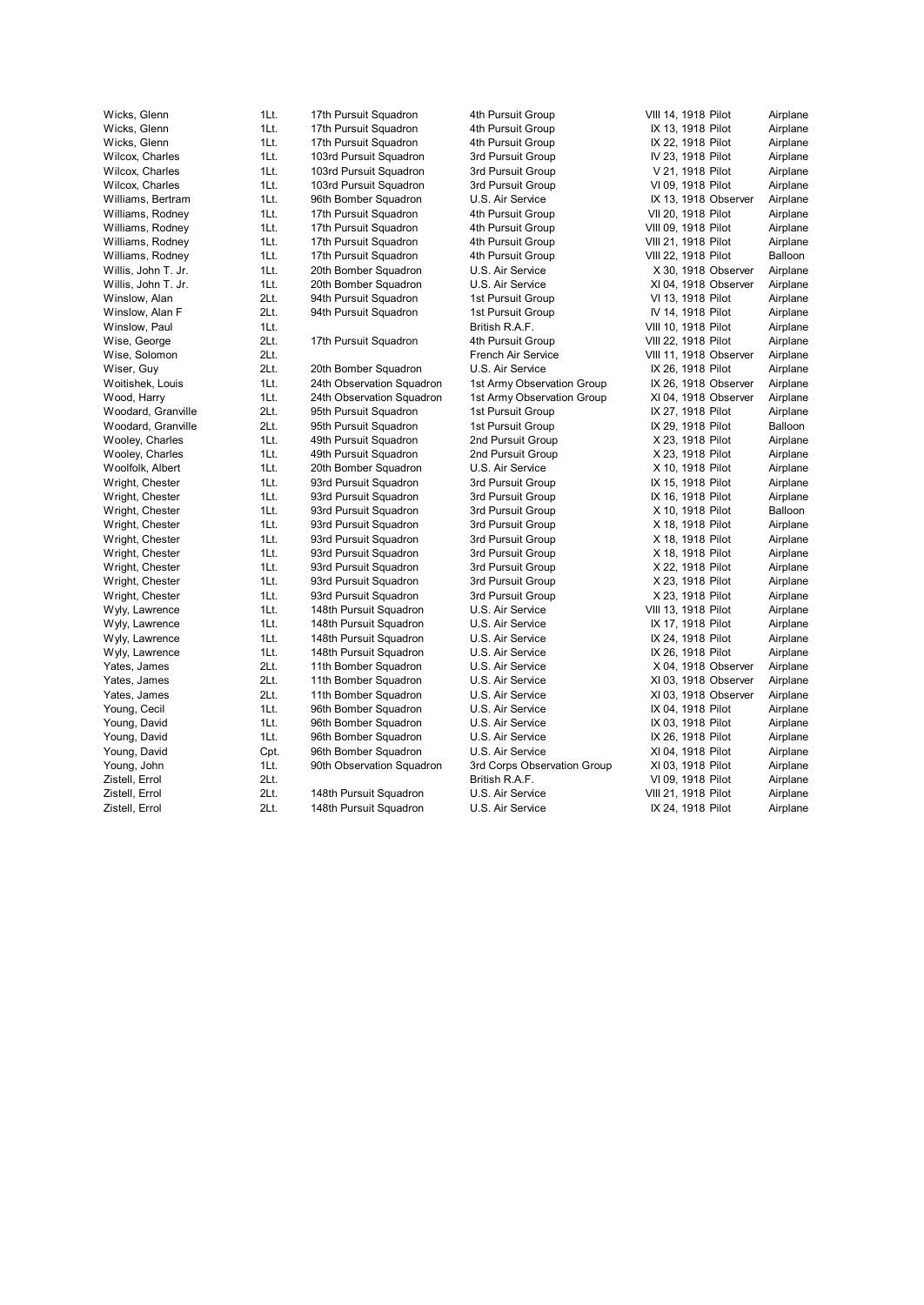| | | | | | | |
|---|---|---|---|---|---|---|
| Wicks, Glenn | 1Lt. | 17th Pursuit Squadron | 4th Pursuit Group | VIII 14, 1918 | Pilot | Airplane |
| Wicks, Glenn | 1Lt. | 17th Pursuit Squadron | 4th Pursuit Group | IX 13, 1918 | Pilot | Airplane |
| Wicks, Glenn | 1Lt. | 17th Pursuit Squadron | 4th Pursuit Group | IX 22, 1918 | Pilot | Airplane |
| Wilcox, Charles | 1Lt. | 103rd Pursuit Squadron | 3rd Pursuit Group | IV 23, 1918 | Pilot | Airplane |
| Wilcox, Charles | 1Lt. | 103rd Pursuit Squadron | 3rd Pursuit Group | V 21, 1918 | Pilot | Airplane |
| Wilcox, Charles | 1Lt. | 103rd Pursuit Squadron | 3rd Pursuit Group | VI 09, 1918 | Pilot | Airplane |
| Williams, Bertram | 1Lt. | 96th Bomber Squadron | U.S. Air Service | IX 13, 1918 | Observer | Airplane |
| Williams, Rodney | 1Lt. | 17th Pursuit Squadron | 4th Pursuit Group | VII 20, 1918 | Pilot | Airplane |
| Williams, Rodney | 1Lt. | 17th Pursuit Squadron | 4th Pursuit Group | VIII 09, 1918 | Pilot | Airplane |
| Williams, Rodney | 1Lt. | 17th Pursuit Squadron | 4th Pursuit Group | VIII 21, 1918 | Pilot | Airplane |
| Williams, Rodney | 1Lt. | 17th Pursuit Squadron | 4th Pursuit Group | VIII 22, 1918 | Pilot | Balloon |
| Willis, John T. Jr. | 1Lt. | 20th Bomber Squadron | U.S. Air Service | X 30, 1918 | Observer | Airplane |
| Willis, John T. Jr. | 1Lt. | 20th Bomber Squadron | U.S. Air Service | XI 04, 1918 | Observer | Airplane |
| Winslow, Alan | 2Lt. | 94th Pursuit Squadron | 1st Pursuit Group | VI 13, 1918 | Pilot | Airplane |
| Winslow, Alan F | 2Lt. | 94th Pursuit Squadron | 1st Pursuit Group | IV 14, 1918 | Pilot | Airplane |
| Winslow, Paul | 1Lt. | | British R.A.F. | VIII 10, 1918 | Pilot | Airplane |
| Wise, George | 2Lt. | 17th Pursuit Squadron | 4th Pursuit Group | VIII 22, 1918 | Pilot | Airplane |
| Wise, Solomon | 2Lt. | | French Air Service | VIII 11, 1918 | Observer | Airplane |
| Wiser, Guy | 2Lt. | 20th Bomber Squadron | U.S. Air Service | IX 26, 1918 | Pilot | Airplane |
| Woitishek, Louis | 1Lt. | 24th Observation Squadron | 1st Army Observation Group | IX 26, 1918 | Observer | Airplane |
| Wood, Harry | 1Lt. | 24th Observation Squadron | 1st Army Observation Group | XI 04, 1918 | Observer | Airplane |
| Woodard, Granville | 2Lt. | 95th Pursuit Squadron | 1st Pursuit Group | IX 27, 1918 | Pilot | Airplane |
| Woodard, Granville | 2Lt. | 95th Pursuit Squadron | 1st Pursuit Group | IX 29, 1918 | Pilot | Balloon |
| Wooley, Charles | 1Lt. | 49th Pursuit Squadron | 2nd Pursuit Group | X 23, 1918 | Pilot | Airplane |
| Wooley, Charles | 1Lt. | 49th Pursuit Squadron | 2nd Pursuit Group | X 23, 1918 | Pilot | Airplane |
| Woolfolk, Albert | 1Lt. | 20th Bomber Squadron | U.S. Air Service | X 10, 1918 | Pilot | Airplane |
| Wright, Chester | 1Lt. | 93rd Pursuit Squadron | 3rd Pursuit Group | IX 15, 1918 | Pilot | Airplane |
| Wright, Chester | 1Lt. | 93rd Pursuit Squadron | 3rd Pursuit Group | IX 16, 1918 | Pilot | Airplane |
| Wright, Chester | 1Lt. | 93rd Pursuit Squadron | 3rd Pursuit Group | X 10, 1918 | Pilot | Balloon |
| Wright, Chester | 1Lt. | 93rd Pursuit Squadron | 3rd Pursuit Group | X 18, 1918 | Pilot | Airplane |
| Wright, Chester | 1Lt. | 93rd Pursuit Squadron | 3rd Pursuit Group | X 18, 1918 | Pilot | Airplane |
| Wright, Chester | 1Lt. | 93rd Pursuit Squadron | 3rd Pursuit Group | X 18, 1918 | Pilot | Airplane |
| Wright, Chester | 1Lt. | 93rd Pursuit Squadron | 3rd Pursuit Group | X 22, 1918 | Pilot | Airplane |
| Wright, Chester | 1Lt. | 93rd Pursuit Squadron | 3rd Pursuit Group | X 23, 1918 | Pilot | Airplane |
| Wright, Chester | 1Lt. | 93rd Pursuit Squadron | 3rd Pursuit Group | X 23, 1918 | Pilot | Airplane |
| Wyly, Lawrence | 1Lt. | 148th Pursuit Squadron | U.S. Air Service | VIII 13, 1918 | Pilot | Airplane |
| Wyly, Lawrence | 1Lt. | 148th Pursuit Squadron | U.S. Air Service | IX 17, 1918 | Pilot | Airplane |
| Wyly, Lawrence | 1Lt. | 148th Pursuit Squadron | U.S. Air Service | IX 24, 1918 | Pilot | Airplane |
| Wyly, Lawrence | 1Lt. | 148th Pursuit Squadron | U.S. Air Service | IX 26, 1918 | Pilot | Airplane |
| Yates, James | 2Lt. | 11th Bomber Squadron | U.S. Air Service | X 04, 1918 | Observer | Airplane |
| Yates, James | 2Lt. | 11th Bomber Squadron | U.S. Air Service | XI 03, 1918 | Observer | Airplane |
| Yates, James | 2Lt. | 11th Bomber Squadron | U.S. Air Service | XI 03, 1918 | Observer | Airplane |
| Young, Cecil | 1Lt. | 96th Bomber Squadron | U.S. Air Service | IX 04, 1918 | Pilot | Airplane |
| Young, David | 1Lt. | 96th Bomber Squadron | U.S. Air Service | IX 03, 1918 | Pilot | Airplane |
| Young, David | 1Lt. | 96th Bomber Squadron | U.S. Air Service | IX 26, 1918 | Pilot | Airplane |
| Young, David | Cpt. | 96th Bomber Squadron | U.S. Air Service | XI 04, 1918 | Pilot | Airplane |
| Young, John | 1Lt. | 90th Observation Squadron | 3rd Corps Observation Group | XI 03, 1918 | Pilot | Airplane |
| Zistell, Errol | 2Lt. | | British R.A.F. | VI 09, 1918 | Pilot | Airplane |
| Zistell, Errol | 2Lt. | 148th Pursuit Squadron | U.S. Air Service | VIII 21, 1918 | Pilot | Airplane |
| Zistell, Errol | 2Lt. | 148th Pursuit Squadron | U.S. Air Service | IX 24, 1918 | Pilot | Airplane |